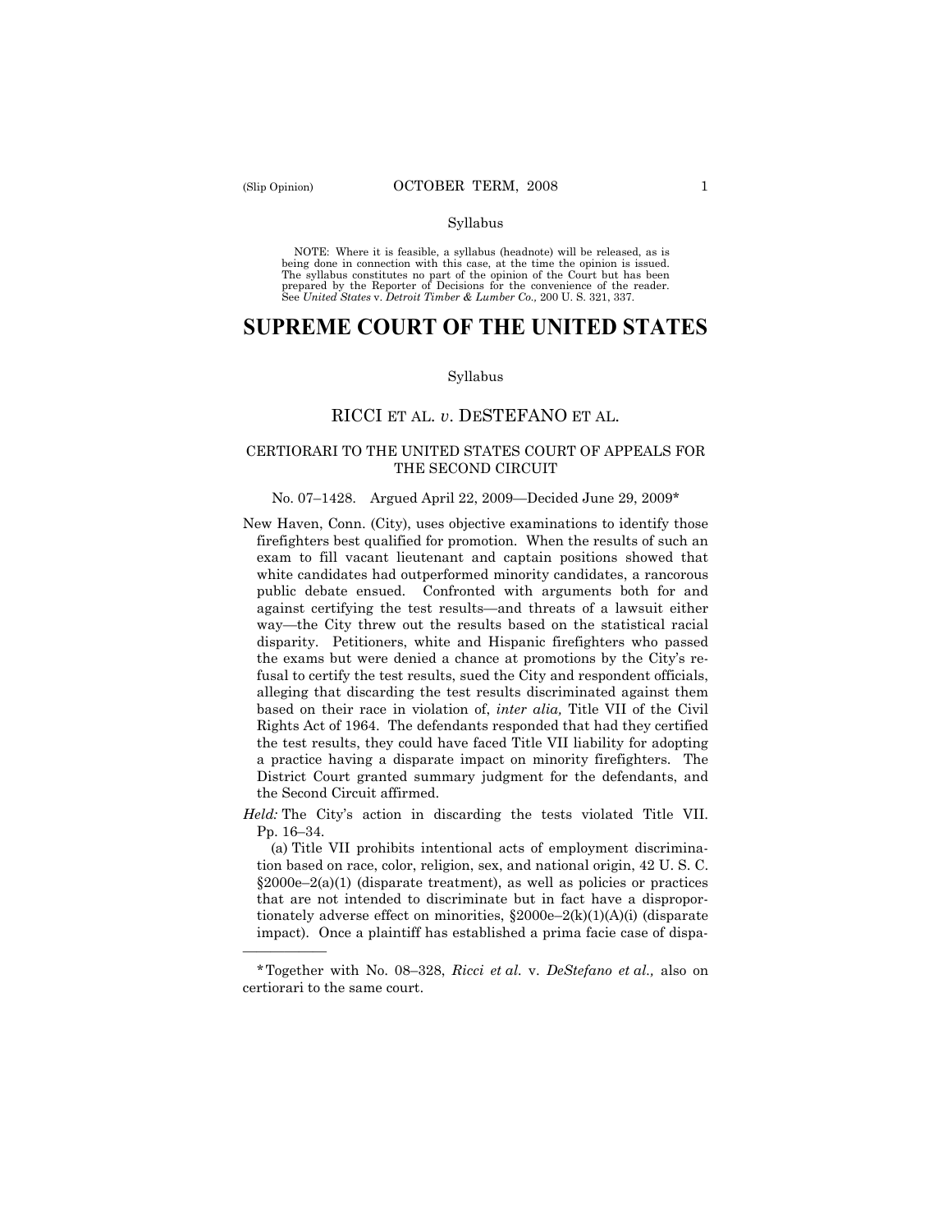Syllabus

NOTE: Where it is feasible, a syllabus (headnote) will be released, as is being done in connection with this case, at the time the opinion is issued. The syllabus constitutes no part of the opinion of the Court but has been prepared by the Reporter of Decisions for the convenience of the reader. See *United States* v. *Detroit Timber & Lumber Co.,* 200 U. S. 321, 337.

# SUPREME COURT OF THE UNITED STATES

Syllabus

## RICCI ET AL. *v.* DESTEFANO ET AL.

CERTIORARI TO THE UNITED STATES COURT OF APPEALS FOR THE SECOND CIRCUIT

No. 07–1428. Argued April 22, 2009—Decided June 29, 2009*

New Haven, Conn. (City), uses objective examinations to identify those firefighters best qualified for promotion. When the results of such an exam to fill vacant lieutenant and captain positions showed that white candidates had outperformed minority candidates, a rancorous public debate ensued. Confronted with arguments both for and against certifying the test results—and threats of a lawsuit either way—the City threw out the results based on the statistical racial disparity. Petitioners, white and Hispanic firefighters who passed the exams but were denied a chance at promotions by the City's refusal to certify the test results, sued the City and respondent officials, alleging that discarding the test results discriminated against them based on their race in violation of, *inter alia,* Title VII of the Civil Rights Act of 1964. The defendants responded that had they certified the test results, they could have faced Title VII liability for adopting a practice having a disparate impact on minority firefighters. The District Court granted summary judgment for the defendants, and the Second Circuit affirmed.

*Held:* The City's action in discarding the tests violated Title VII. Pp. 16–34.

(a) Title VII prohibits intentional acts of employment discrimination based on race, color, religion, sex, and national origin, 42 U. S. C. §2000e–2(a)(1) (disparate treatment), as well as policies or practices that are not intended to discriminate but in fact have a disproportionately adverse effect on minorities, §2000e–2(k)(1)(A)(i) (disparate impact). Once a plaintiff has established a prima facie case of dispa-

---

*Together with No. 08–328, *Ricci et al.* v. *DeStefano et al.,* also on certiorari to the same court.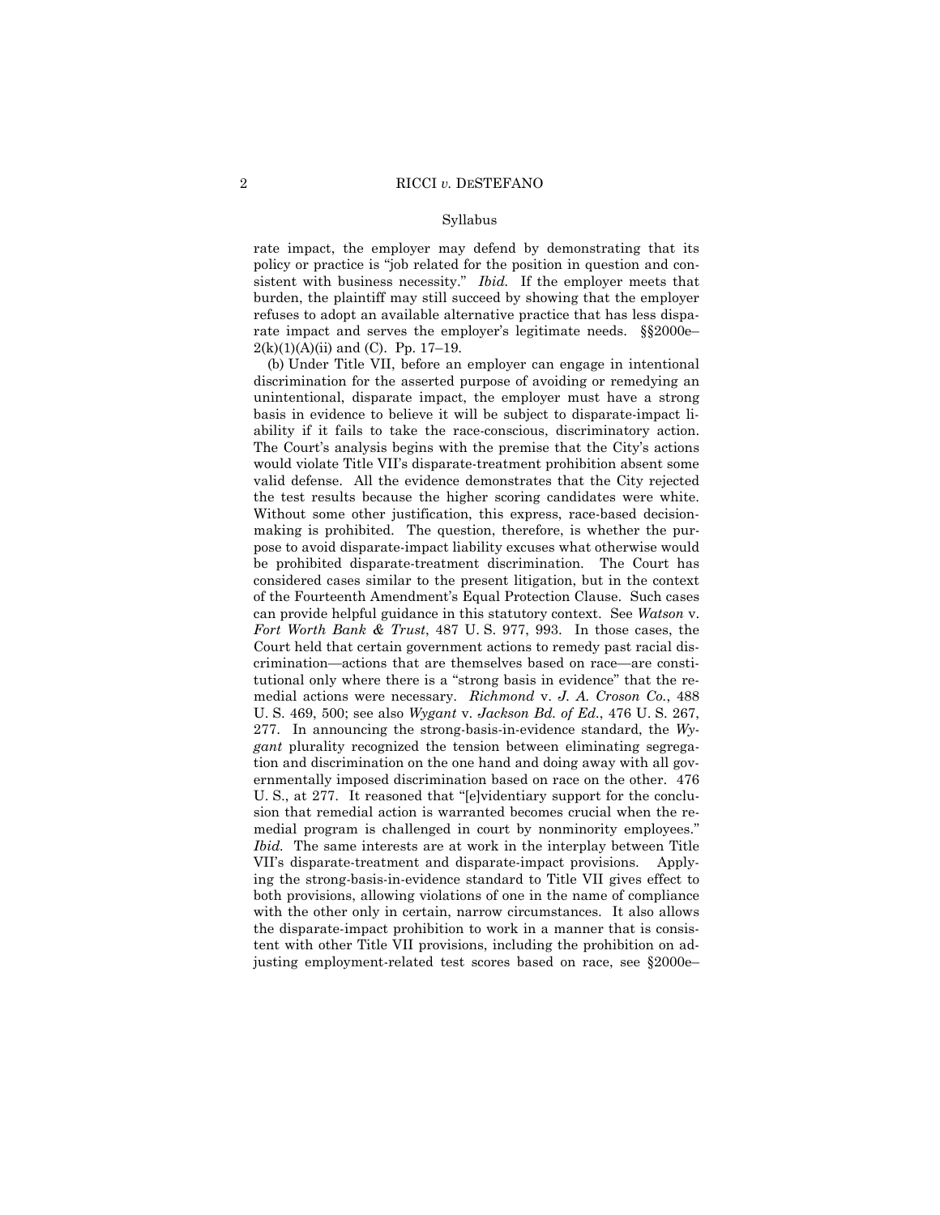rate impact, the employer may defend by demonstrating that its policy or practice is "job related for the position in question and consistent with business necessity." *Ibid.* If the employer meets that burden, the plaintiff may still succeed by showing that the employer refuses to adopt an available alternative practice that has less disparate impact and serves the employer's legitimate needs. §§2000e–2(k)(1)(A)(ii) and (C). Pp. 17–19.

(b) Under Title VII, before an employer can engage in intentional discrimination for the asserted purpose of avoiding or remedying an unintentional, disparate impact, the employer must have a strong basis in evidence to believe it will be subject to disparate-impact liability if it fails to take the race-conscious, discriminatory action. The Court's analysis begins with the premise that the City's actions would violate Title VII's disparate-treatment prohibition absent some valid defense. All the evidence demonstrates that the City rejected the test results because the higher scoring candidates were white. Without some other justification, this express, race-based decision-making is prohibited. The question, therefore, is whether the purpose to avoid disparate-impact liability excuses what otherwise would be prohibited disparate-treatment discrimination. The Court has considered cases similar to the present litigation, but in the context of the Fourteenth Amendment's Equal Protection Clause. Such cases can provide helpful guidance in this statutory context. See *Watson* v. *Fort Worth Bank & Trust*, 487 U. S. 977, 993. In those cases, the Court held that certain government actions to remedy past racial discrimination—actions that are themselves based on race—are constitutional only where there is a "strong basis in evidence" that the remedial actions were necessary. *Richmond* v. *J. A. Croson Co.*, 488 U. S. 469, 500; see also *Wygant* v. *Jackson Bd. of Ed.*, 476 U. S. 267, 277. In announcing the strong-basis-in-evidence standard, the *Wygant* plurality recognized the tension between eliminating segregation and discrimination on the one hand and doing away with all governmentally imposed discrimination based on race on the other. 476 U. S., at 277. It reasoned that "[e]videntiary support for the conclusion that remedial action is warranted becomes crucial when the remedial program is challenged in court by nonminority employees." *Ibid.* The same interests are at work in the interplay between Title VII's disparate-treatment and disparate-impact provisions. Applying the strong-basis-in-evidence standard to Title VII gives effect to both provisions, allowing violations of one in the name of compliance with the other only in certain, narrow circumstances. It also allows the disparate-impact prohibition to work in a manner that is consistent with other Title VII provisions, including the prohibition on adjusting employment-related test scores based on race, see §2000e–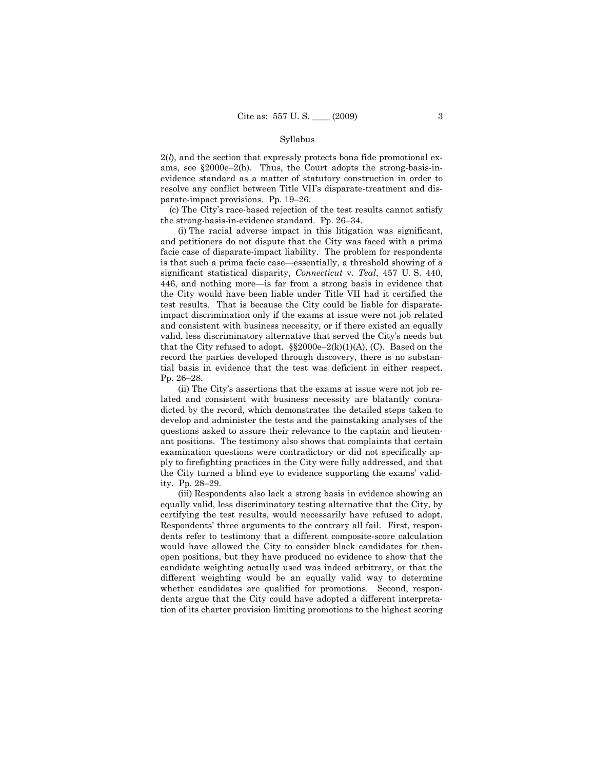2(*l*), and the section that expressly protects bona fide promotional exams, see §2000e–2(h). Thus, the Court adopts the strong-basis-in-evidence standard as a matter of statutory construction in order to resolve any conflict between Title VII's disparate-treatment and disparate-impact provisions. Pp. 19–26.

(c) The City's race-based rejection of the test results cannot satisfy the strong-basis-in-evidence standard. Pp. 26–34.

(i) The racial adverse impact in this litigation was significant, and petitioners do not dispute that the City was faced with a prima facie case of disparate-impact liability. The problem for respondents is that such a prima facie case—essentially, a threshold showing of a significant statistical disparity, *Connecticut* v. *Teal*, 457 U. S. 440, 446, and nothing more—is far from a strong basis in evidence that the City would have been liable under Title VII had it certified the test results. That is because the City could be liable for disparate-impact discrimination only if the exams at issue were not job related and consistent with business necessity, or if there existed an equally valid, less discriminatory alternative that served the City's needs but that the City refused to adopt. §§2000e–2(k)(1)(A), (C). Based on the record the parties developed through discovery, there is no substantial basis in evidence that the test was deficient in either respect. Pp. 26–28.

(ii) The City's assertions that the exams at issue were not job related and consistent with business necessity are blatantly contradicted by the record, which demonstrates the detailed steps taken to develop and administer the tests and the painstaking analyses of the questions asked to assure their relevance to the captain and lieutenant positions. The testimony also shows that complaints that certain examination questions were contradictory or did not specifically apply to firefighting practices in the City were fully addressed, and that the City turned a blind eye to evidence supporting the exams' validity. Pp. 28–29.

(iii) Respondents also lack a strong basis in evidence showing an equally valid, less discriminatory testing alternative that the City, by certifying the test results, would necessarily have refused to adopt. Respondents' three arguments to the contrary all fail. First, respondents refer to testimony that a different composite-score calculation would have allowed the City to consider black candidates for then-open positions, but they have produced no evidence to show that the candidate weighting actually used was indeed arbitrary, or that the different weighting would be an equally valid way to determine whether candidates are qualified for promotions. Second, respondents argue that the City could have adopted a different interpretation of its charter provision limiting promotions to the highest scoring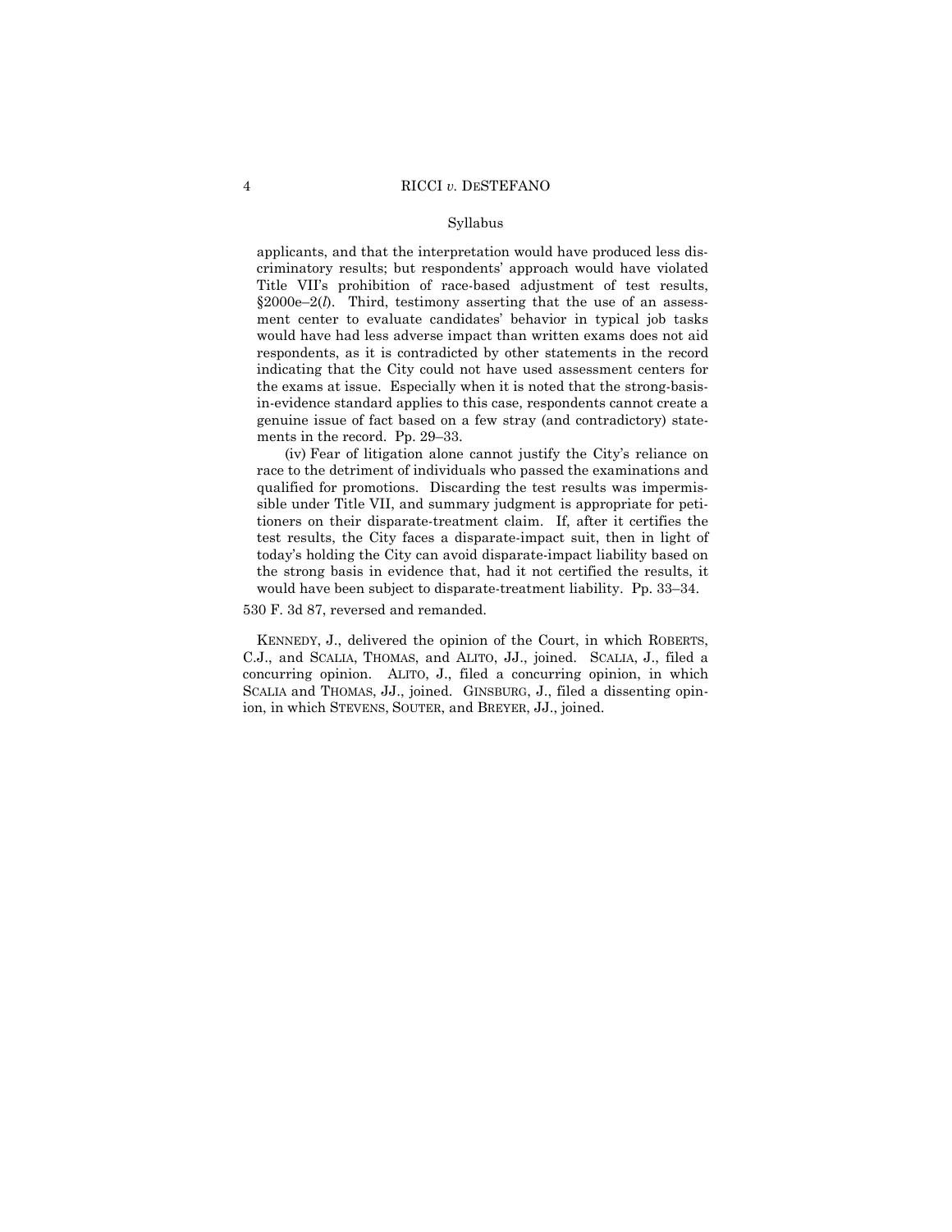Syllabus

applicants, and that the interpretation would have produced less discriminatory results; but respondents' approach would have violated Title VII's prohibition of race-based adjustment of test results, §2000e–2(*l*). Third, testimony asserting that the use of an assessment center to evaluate candidates' behavior in typical job tasks would have had less adverse impact than written exams does not aid respondents, as it is contradicted by other statements in the record indicating that the City could not have used assessment centers for the exams at issue. Especially when it is noted that the strong-basis-in-evidence standard applies to this case, respondents cannot create a genuine issue of fact based on a few stray (and contradictory) statements in the record. Pp. 29–33.

(iv) Fear of litigation alone cannot justify the City's reliance on race to the detriment of individuals who passed the examinations and qualified for promotions. Discarding the test results was impermissible under Title VII, and summary judgment is appropriate for petitioners on their disparate-treatment claim. If, after it certifies the test results, the City faces a disparate-impact suit, then in light of today's holding the City can avoid disparate-impact liability based on the strong basis in evidence that, had it not certified the results, it would have been subject to disparate-treatment liability. Pp. 33–34.

530 F. 3d 87, reversed and remanded.

KENNEDY, J., delivered the opinion of the Court, in which ROBERTS, C.J., and SCALIA, THOMAS, and ALITO, JJ., joined. SCALIA, J., filed a concurring opinion. ALITO, J., filed a concurring opinion, in which SCALIA and THOMAS, JJ., joined. GINSBURG, J., filed a dissenting opinion, in which STEVENS, SOUTER, and BREYER, JJ., joined.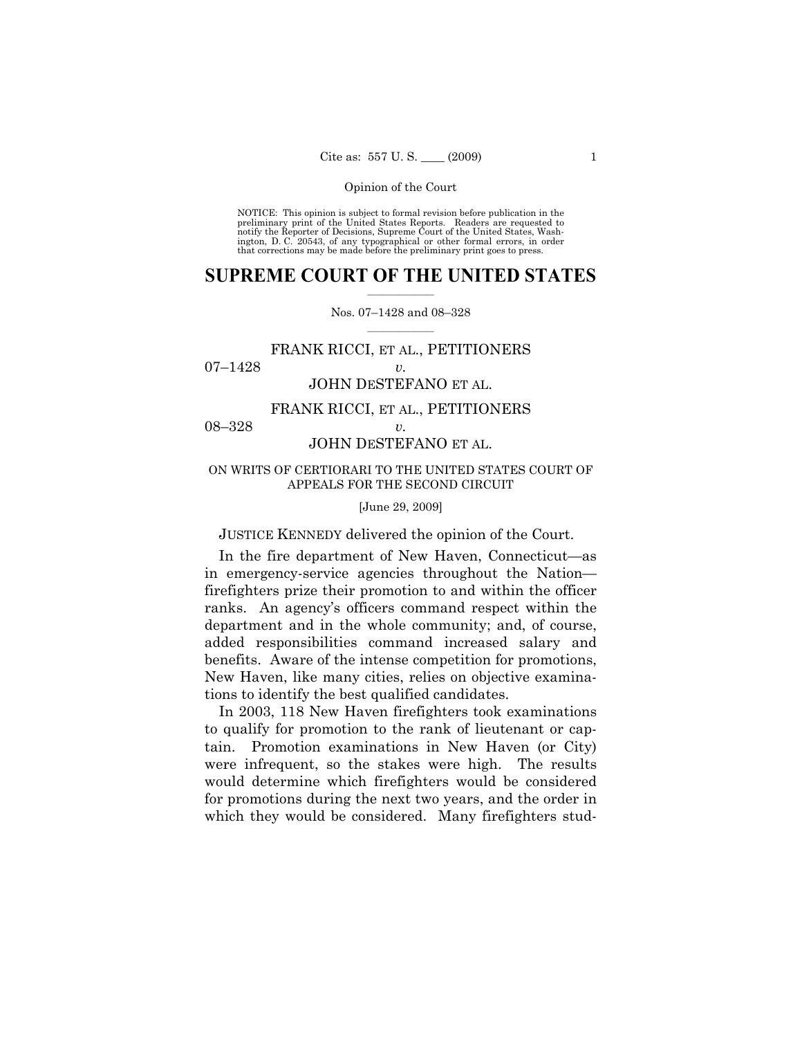NOTICE: This opinion is subject to formal revision before publication in the preliminary print of the United States Reports. Readers are requested to notify the Reporter of Decisions, Supreme Court of the United States, Washington, D. C. 20543, of any typographical or other formal errors, in order that corrections may be made before the preliminary print goes to press.

# SUPREME COURT OF THE UNITED STATES

Nos. 07–1428 and 08–328

FRANK RICCI, ET AL., PETITIONERS
07–1428 *v.*
JOHN DESTEFANO ET AL.

FRANK RICCI, ET AL., PETITIONERS
08–328 *v.*
JOHN DESTEFANO ET AL.

ON WRITS OF CERTIORARI TO THE UNITED STATES COURT OF APPEALS FOR THE SECOND CIRCUIT

[June 29, 2009]

JUSTICE KENNEDY delivered the opinion of the Court.

In the fire department of New Haven, Connecticut—as in emergency-service agencies throughout the Nation—firefighters prize their promotion to and within the officer ranks. An agency's officers command respect within the department and in the whole community; and, of course, added responsibilities command increased salary and benefits. Aware of the intense competition for promotions, New Haven, like many cities, relies on objective examinations to identify the best qualified candidates.

In 2003, 118 New Haven firefighters took examinations to qualify for promotion to the rank of lieutenant or captain. Promotion examinations in New Haven (or City) were infrequent, so the stakes were high. The results would determine which firefighters would be considered for promotions during the next two years, and the order in which they would be considered. Many firefighters stud-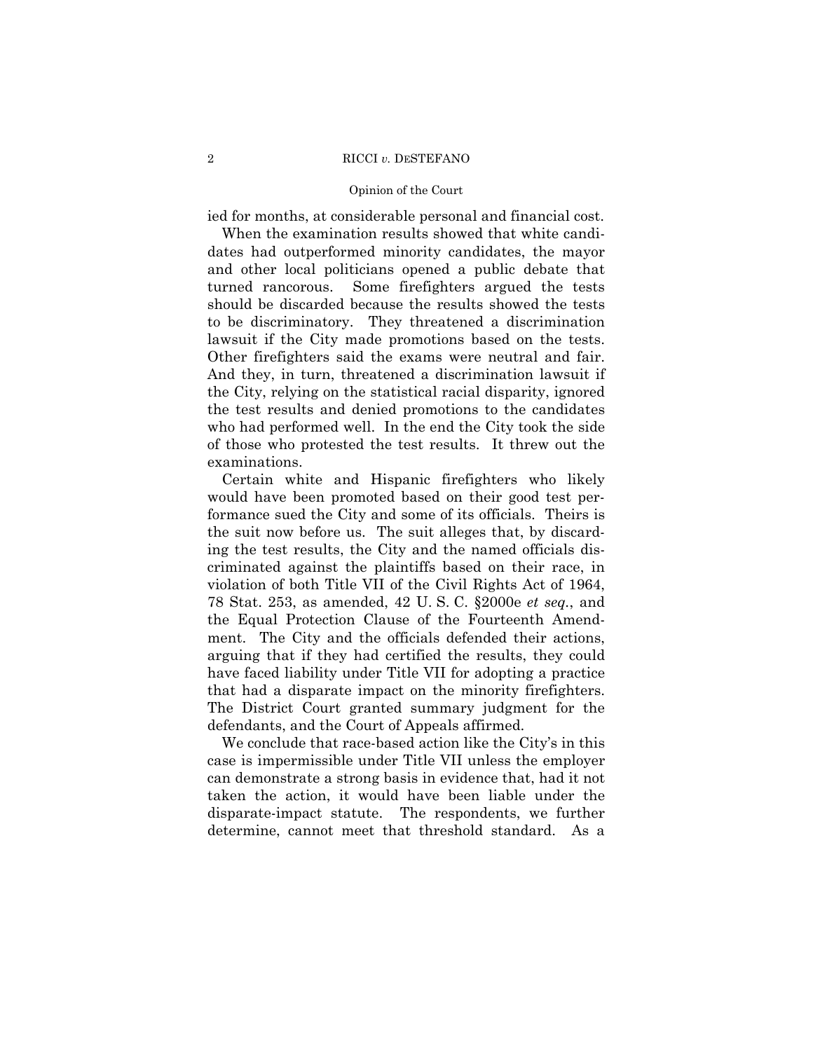ied for months, at considerable personal and financial cost.

When the examination results showed that white candidates had outperformed minority candidates, the mayor and other local politicians opened a public debate that turned rancorous. Some firefighters argued the tests should be discarded because the results showed the tests to be discriminatory. They threatened a discrimination lawsuit if the City made promotions based on the tests. Other firefighters said the exams were neutral and fair. And they, in turn, threatened a discrimination lawsuit if the City, relying on the statistical racial disparity, ignored the test results and denied promotions to the candidates who had performed well. In the end the City took the side of those who protested the test results. It threw out the examinations.

Certain white and Hispanic firefighters who likely would have been promoted based on their good test performance sued the City and some of its officials. Theirs is the suit now before us. The suit alleges that, by discarding the test results, the City and the named officials discriminated against the plaintiffs based on their race, in violation of both Title VII of the Civil Rights Act of 1964, 78 Stat. 253, as amended, 42 U. S. C. §2000e *et seq.*, and the Equal Protection Clause of the Fourteenth Amendment. The City and the officials defended their actions, arguing that if they had certified the results, they could have faced liability under Title VII for adopting a practice that had a disparate impact on the minority firefighters. The District Court granted summary judgment for the defendants, and the Court of Appeals affirmed.

We conclude that race-based action like the City's in this case is impermissible under Title VII unless the employer can demonstrate a strong basis in evidence that, had it not taken the action, it would have been liable under the disparate-impact statute. The respondents, we further determine, cannot meet that threshold standard. As a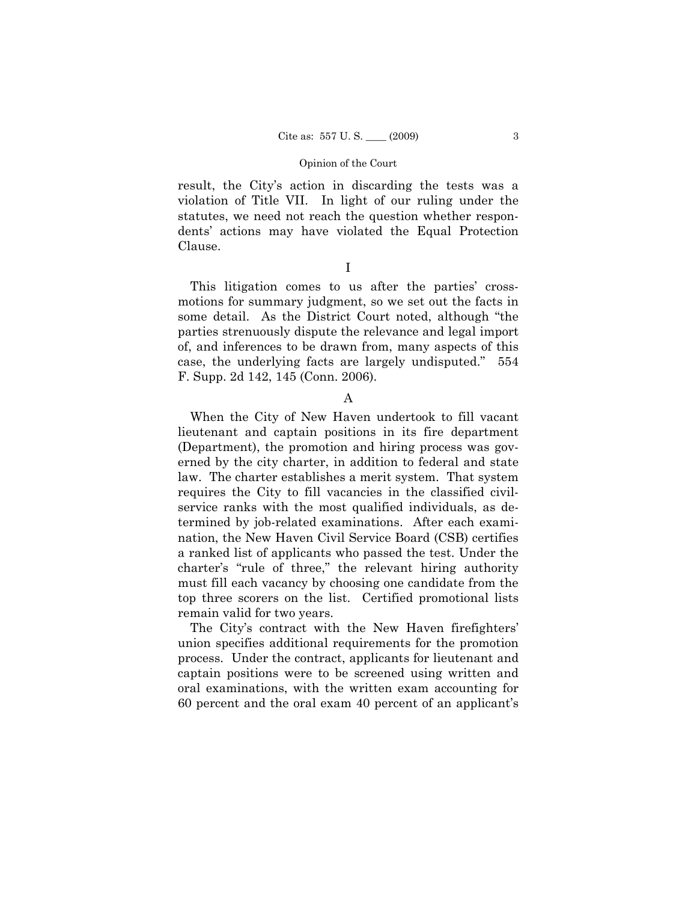result, the City's action in discarding the tests was a violation of Title VII. In light of our ruling under the statutes, we need not reach the question whether respondents' actions may have violated the Equal Protection Clause.

## I

This litigation comes to us after the parties' cross-motions for summary judgment, so we set out the facts in some detail. As the District Court noted, although "the parties strenuously dispute the relevance and legal import of, and inferences to be drawn from, many aspects of this case, the underlying facts are largely undisputed." 554 F. Supp. 2d 142, 145 (Conn. 2006).

### A

When the City of New Haven undertook to fill vacant lieutenant and captain positions in its fire department (Department), the promotion and hiring process was governed by the city charter, in addition to federal and state law. The charter establishes a merit system. That system requires the City to fill vacancies in the classified civil-service ranks with the most qualified individuals, as determined by job-related examinations. After each examination, the New Haven Civil Service Board (CSB) certifies a ranked list of applicants who passed the test. Under the charter's "rule of three," the relevant hiring authority must fill each vacancy by choosing one candidate from the top three scorers on the list. Certified promotional lists remain valid for two years.

The City's contract with the New Haven firefighters' union specifies additional requirements for the promotion process. Under the contract, applicants for lieutenant and captain positions were to be screened using written and oral examinations, with the written exam accounting for 60 percent and the oral exam 40 percent of an applicant's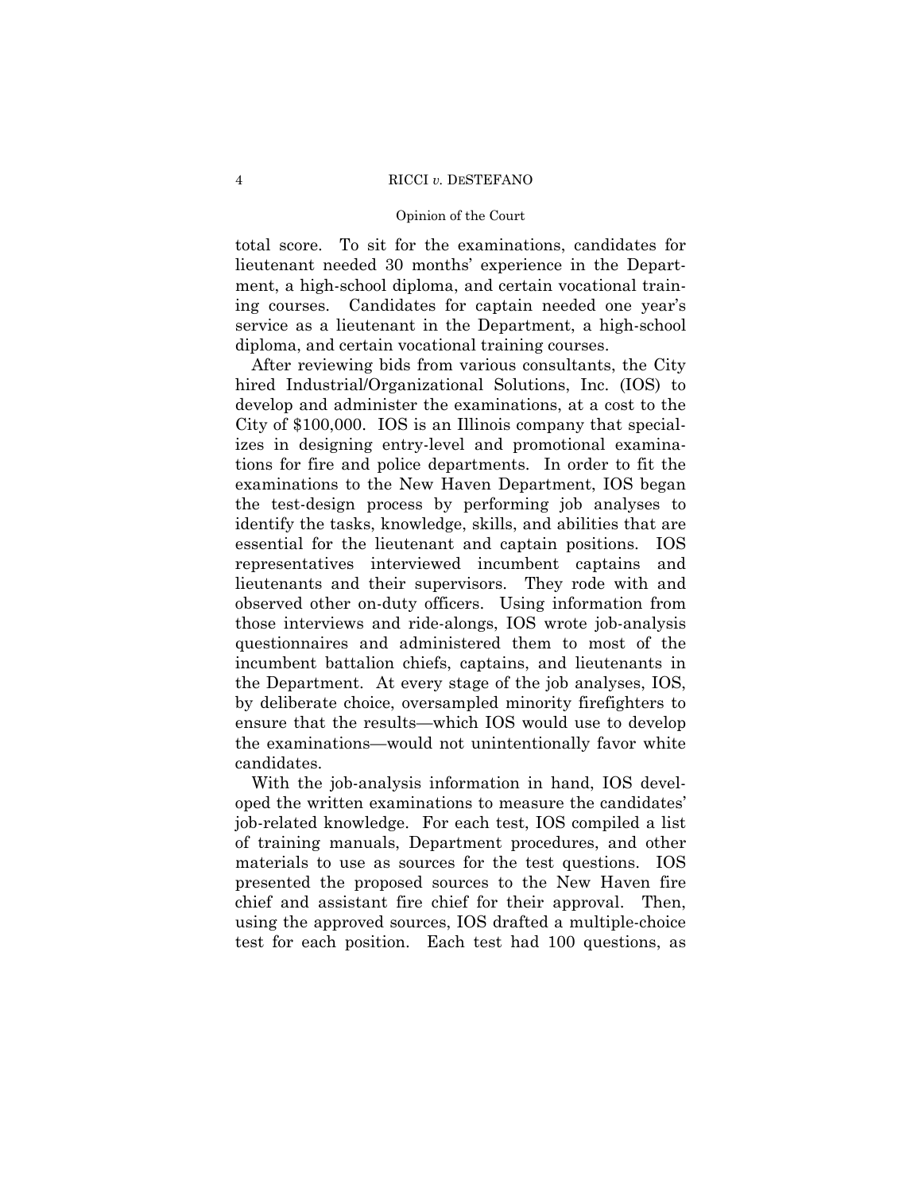total score. To sit for the examinations, candidates for lieutenant needed 30 months' experience in the Department, a high-school diploma, and certain vocational training courses. Candidates for captain needed one year's service as a lieutenant in the Department, a high-school diploma, and certain vocational training courses.

After reviewing bids from various consultants, the City hired Industrial/Organizational Solutions, Inc. (IOS) to develop and administer the examinations, at a cost to the City of $100,000. IOS is an Illinois company that specializes in designing entry-level and promotional examinations for fire and police departments. In order to fit the examinations to the New Haven Department, IOS began the test-design process by performing job analyses to identify the tasks, knowledge, skills, and abilities that are essential for the lieutenant and captain positions. IOS representatives interviewed incumbent captains and lieutenants and their supervisors. They rode with and observed other on-duty officers. Using information from those interviews and ride-alongs, IOS wrote job-analysis questionnaires and administered them to most of the incumbent battalion chiefs, captains, and lieutenants in the Department. At every stage of the job analyses, IOS, by deliberate choice, oversampled minority firefighters to ensure that the results—which IOS would use to develop the examinations—would not unintentionally favor white candidates.

With the job-analysis information in hand, IOS developed the written examinations to measure the candidates' job-related knowledge. For each test, IOS compiled a list of training manuals, Department procedures, and other materials to use as sources for the test questions. IOS presented the proposed sources to the New Haven fire chief and assistant fire chief for their approval. Then, using the approved sources, IOS drafted a multiple-choice test for each position. Each test had 100 questions, as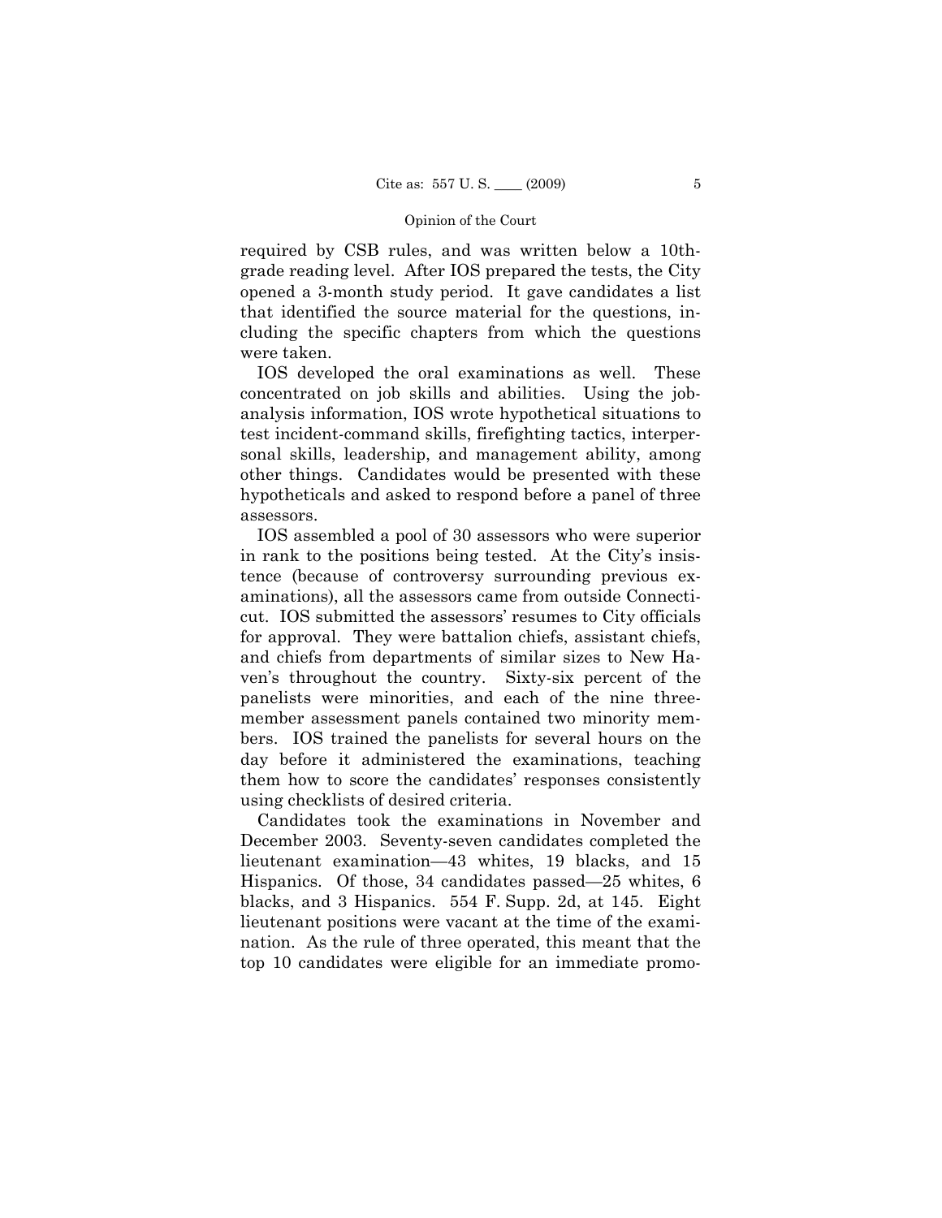required by CSB rules, and was written below a 10th-grade reading level. After IOS prepared the tests, the City opened a 3-month study period. It gave candidates a list that identified the source material for the questions, including the specific chapters from which the questions were taken.

IOS developed the oral examinations as well. These concentrated on job skills and abilities. Using the job-analysis information, IOS wrote hypothetical situations to test incident-command skills, firefighting tactics, interpersonal skills, leadership, and management ability, among other things. Candidates would be presented with these hypotheticals and asked to respond before a panel of three assessors.

IOS assembled a pool of 30 assessors who were superior in rank to the positions being tested. At the City's insistence (because of controversy surrounding previous examinations), all the assessors came from outside Connecticut. IOS submitted the assessors' resumes to City officials for approval. They were battalion chiefs, assistant chiefs, and chiefs from departments of similar sizes to New Haven's throughout the country. Sixty-six percent of the panelists were minorities, and each of the nine three-member assessment panels contained two minority members. IOS trained the panelists for several hours on the day before it administered the examinations, teaching them how to score the candidates' responses consistently using checklists of desired criteria.

Candidates took the examinations in November and December 2003. Seventy-seven candidates completed the lieutenant examination—43 whites, 19 blacks, and 15 Hispanics. Of those, 34 candidates passed—25 whites, 6 blacks, and 3 Hispanics. 554 F. Supp. 2d, at 145. Eight lieutenant positions were vacant at the time of the examination. As the rule of three operated, this meant that the top 10 candidates were eligible for an immediate promo-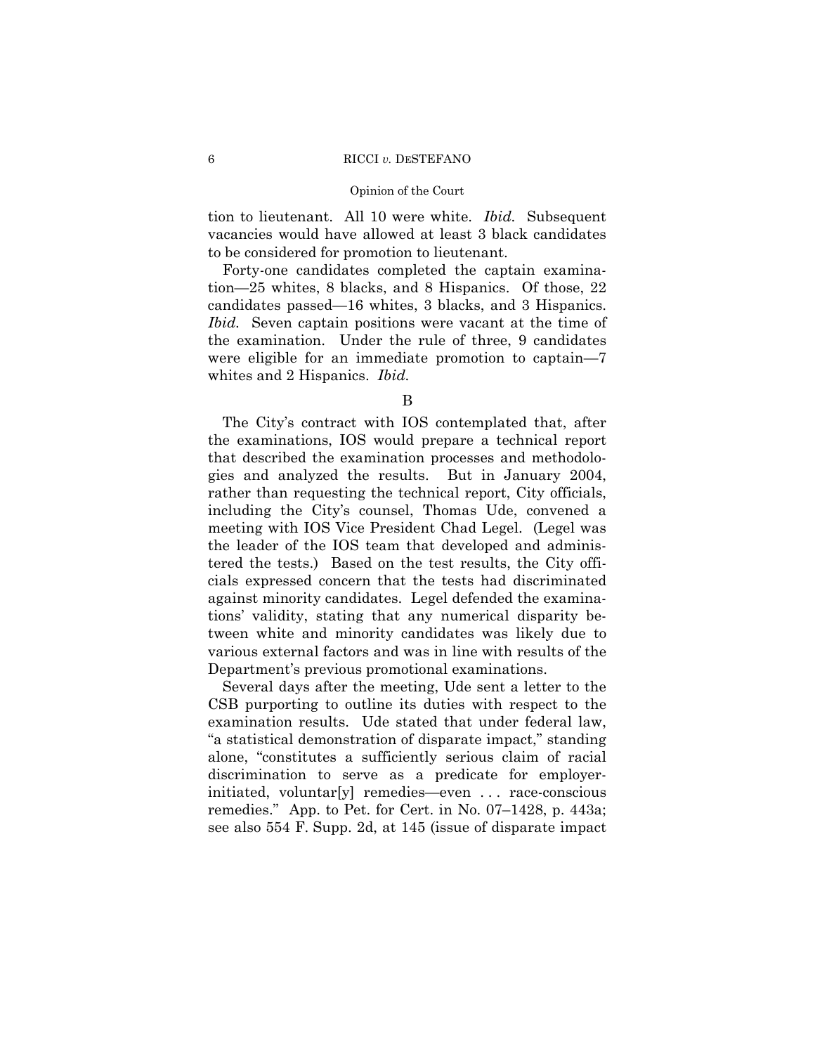tion to lieutenant. All 10 were white. *Ibid.* Subsequent vacancies would have allowed at least 3 black candidates to be considered for promotion to lieutenant.

Forty-one candidates completed the captain examination—25 whites, 8 blacks, and 8 Hispanics. Of those, 22 candidates passed—16 whites, 3 blacks, and 3 Hispanics. *Ibid.* Seven captain positions were vacant at the time of the examination. Under the rule of three, 9 candidates were eligible for an immediate promotion to captain—7 whites and 2 Hispanics. *Ibid.*

B

The City's contract with IOS contemplated that, after the examinations, IOS would prepare a technical report that described the examination processes and methodologies and analyzed the results. But in January 2004, rather than requesting the technical report, City officials, including the City's counsel, Thomas Ude, convened a meeting with IOS Vice President Chad Legel. (Legel was the leader of the IOS team that developed and administered the tests.) Based on the test results, the City officials expressed concern that the tests had discriminated against minority candidates. Legel defended the examinations' validity, stating that any numerical disparity between white and minority candidates was likely due to various external factors and was in line with results of the Department's previous promotional examinations.

Several days after the meeting, Ude sent a letter to the CSB purporting to outline its duties with respect to the examination results. Ude stated that under federal law, "a statistical demonstration of disparate impact," standing alone, "constitutes a sufficiently serious claim of racial discrimination to serve as a predicate for employer-initiated, voluntar[y] remedies—even . . . race-conscious remedies." App. to Pet. for Cert. in No. 07–1428, p. 443a; see also 554 F. Supp. 2d, at 145 (issue of disparate impact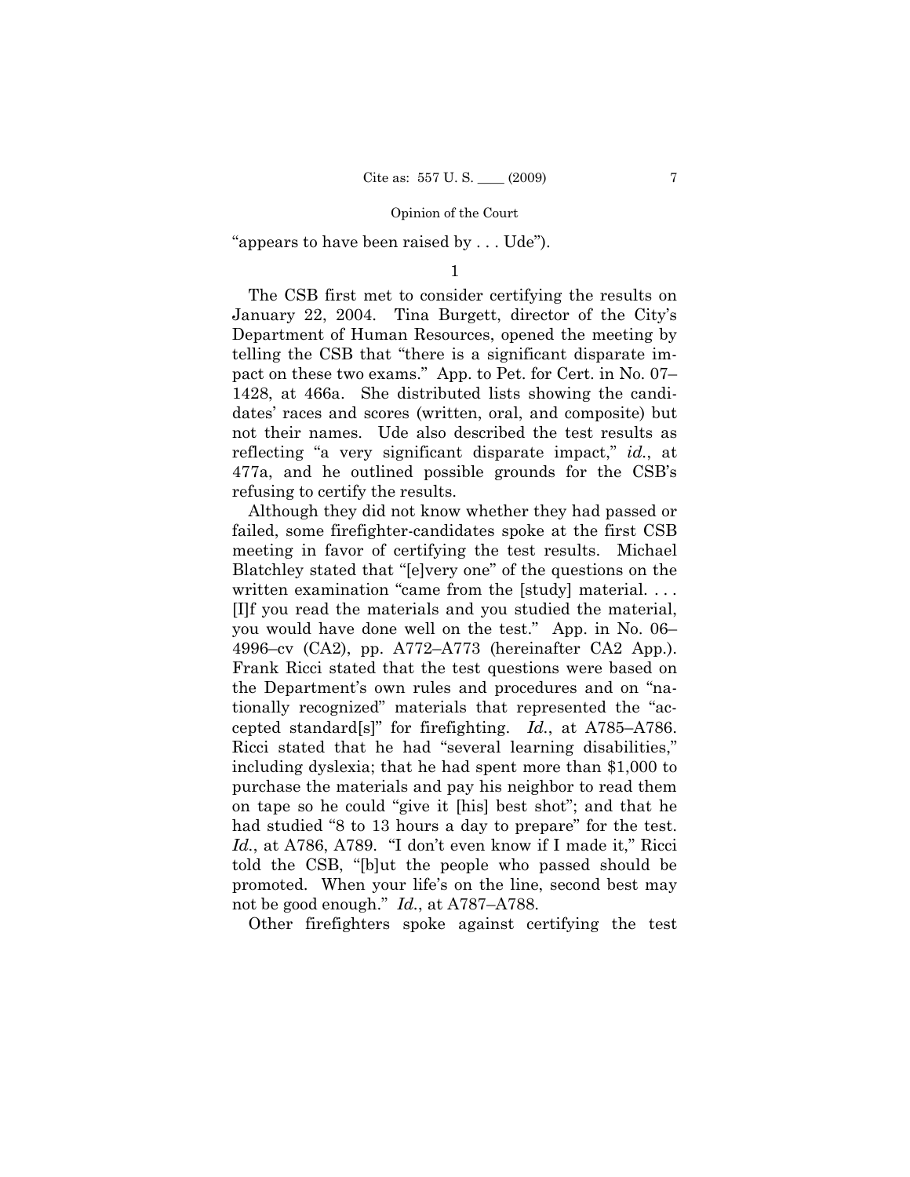"appears to have been raised by . . . Ude").

1

The CSB first met to consider certifying the results on January 22, 2004. Tina Burgett, director of the City's Department of Human Resources, opened the meeting by telling the CSB that "there is a significant disparate impact on these two exams." App. to Pet. for Cert. in No. 07–1428, at 466a. She distributed lists showing the candidates' races and scores (written, oral, and composite) but not their names. Ude also described the test results as reflecting "a very significant disparate impact," *id.*, at 477a, and he outlined possible grounds for the CSB's refusing to certify the results.

Although they did not know whether they had passed or failed, some firefighter-candidates spoke at the first CSB meeting in favor of certifying the test results. Michael Blatchley stated that "[e]very one" of the questions on the written examination "came from the [study] material. . . . [I]f you read the materials and you studied the material, you would have done well on the test." App. in No. 06–4996–cv (CA2), pp. A772–A773 (hereinafter CA2 App.). Frank Ricci stated that the test questions were based on the Department's own rules and procedures and on "nationally recognized" materials that represented the "accepted standard[s]" for firefighting. *Id.*, at A785–A786. Ricci stated that he had "several learning disabilities," including dyslexia; that he had spent more than $1,000 to purchase the materials and pay his neighbor to read them on tape so he could "give it [his] best shot"; and that he had studied "8 to 13 hours a day to prepare" for the test. *Id.*, at A786, A789. "I don't even know if I made it," Ricci told the CSB, "[b]ut the people who passed should be promoted. When your life's on the line, second best may not be good enough." *Id.*, at A787–A788.

Other firefighters spoke against certifying the test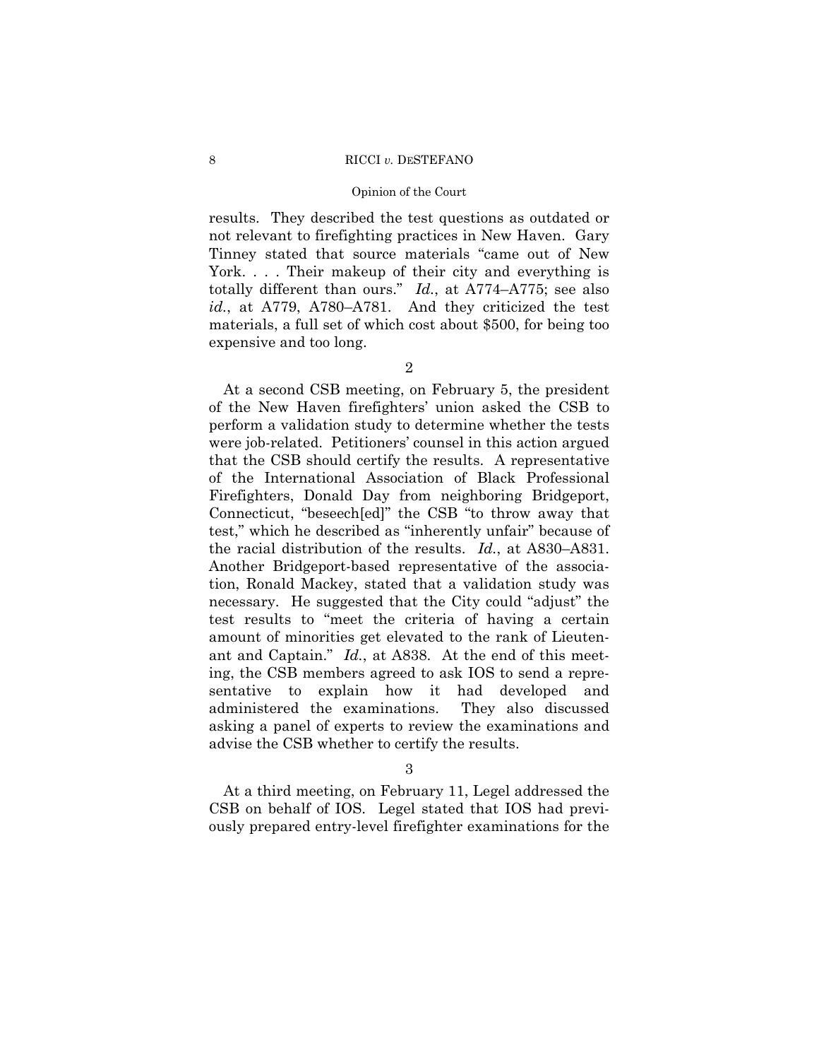results. They described the test questions as outdated or not relevant to firefighting practices in New Haven. Gary Tinney stated that source materials "came out of New York. . . . Their makeup of their city and everything is totally different than ours." *Id.*, at A774–A775; see also *id.*, at A779, A780–A781. And they criticized the test materials, a full set of which cost about $500, for being too expensive and too long.

2

At a second CSB meeting, on February 5, the president of the New Haven firefighters' union asked the CSB to perform a validation study to determine whether the tests were job-related. Petitioners' counsel in this action argued that the CSB should certify the results. A representative of the International Association of Black Professional Firefighters, Donald Day from neighboring Bridgeport, Connecticut, "beseech[ed]" the CSB "to throw away that test," which he described as "inherently unfair" because of the racial distribution of the results. *Id.*, at A830–A831. Another Bridgeport-based representative of the association, Ronald Mackey, stated that a validation study was necessary. He suggested that the City could "adjust" the test results to "meet the criteria of having a certain amount of minorities get elevated to the rank of Lieutenant and Captain." *Id.*, at A838. At the end of this meeting, the CSB members agreed to ask IOS to send a representative to explain how it had developed and administered the examinations. They also discussed asking a panel of experts to review the examinations and advise the CSB whether to certify the results.

3

At a third meeting, on February 11, Legel addressed the CSB on behalf of IOS. Legel stated that IOS had previously prepared entry-level firefighter examinations for the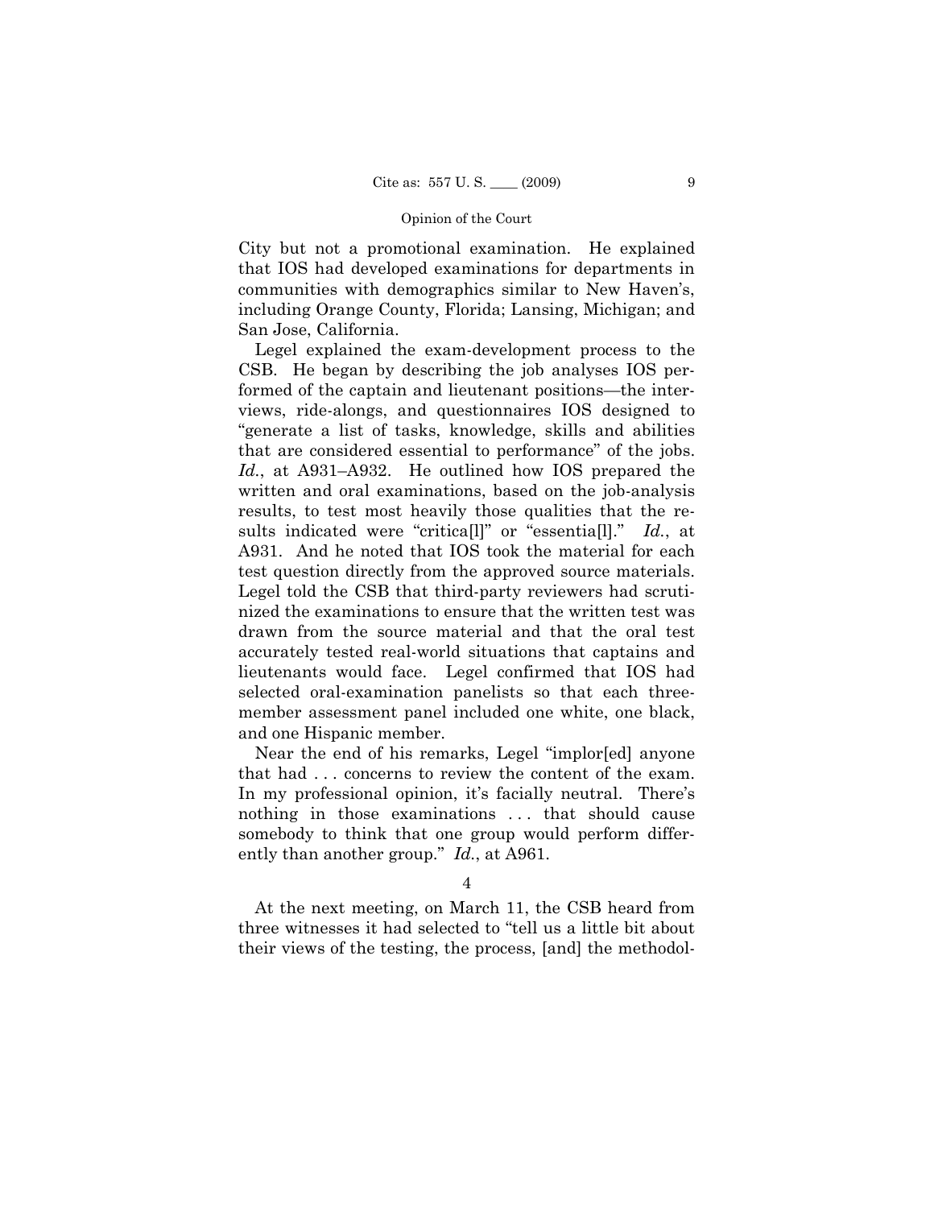City but not a promotional examination. He explained that IOS had developed examinations for departments in communities with demographics similar to New Haven's, including Orange County, Florida; Lansing, Michigan; and San Jose, California.

Legel explained the exam-development process to the CSB. He began by describing the job analyses IOS performed of the captain and lieutenant positions—the interviews, ride-alongs, and questionnaires IOS designed to "generate a list of tasks, knowledge, skills and abilities that are considered essential to performance" of the jobs. *Id.*, at A931–A932. He outlined how IOS prepared the written and oral examinations, based on the job-analysis results, to test most heavily those qualities that the results indicated were "critica[l]" or "essentia[l]." *Id.*, at A931. And he noted that IOS took the material for each test question directly from the approved source materials. Legel told the CSB that third-party reviewers had scrutinized the examinations to ensure that the written test was drawn from the source material and that the oral test accurately tested real-world situations that captains and lieutenants would face. Legel confirmed that IOS had selected oral-examination panelists so that each three-member assessment panel included one white, one black, and one Hispanic member.

Near the end of his remarks, Legel "implor[ed] anyone that had . . . concerns to review the content of the exam. In my professional opinion, it's facially neutral. There's nothing in those examinations . . . that should cause somebody to think that one group would perform differently than another group." *Id.*, at A961.

4

At the next meeting, on March 11, the CSB heard from three witnesses it had selected to "tell us a little bit about their views of the testing, the process, [and] the methodol-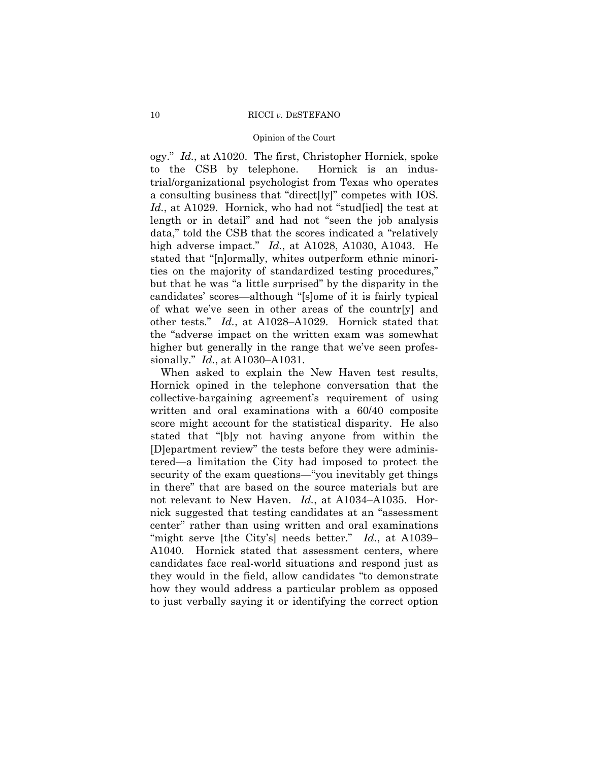ogy." *Id.*, at A1020. The first, Christopher Hornick, spoke to the CSB by telephone. Hornick is an industrial/organizational psychologist from Texas who operates a consulting business that "direct[ly]" competes with IOS. *Id.*, at A1029. Hornick, who had not "stud[ied] the test at length or in detail" and had not "seen the job analysis data," told the CSB that the scores indicated a "relatively high adverse impact." *Id.*, at A1028, A1030, A1043. He stated that "[n]ormally, whites outperform ethnic minorities on the majority of standardized testing procedures," but that he was "a little surprised" by the disparity in the candidates' scores—although "[s]ome of it is fairly typical of what we've seen in other areas of the countr[y] and other tests." *Id.*, at A1028–A1029. Hornick stated that the "adverse impact on the written exam was somewhat higher but generally in the range that we've seen professionally." *Id.*, at A1030–A1031.

When asked to explain the New Haven test results, Hornick opined in the telephone conversation that the collective-bargaining agreement's requirement of using written and oral examinations with a 60/40 composite score might account for the statistical disparity. He also stated that "[b]y not having anyone from within the [D]epartment review" the tests before they were administered—a limitation the City had imposed to protect the security of the exam questions—"you inevitably get things in there" that are based on the source materials but are not relevant to New Haven. *Id.*, at A1034–A1035. Hornick suggested that testing candidates at an "assessment center" rather than using written and oral examinations "might serve [the City's] needs better." *Id.*, at A1039–A1040. Hornick stated that assessment centers, where candidates face real-world situations and respond just as they would in the field, allow candidates "to demonstrate how they would address a particular problem as opposed to just verbally saying it or identifying the correct option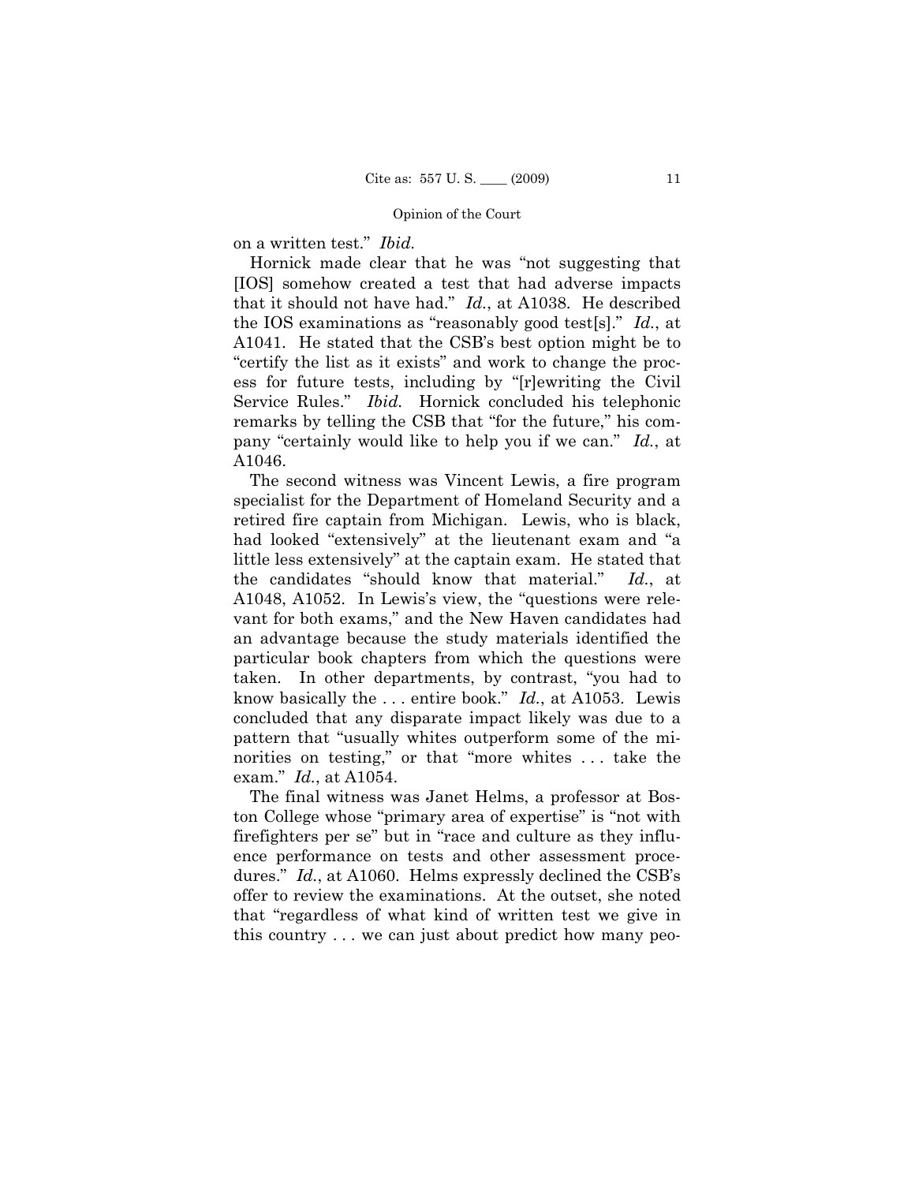on a written test." *Ibid.*

Hornick made clear that he was "not suggesting that [IOS] somehow created a test that had adverse impacts that it should not have had." *Id.*, at A1038. He described the IOS examinations as "reasonably good test[s]." *Id.*, at A1041. He stated that the CSB's best option might be to "certify the list as it exists" and work to change the process for future tests, including by "[r]ewriting the Civil Service Rules." *Ibid.* Hornick concluded his telephonic remarks by telling the CSB that "for the future," his company "certainly would like to help you if we can." *Id.*, at A1046.

The second witness was Vincent Lewis, a fire program specialist for the Department of Homeland Security and a retired fire captain from Michigan. Lewis, who is black, had looked "extensively" at the lieutenant exam and "a little less extensively" at the captain exam. He stated that the candidates "should know that material." *Id.*, at A1048, A1052. In Lewis's view, the "questions were relevant for both exams," and the New Haven candidates had an advantage because the study materials identified the particular book chapters from which the questions were taken. In other departments, by contrast, "you had to know basically the . . . entire book." *Id.*, at A1053. Lewis concluded that any disparate impact likely was due to a pattern that "usually whites outperform some of the minorities on testing," or that "more whites . . . take the exam." *Id.*, at A1054.

The final witness was Janet Helms, a professor at Boston College whose "primary area of expertise" is "not with firefighters per se" but in "race and culture as they influence performance on tests and other assessment procedures." *Id.*, at A1060. Helms expressly declined the CSB's offer to review the examinations. At the outset, she noted that "regardless of what kind of written test we give in this country . . . we can just about predict how many peo-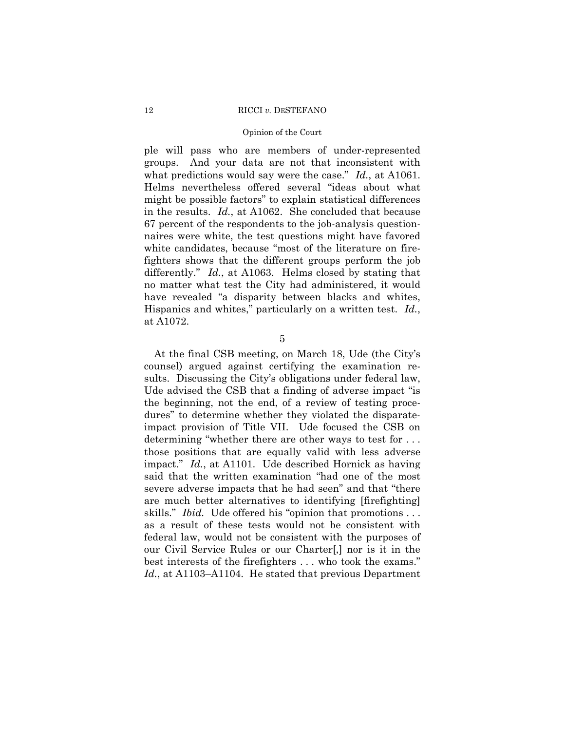ple will pass who are members of under-represented groups. And your data are not that inconsistent with what predictions would say were the case." *Id.*, at A1061. Helms nevertheless offered several "ideas about what might be possible factors" to explain statistical differences in the results. *Id.*, at A1062. She concluded that because 67 percent of the respondents to the job-analysis questionnaires were white, the test questions might have favored white candidates, because "most of the literature on firefighters shows that the different groups perform the job differently." *Id.*, at A1063. Helms closed by stating that no matter what test the City had administered, it would have revealed "a disparity between blacks and whites, Hispanics and whites," particularly on a written test. *Id.*, at A1072.

5

At the final CSB meeting, on March 18, Ude (the City's counsel) argued against certifying the examination results. Discussing the City's obligations under federal law, Ude advised the CSB that a finding of adverse impact "is the beginning, not the end, of a review of testing procedures" to determine whether they violated the disparate-impact provision of Title VII. Ude focused the CSB on determining "whether there are other ways to test for . . . those positions that are equally valid with less adverse impact." *Id.*, at A1101. Ude described Hornick as having said that the written examination "had one of the most severe adverse impacts that he had seen" and that "there are much better alternatives to identifying [firefighting] skills." *Ibid.* Ude offered his "opinion that promotions . . . as a result of these tests would not be consistent with federal law, would not be consistent with the purposes of our Civil Service Rules or our Charter[,] nor is it in the best interests of the firefighters . . . who took the exams." *Id.*, at A1103–A1104. He stated that previous Department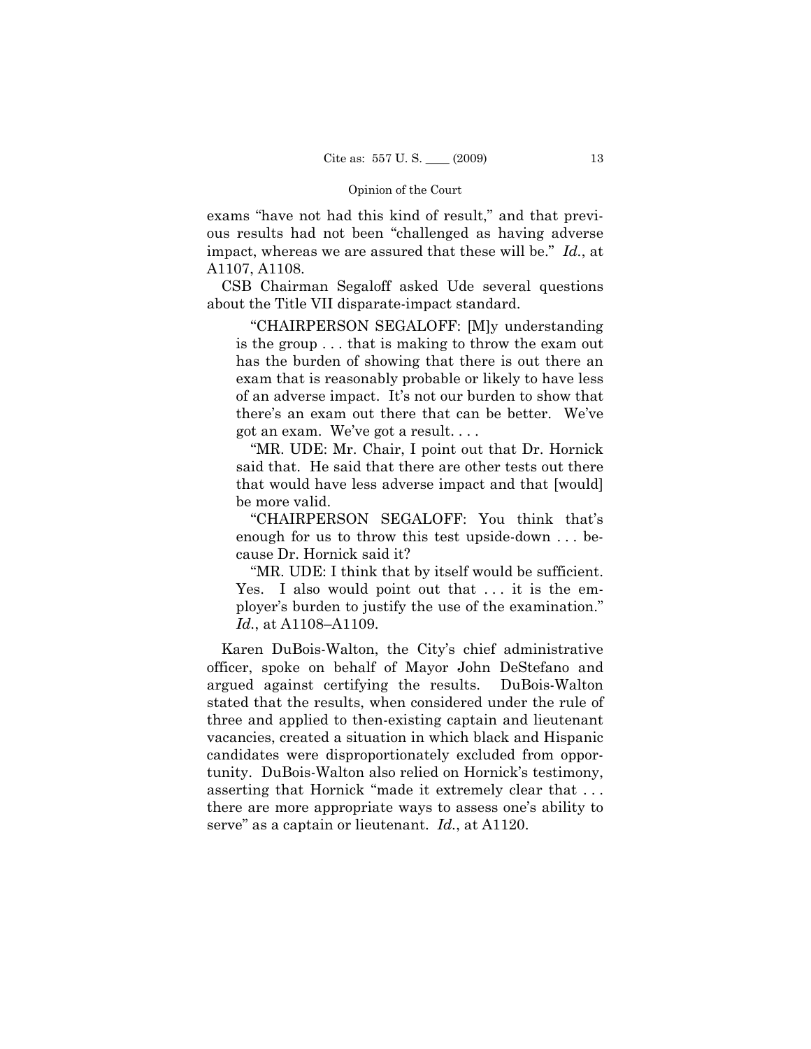exams "have not had this kind of result," and that previous results had not been "challenged as having adverse impact, whereas we are assured that these will be." *Id.*, at A1107, A1108.

CSB Chairman Segaloff asked Ude several questions about the Title VII disparate-impact standard.

> "CHAIRPERSON SEGALOFF: [M]y understanding is the group . . . that is making to throw the exam out has the burden of showing that there is out there an exam that is reasonably probable or likely to have less of an adverse impact. It's not our burden to show that there's an exam out there that can be better. We've got an exam. We've got a result. . . .
>
> "MR. UDE: Mr. Chair, I point out that Dr. Hornick said that. He said that there are other tests out there that would have less adverse impact and that [would] be more valid.
>
> "CHAIRPERSON SEGALOFF: You think that's enough for us to throw this test upside-down . . . because Dr. Hornick said it?
>
> "MR. UDE: I think that by itself would be sufficient. Yes. I also would point out that . . . it is the employer's burden to justify the use of the examination." *Id.*, at A1108–A1109.

Karen DuBois-Walton, the City's chief administrative officer, spoke on behalf of Mayor John DeStefano and argued against certifying the results. DuBois-Walton stated that the results, when considered under the rule of three and applied to then-existing captain and lieutenant vacancies, created a situation in which black and Hispanic candidates were disproportionately excluded from opportunity. DuBois-Walton also relied on Hornick's testimony, asserting that Hornick "made it extremely clear that . . . there are more appropriate ways to assess one's ability to serve" as a captain or lieutenant. *Id.*, at A1120.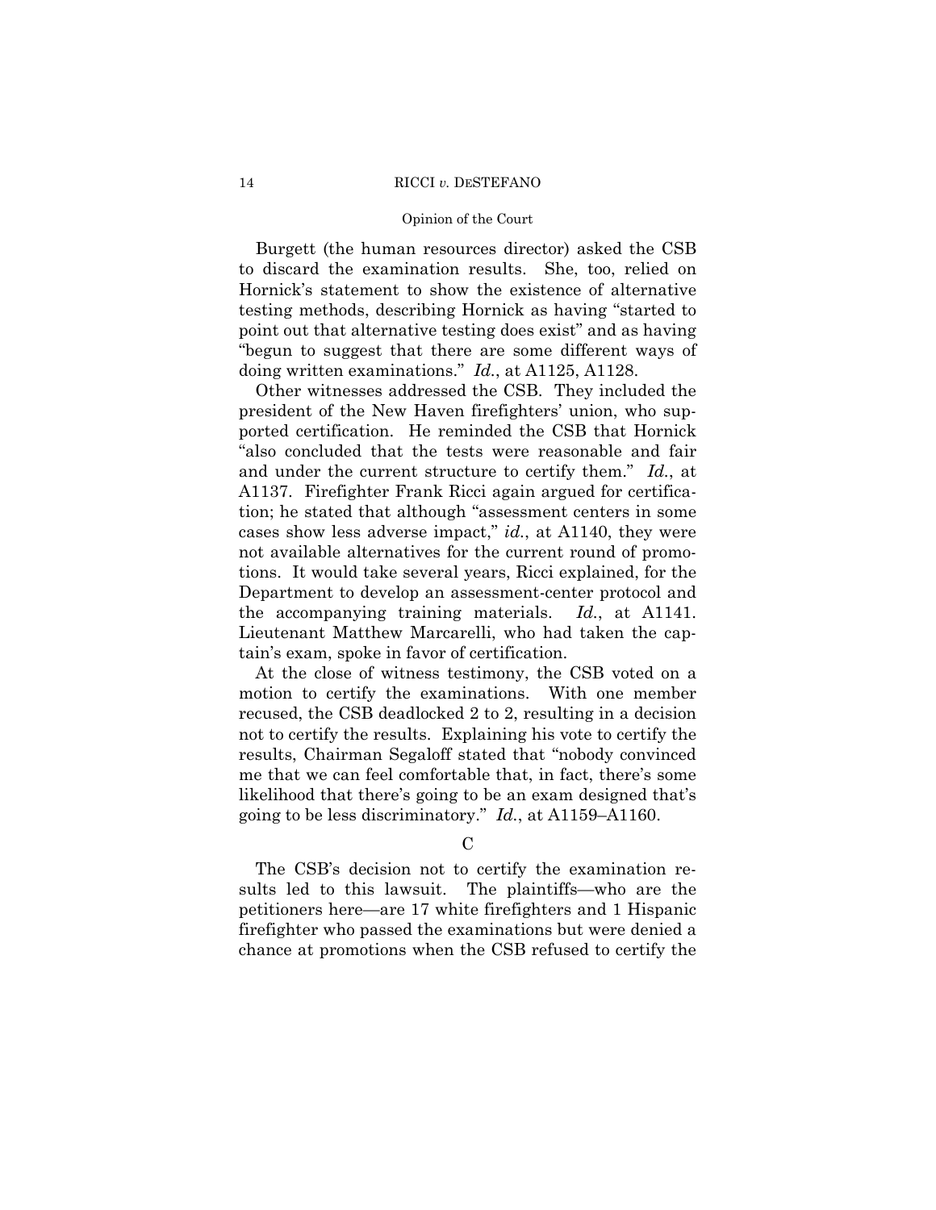Burgett (the human resources director) asked the CSB to discard the examination results. She, too, relied on Hornick's statement to show the existence of alternative testing methods, describing Hornick as having "started to point out that alternative testing does exist" and as having "begun to suggest that there are some different ways of doing written examinations." *Id.*, at A1125, A1128.

Other witnesses addressed the CSB. They included the president of the New Haven firefighters' union, who supported certification. He reminded the CSB that Hornick "also concluded that the tests were reasonable and fair and under the current structure to certify them." *Id.*, at A1137. Firefighter Frank Ricci again argued for certification; he stated that although "assessment centers in some cases show less adverse impact," *id.*, at A1140, they were not available alternatives for the current round of promotions. It would take several years, Ricci explained, for the Department to develop an assessment-center protocol and the accompanying training materials. *Id.*, at A1141. Lieutenant Matthew Marcarelli, who had taken the captain's exam, spoke in favor of certification.

At the close of witness testimony, the CSB voted on a motion to certify the examinations. With one member recused, the CSB deadlocked 2 to 2, resulting in a decision not to certify the results. Explaining his vote to certify the results, Chairman Segaloff stated that "nobody convinced me that we can feel comfortable that, in fact, there's some likelihood that there's going to be an exam designed that's going to be less discriminatory." *Id.*, at A1159–A1160.

### C

The CSB's decision not to certify the examination results led to this lawsuit. The plaintiffs—who are the petitioners here—are 17 white firefighters and 1 Hispanic firefighter who passed the examinations but were denied a chance at promotions when the CSB refused to certify the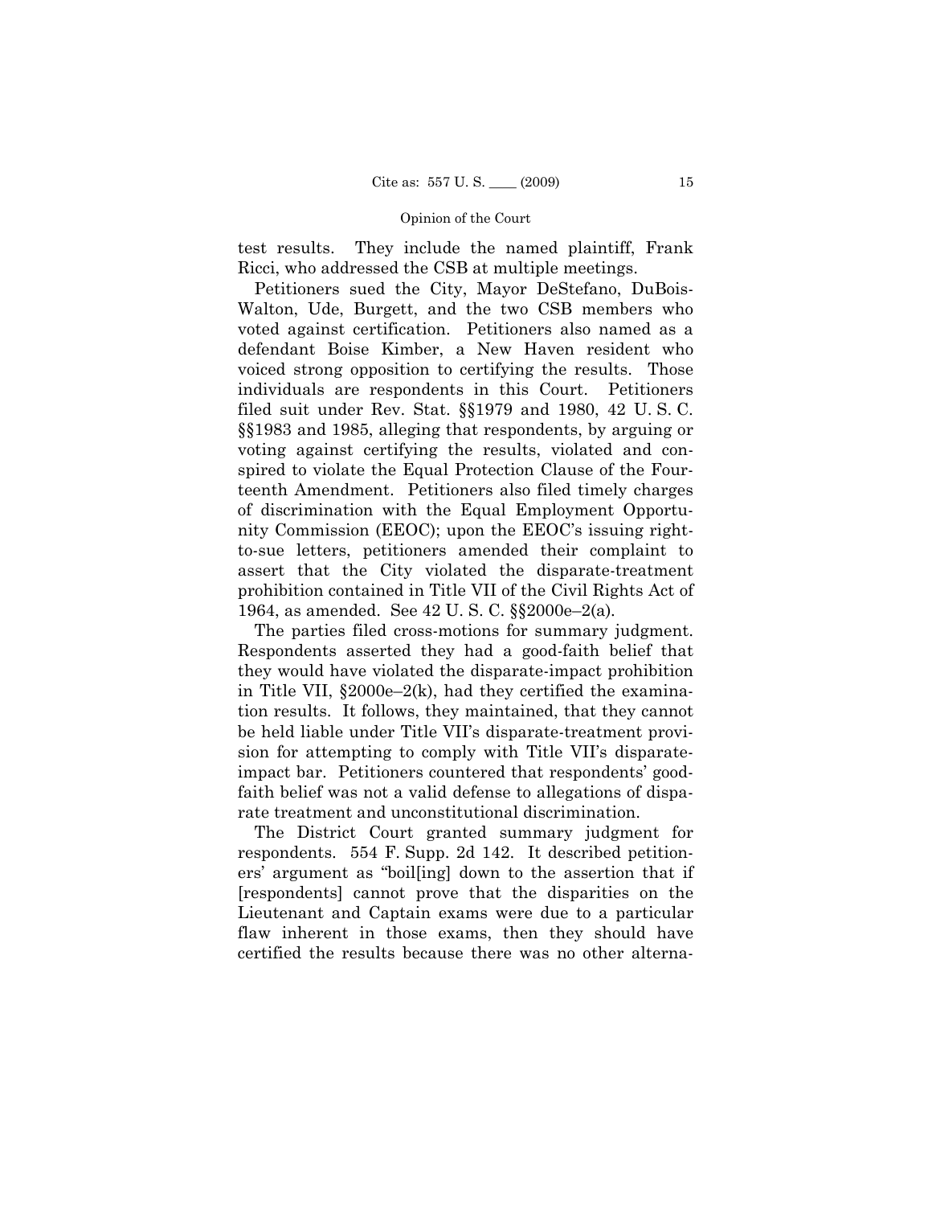test results. They include the named plaintiff, Frank Ricci, who addressed the CSB at multiple meetings.

Petitioners sued the City, Mayor DeStefano, DuBois-Walton, Ude, Burgett, and the two CSB members who voted against certification. Petitioners also named as a defendant Boise Kimber, a New Haven resident who voiced strong opposition to certifying the results. Those individuals are respondents in this Court. Petitioners filed suit under Rev. Stat. §§1979 and 1980, 42 U. S. C. §§1983 and 1985, alleging that respondents, by arguing or voting against certifying the results, violated and conspired to violate the Equal Protection Clause of the Fourteenth Amendment. Petitioners also filed timely charges of discrimination with the Equal Employment Opportunity Commission (EEOC); upon the EEOC's issuing right-to-sue letters, petitioners amended their complaint to assert that the City violated the disparate-treatment prohibition contained in Title VII of the Civil Rights Act of 1964, as amended. See 42 U. S. C. §§2000e–2(a).

The parties filed cross-motions for summary judgment. Respondents asserted they had a good-faith belief that they would have violated the disparate-impact prohibition in Title VII, §2000e–2(k), had they certified the examination results. It follows, they maintained, that they cannot be held liable under Title VII's disparate-treatment provision for attempting to comply with Title VII's disparate-impact bar. Petitioners countered that respondents' good-faith belief was not a valid defense to allegations of disparate treatment and unconstitutional discrimination.

The District Court granted summary judgment for respondents. 554 F. Supp. 2d 142. It described petitioners' argument as "boil[ing] down to the assertion that if [respondents] cannot prove that the disparities on the Lieutenant and Captain exams were due to a particular flaw inherent in those exams, then they should have certified the results because there was no other alterna-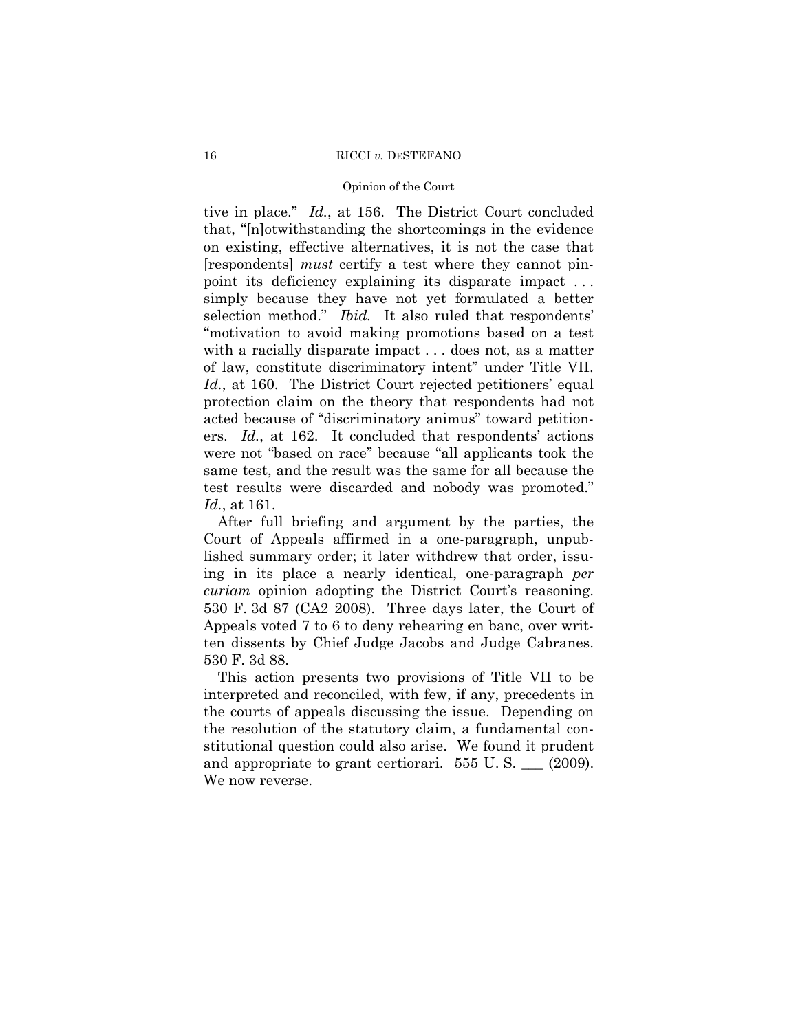tive in place." *Id.*, at 156. The District Court concluded that, "[n]otwithstanding the shortcomings in the evidence on existing, effective alternatives, it is not the case that [respondents] *must* certify a test where they cannot pinpoint its deficiency explaining its disparate impact . . . simply because they have not yet formulated a better selection method." *Ibid.* It also ruled that respondents' "motivation to avoid making promotions based on a test with a racially disparate impact . . . does not, as a matter of law, constitute discriminatory intent" under Title VII. *Id.*, at 160. The District Court rejected petitioners' equal protection claim on the theory that respondents had not acted because of "discriminatory animus" toward petitioners. *Id.*, at 162. It concluded that respondents' actions were not "based on race" because "all applicants took the same test, and the result was the same for all because the test results were discarded and nobody was promoted." *Id.*, at 161.

After full briefing and argument by the parties, the Court of Appeals affirmed in a one-paragraph, unpublished summary order; it later withdrew that order, issuing in its place a nearly identical, one-paragraph *per curiam* opinion adopting the District Court's reasoning. 530 F. 3d 87 (CA2 2008). Three days later, the Court of Appeals voted 7 to 6 to deny rehearing en banc, over written dissents by Chief Judge Jacobs and Judge Cabranes. 530 F. 3d 88.

This action presents two provisions of Title VII to be interpreted and reconciled, with few, if any, precedents in the courts of appeals discussing the issue. Depending on the resolution of the statutory claim, a fundamental constitutional question could also arise. We found it prudent and appropriate to grant certiorari. 555 U. S. ___ (2009). We now reverse.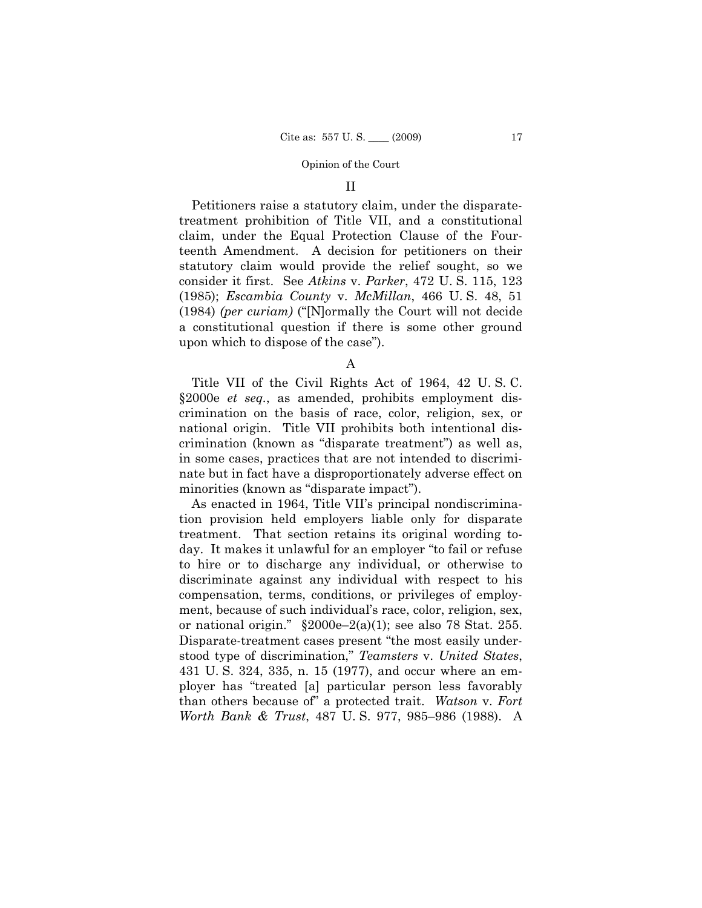## II

Petitioners raise a statutory claim, under the disparate-treatment prohibition of Title VII, and a constitutional claim, under the Equal Protection Clause of the Fourteenth Amendment. A decision for petitioners on their statutory claim would provide the relief sought, so we consider it first. See *Atkins* v. *Parker*, 472 U. S. 115, 123 (1985); *Escambia County* v. *McMillan*, 466 U. S. 48, 51 (1984) *(per curiam)* ("[N]ormally the Court will not decide a constitutional question if there is some other ground upon which to dispose of the case").

### A

Title VII of the Civil Rights Act of 1964, 42 U. S. C. §2000e *et seq.*, as amended, prohibits employment discrimination on the basis of race, color, religion, sex, or national origin. Title VII prohibits both intentional discrimination (known as "disparate treatment") as well as, in some cases, practices that are not intended to discriminate but in fact have a disproportionately adverse effect on minorities (known as "disparate impact").

As enacted in 1964, Title VII's principal nondiscrimination provision held employers liable only for disparate treatment. That section retains its original wording today. It makes it unlawful for an employer "to fail or refuse to hire or to discharge any individual, or otherwise to discriminate against any individual with respect to his compensation, terms, conditions, or privileges of employment, because of such individual's race, color, religion, sex, or national origin." §2000e–2(a)(1); see also 78 Stat. 255. Disparate-treatment cases present "the most easily understood type of discrimination," *Teamsters* v. *United States*, 431 U. S. 324, 335, n. 15 (1977), and occur where an employer has "treated [a] particular person less favorably than others because of" a protected trait. *Watson* v. *Fort Worth Bank & Trust*, 487 U. S. 977, 985–986 (1988). A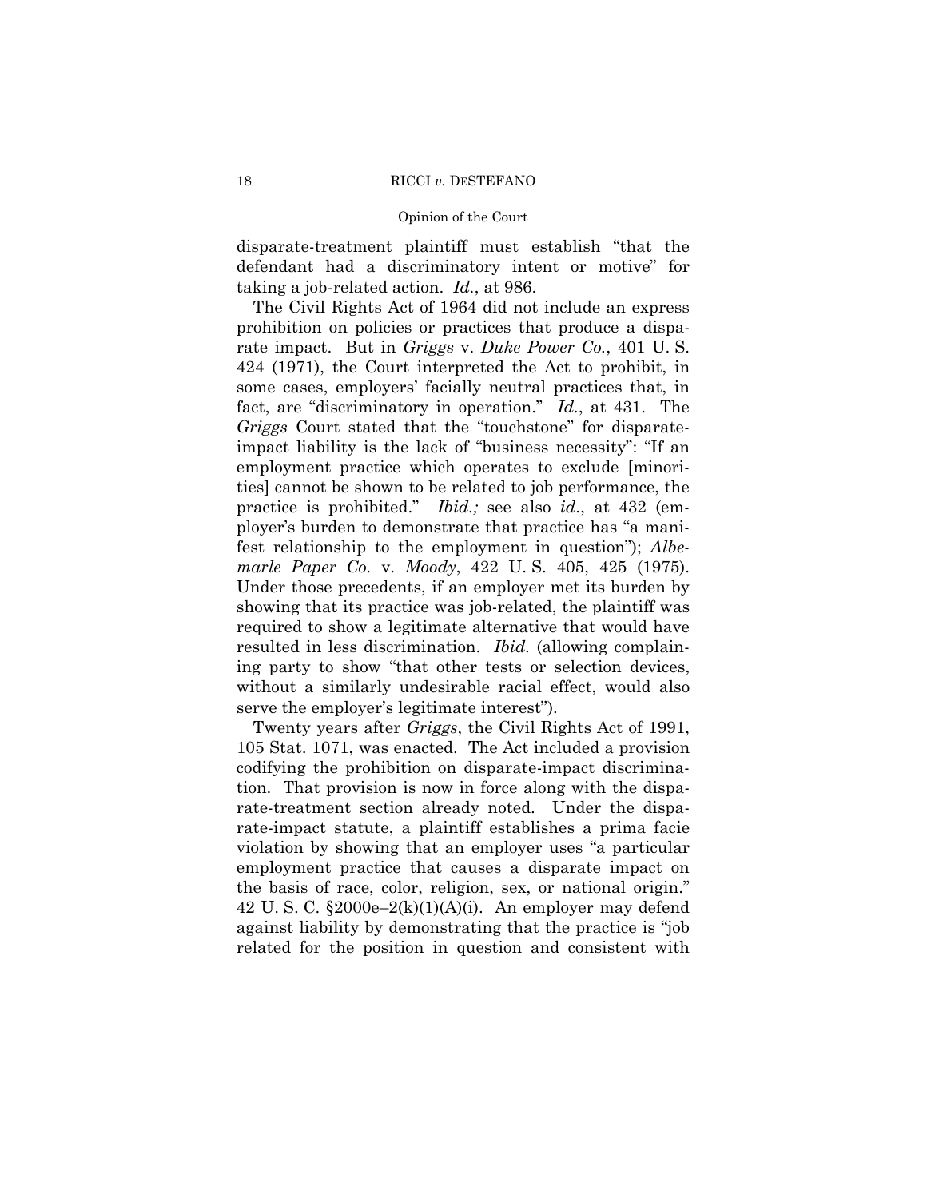disparate-treatment plaintiff must establish "that the defendant had a discriminatory intent or motive" for taking a job-related action. *Id.*, at 986.

The Civil Rights Act of 1964 did not include an express prohibition on policies or practices that produce a disparate impact. But in *Griggs* v. *Duke Power Co.*, 401 U. S. 424 (1971), the Court interpreted the Act to prohibit, in some cases, employers' facially neutral practices that, in fact, are "discriminatory in operation." *Id.*, at 431. The *Griggs* Court stated that the "touchstone" for disparate-impact liability is the lack of "business necessity": "If an employment practice which operates to exclude [minorities] cannot be shown to be related to job performance, the practice is prohibited." *Ibid.;* see also *id*., at 432 (employer's burden to demonstrate that practice has "a manifest relationship to the employment in question"); *Albemarle Paper Co.* v. *Moody*, 422 U. S. 405, 425 (1975). Under those precedents, if an employer met its burden by showing that its practice was job-related, the plaintiff was required to show a legitimate alternative that would have resulted in less discrimination. *Ibid.* (allowing complaining party to show "that other tests or selection devices, without a similarly undesirable racial effect, would also serve the employer's legitimate interest").

Twenty years after *Griggs*, the Civil Rights Act of 1991, 105 Stat. 1071, was enacted. The Act included a provision codifying the prohibition on disparate-impact discrimination. That provision is now in force along with the disparate-treatment section already noted. Under the disparate-impact statute, a plaintiff establishes a prima facie violation by showing that an employer uses "a particular employment practice that causes a disparate impact on the basis of race, color, religion, sex, or national origin." 42 U. S. C. §2000e–2(k)(1)(A)(i). An employer may defend against liability by demonstrating that the practice is "job related for the position in question and consistent with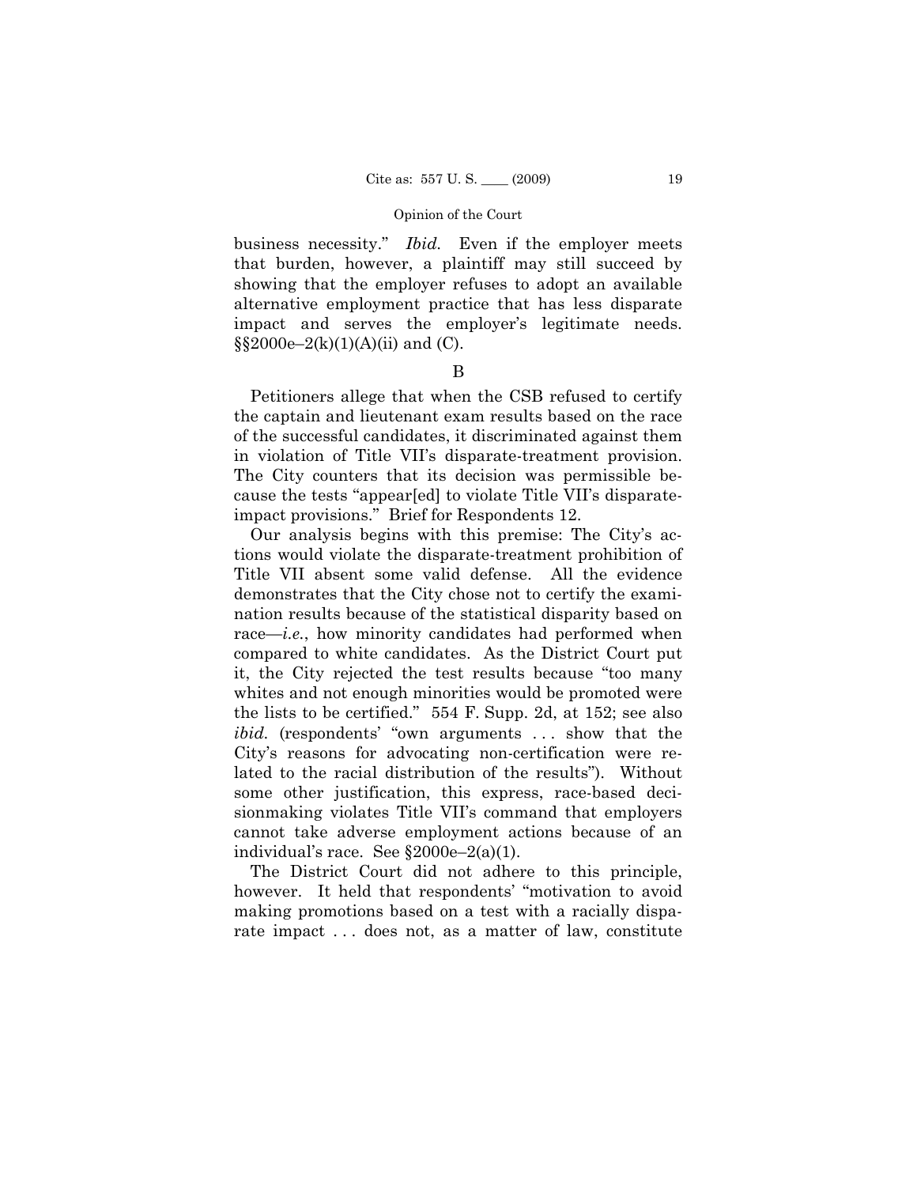business necessity." *Ibid.* Even if the employer meets that burden, however, a plaintiff may still succeed by showing that the employer refuses to adopt an available alternative employment practice that has less disparate impact and serves the employer's legitimate needs. §§2000e–2(k)(1)(A)(ii) and (C).

B

Petitioners allege that when the CSB refused to certify the captain and lieutenant exam results based on the race of the successful candidates, it discriminated against them in violation of Title VII's disparate-treatment provision. The City counters that its decision was permissible because the tests "appear[ed] to violate Title VII's disparate-impact provisions." Brief for Respondents 12.

Our analysis begins with this premise: The City's actions would violate the disparate-treatment prohibition of Title VII absent some valid defense. All the evidence demonstrates that the City chose not to certify the examination results because of the statistical disparity based on race—*i.e.*, how minority candidates had performed when compared to white candidates. As the District Court put it, the City rejected the test results because "too many whites and not enough minorities would be promoted were the lists to be certified." 554 F. Supp. 2d, at 152; see also *ibid.* (respondents' "own arguments . . . show that the City's reasons for advocating non-certification were related to the racial distribution of the results"). Without some other justification, this express, race-based decisionmaking violates Title VII's command that employers cannot take adverse employment actions because of an individual's race. See §2000e–2(a)(1).

The District Court did not adhere to this principle, however. It held that respondents' "motivation to avoid making promotions based on a test with a racially disparate impact . . . does not, as a matter of law, constitute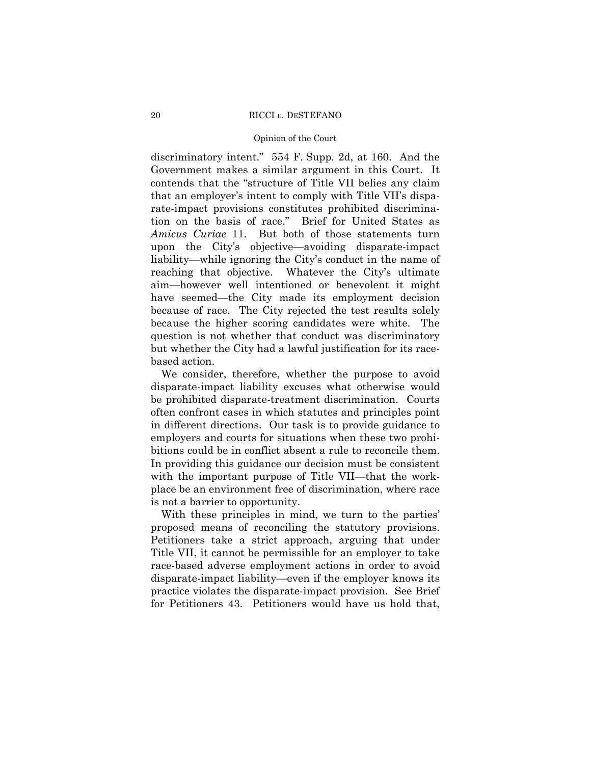discriminatory intent." 554 F. Supp. 2d, at 160. And the Government makes a similar argument in this Court. It contends that the "structure of Title VII belies any claim that an employer's intent to comply with Title VII's disparate-impact provisions constitutes prohibited discrimination on the basis of race." Brief for United States as *Amicus Curiae* 11. But both of those statements turn upon the City's objective—avoiding disparate-impact liability—while ignoring the City's conduct in the name of reaching that objective. Whatever the City's ultimate aim—however well intentioned or benevolent it might have seemed—the City made its employment decision because of race. The City rejected the test results solely because the higher scoring candidates were white. The question is not whether that conduct was discriminatory but whether the City had a lawful justification for its race-based action.

We consider, therefore, whether the purpose to avoid disparate-impact liability excuses what otherwise would be prohibited disparate-treatment discrimination. Courts often confront cases in which statutes and principles point in different directions. Our task is to provide guidance to employers and courts for situations when these two prohibitions could be in conflict absent a rule to reconcile them. In providing this guidance our decision must be consistent with the important purpose of Title VII—that the workplace be an environment free of discrimination, where race is not a barrier to opportunity.

With these principles in mind, we turn to the parties' proposed means of reconciling the statutory provisions. Petitioners take a strict approach, arguing that under Title VII, it cannot be permissible for an employer to take race-based adverse employment actions in order to avoid disparate-impact liability—even if the employer knows its practice violates the disparate-impact provision. See Brief for Petitioners 43. Petitioners would have us hold that,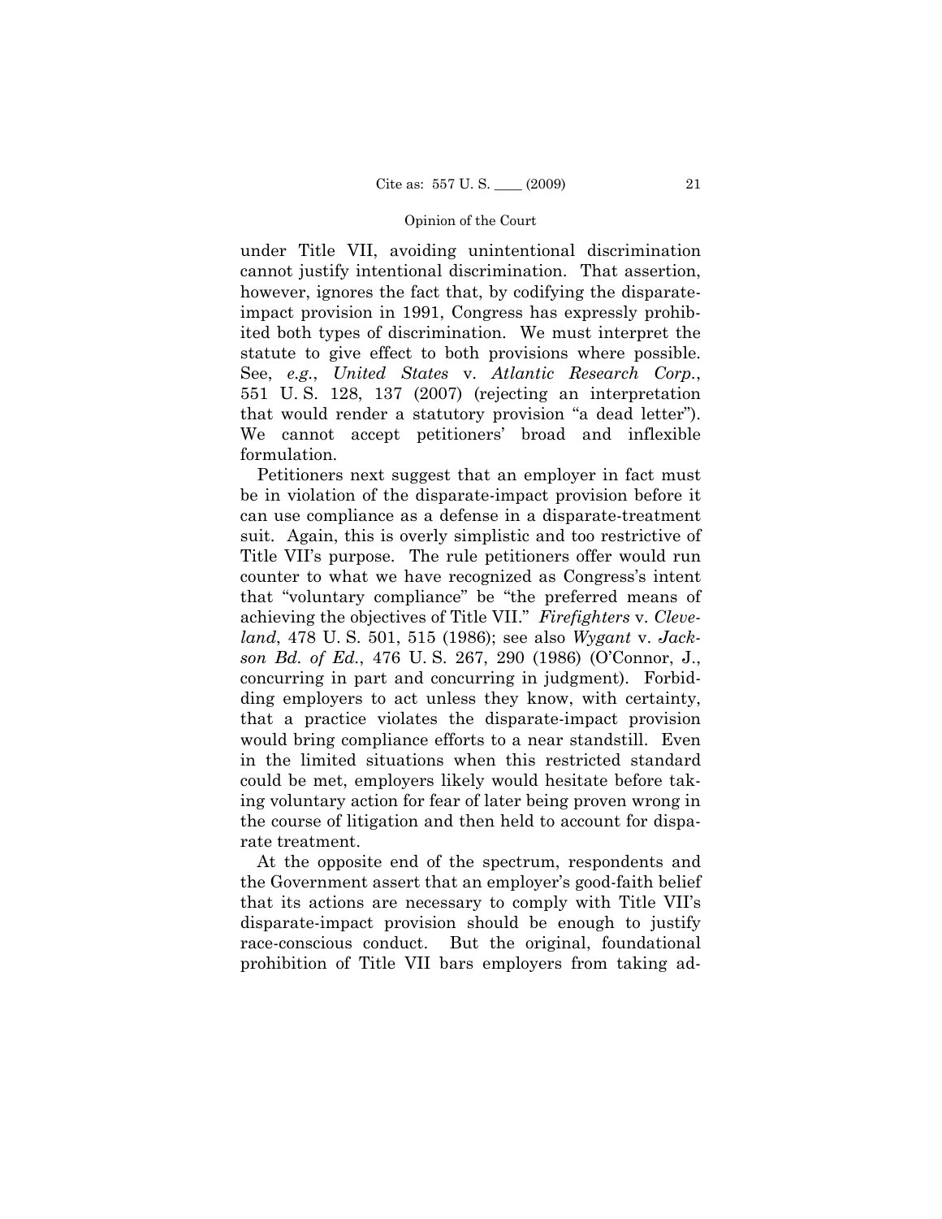under Title VII, avoiding unintentional discrimination cannot justify intentional discrimination. That assertion, however, ignores the fact that, by codifying the disparate-impact provision in 1991, Congress has expressly prohibited both types of discrimination. We must interpret the statute to give effect to both provisions where possible. See, *e.g.*, *United States* v. *Atlantic Research Corp.*, 551 U. S. 128, 137 (2007) (rejecting an interpretation that would render a statutory provision "a dead letter"). We cannot accept petitioners' broad and inflexible formulation.

Petitioners next suggest that an employer in fact must be in violation of the disparate-impact provision before it can use compliance as a defense in a disparate-treatment suit. Again, this is overly simplistic and too restrictive of Title VII's purpose. The rule petitioners offer would run counter to what we have recognized as Congress's intent that "voluntary compliance" be "the preferred means of achieving the objectives of Title VII." *Firefighters* v. *Cleveland*, 478 U. S. 501, 515 (1986); see also *Wygant* v. *Jackson Bd. of Ed.*, 476 U. S. 267, 290 (1986) (O'Connor, J., concurring in part and concurring in judgment). Forbidding employers to act unless they know, with certainty, that a practice violates the disparate-impact provision would bring compliance efforts to a near standstill. Even in the limited situations when this restricted standard could be met, employers likely would hesitate before taking voluntary action for fear of later being proven wrong in the course of litigation and then held to account for disparate treatment.

At the opposite end of the spectrum, respondents and the Government assert that an employer's good-faith belief that its actions are necessary to comply with Title VII's disparate-impact provision should be enough to justify race-conscious conduct. But the original, foundational prohibition of Title VII bars employers from taking ad-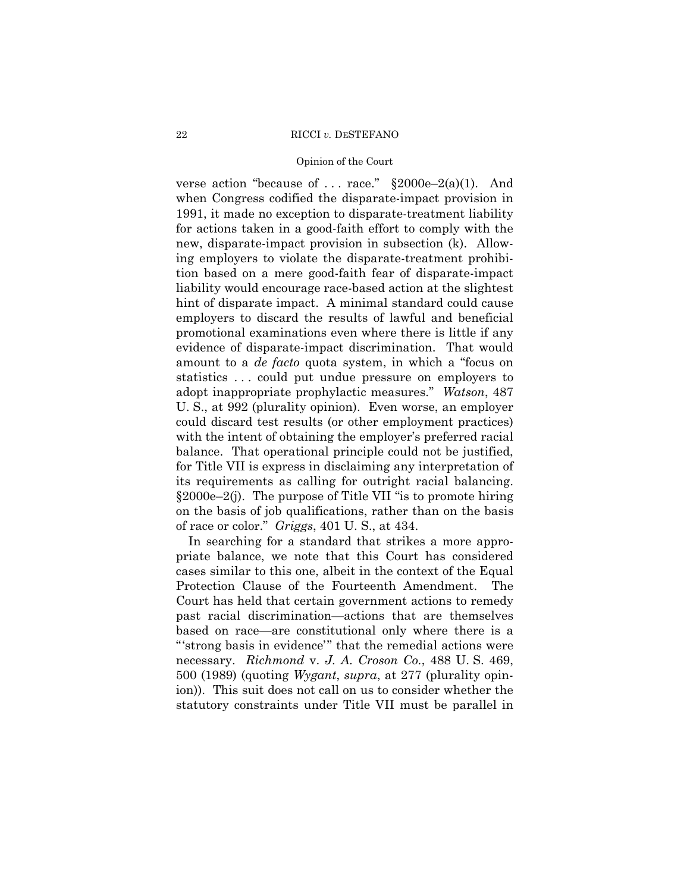verse action "because of . . . race." §2000e–2(a)(1). And when Congress codified the disparate-impact provision in 1991, it made no exception to disparate-treatment liability for actions taken in a good-faith effort to comply with the new, disparate-impact provision in subsection (k). Allowing employers to violate the disparate-treatment prohibition based on a mere good-faith fear of disparate-impact liability would encourage race-based action at the slightest hint of disparate impact. A minimal standard could cause employers to discard the results of lawful and beneficial promotional examinations even where there is little if any evidence of disparate-impact discrimination. That would amount to a *de facto* quota system, in which a "focus on statistics . . . could put undue pressure on employers to adopt inappropriate prophylactic measures." *Watson*, 487 U. S., at 992 (plurality opinion). Even worse, an employer could discard test results (or other employment practices) with the intent of obtaining the employer's preferred racial balance. That operational principle could not be justified, for Title VII is express in disclaiming any interpretation of its requirements as calling for outright racial balancing. §2000e–2(j). The purpose of Title VII "is to promote hiring on the basis of job qualifications, rather than on the basis of race or color." *Griggs*, 401 U. S., at 434.

In searching for a standard that strikes a more appropriate balance, we note that this Court has considered cases similar to this one, albeit in the context of the Equal Protection Clause of the Fourteenth Amendment. The Court has held that certain government actions to remedy past racial discrimination—actions that are themselves based on race—are constitutional only where there is a "'strong basis in evidence'" that the remedial actions were necessary. *Richmond* v. *J. A. Croson Co.*, 488 U. S. 469, 500 (1989) (quoting *Wygant*, *supra*, at 277 (plurality opinion)). This suit does not call on us to consider whether the statutory constraints under Title VII must be parallel in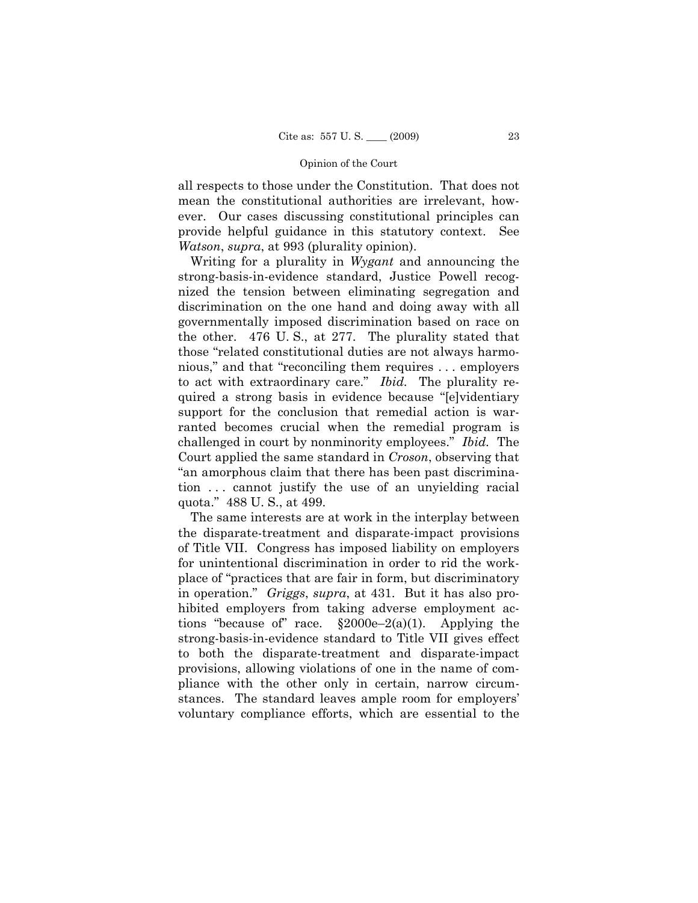all respects to those under the Constitution. That does not mean the constitutional authorities are irrelevant, however. Our cases discussing constitutional principles can provide helpful guidance in this statutory context. See *Watson*, *supra*, at 993 (plurality opinion).

Writing for a plurality in *Wygant* and announcing the strong-basis-in-evidence standard, Justice Powell recognized the tension between eliminating segregation and discrimination on the one hand and doing away with all governmentally imposed discrimination based on race on the other. 476 U. S., at 277. The plurality stated that those "related constitutional duties are not always harmonious," and that "reconciling them requires . . . employers to act with extraordinary care." *Ibid.* The plurality required a strong basis in evidence because "[e]videntiary support for the conclusion that remedial action is warranted becomes crucial when the remedial program is challenged in court by nonminority employees." *Ibid.* The Court applied the same standard in *Croson*, observing that "an amorphous claim that there has been past discrimination . . . cannot justify the use of an unyielding racial quota." 488 U. S., at 499.

The same interests are at work in the interplay between the disparate-treatment and disparate-impact provisions of Title VII. Congress has imposed liability on employers for unintentional discrimination in order to rid the workplace of "practices that are fair in form, but discriminatory in operation." *Griggs*, *supra*, at 431. But it has also prohibited employers from taking adverse employment actions "because of" race. §2000e–2(a)(1). Applying the strong-basis-in-evidence standard to Title VII gives effect to both the disparate-treatment and disparate-impact provisions, allowing violations of one in the name of compliance with the other only in certain, narrow circumstances. The standard leaves ample room for employers' voluntary compliance efforts, which are essential to the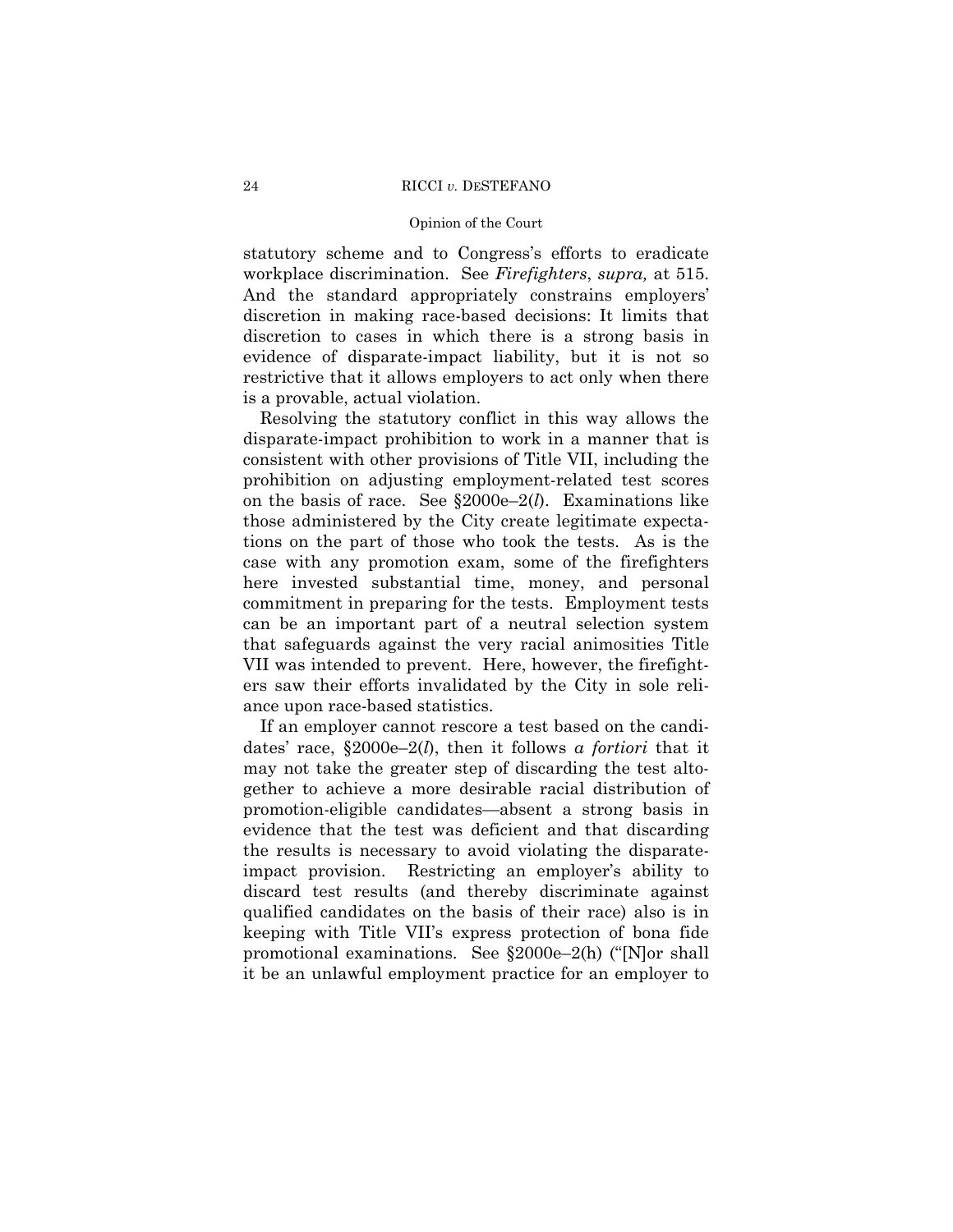statutory scheme and to Congress's efforts to eradicate workplace discrimination. See *Firefighters*, *supra,* at 515. And the standard appropriately constrains employers' discretion in making race-based decisions: It limits that discretion to cases in which there is a strong basis in evidence of disparate-impact liability, but it is not so restrictive that it allows employers to act only when there is a provable, actual violation.

Resolving the statutory conflict in this way allows the disparate-impact prohibition to work in a manner that is consistent with other provisions of Title VII, including the prohibition on adjusting employment-related test scores on the basis of race. See §2000e–2(*l*). Examinations like those administered by the City create legitimate expectations on the part of those who took the tests. As is the case with any promotion exam, some of the firefighters here invested substantial time, money, and personal commitment in preparing for the tests. Employment tests can be an important part of a neutral selection system that safeguards against the very racial animosities Title VII was intended to prevent. Here, however, the firefighters saw their efforts invalidated by the City in sole reliance upon race-based statistics.

If an employer cannot rescore a test based on the candidates' race, §2000e–2(*l*), then it follows *a fortiori* that it may not take the greater step of discarding the test altogether to achieve a more desirable racial distribution of promotion-eligible candidates—absent a strong basis in evidence that the test was deficient and that discarding the results is necessary to avoid violating the disparate-impact provision. Restricting an employer's ability to discard test results (and thereby discriminate against qualified candidates on the basis of their race) also is in keeping with Title VII's express protection of bona fide promotional examinations. See §2000e–2(h) ("[N]or shall it be an unlawful employment practice for an employer to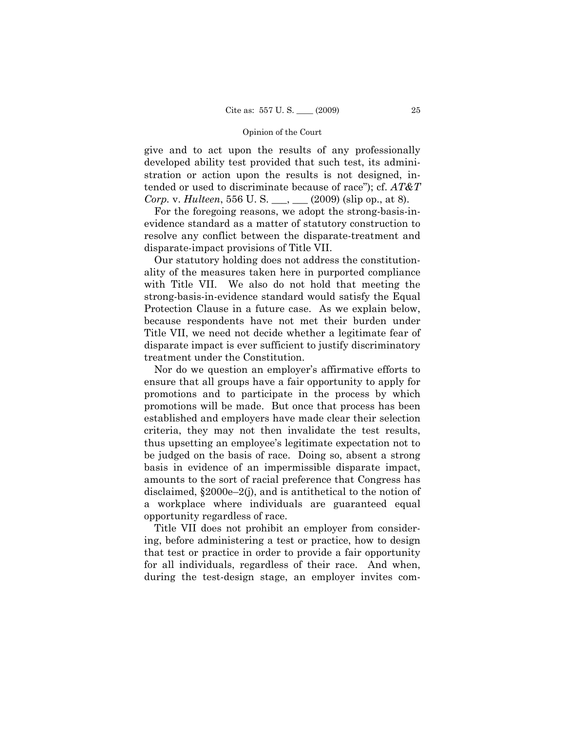give and to act upon the results of any professionally developed ability test provided that such test, its administration or action upon the results is not designed, intended or used to discriminate because of race"); cf. *AT&T Corp.* v. *Hulteen*, 556 U. S. ___, ___ (2009) (slip op., at 8).

For the foregoing reasons, we adopt the strong-basis-in-evidence standard as a matter of statutory construction to resolve any conflict between the disparate-treatment and disparate-impact provisions of Title VII.

Our statutory holding does not address the constitutionality of the measures taken here in purported compliance with Title VII. We also do not hold that meeting the strong-basis-in-evidence standard would satisfy the Equal Protection Clause in a future case. As we explain below, because respondents have not met their burden under Title VII, we need not decide whether a legitimate fear of disparate impact is ever sufficient to justify discriminatory treatment under the Constitution.

Nor do we question an employer's affirmative efforts to ensure that all groups have a fair opportunity to apply for promotions and to participate in the process by which promotions will be made. But once that process has been established and employers have made clear their selection criteria, they may not then invalidate the test results, thus upsetting an employee's legitimate expectation not to be judged on the basis of race. Doing so, absent a strong basis in evidence of an impermissible disparate impact, amounts to the sort of racial preference that Congress has disclaimed, §2000e–2(j), and is antithetical to the notion of a workplace where individuals are guaranteed equal opportunity regardless of race.

Title VII does not prohibit an employer from considering, before administering a test or practice, how to design that test or practice in order to provide a fair opportunity for all individuals, regardless of their race. And when, during the test-design stage, an employer invites com-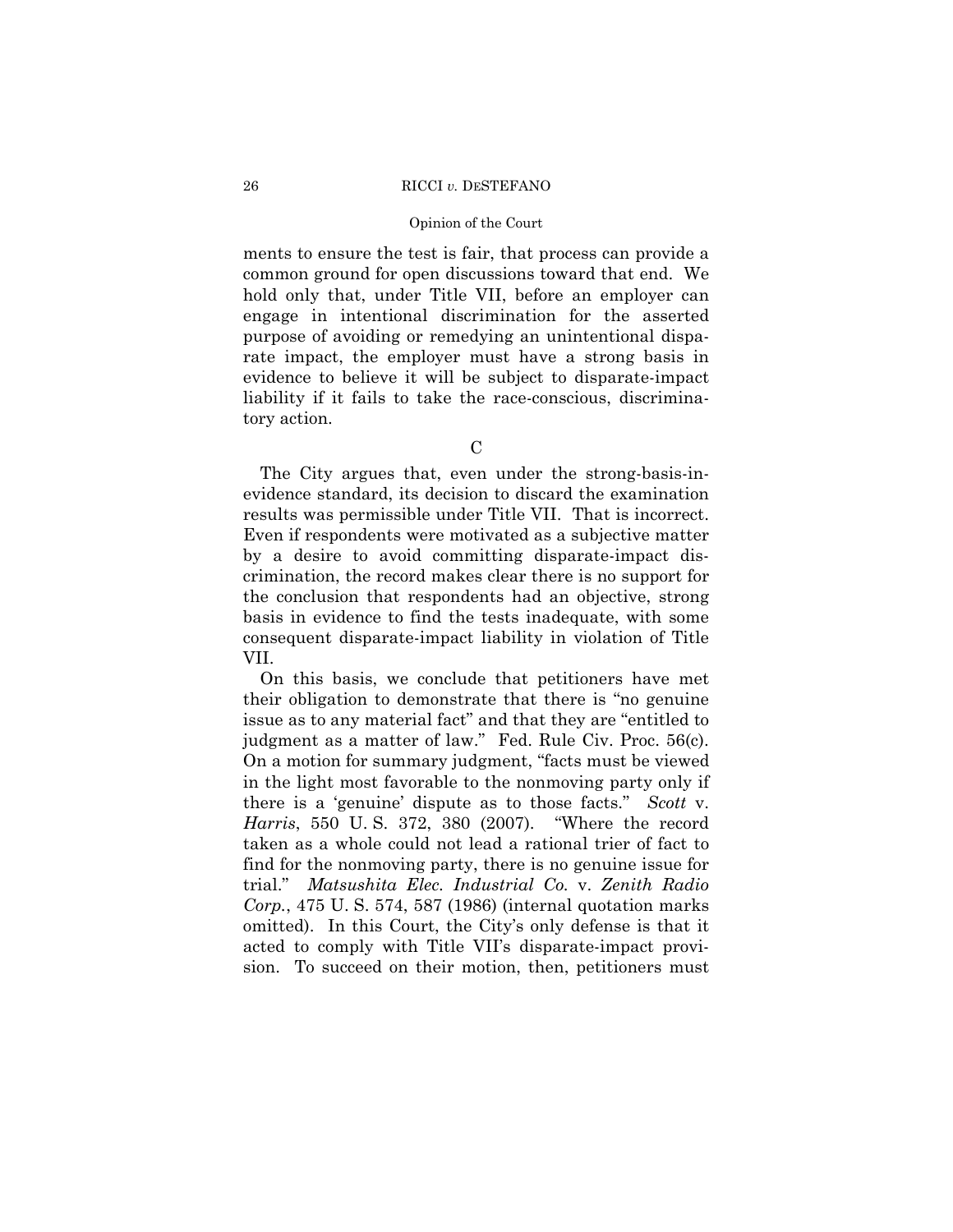ments to ensure the test is fair, that process can provide a common ground for open discussions toward that end. We hold only that, under Title VII, before an employer can engage in intentional discrimination for the asserted purpose of avoiding or remedying an unintentional disparate impact, the employer must have a strong basis in evidence to believe it will be subject to disparate-impact liability if it fails to take the race-conscious, discriminatory action.

C

The City argues that, even under the strong-basis-in-evidence standard, its decision to discard the examination results was permissible under Title VII. That is incorrect. Even if respondents were motivated as a subjective matter by a desire to avoid committing disparate-impact discrimination, the record makes clear there is no support for the conclusion that respondents had an objective, strong basis in evidence to find the tests inadequate, with some consequent disparate-impact liability in violation of Title VII.

On this basis, we conclude that petitioners have met their obligation to demonstrate that there is "no genuine issue as to any material fact" and that they are "entitled to judgment as a matter of law." Fed. Rule Civ. Proc. 56(c). On a motion for summary judgment, "facts must be viewed in the light most favorable to the nonmoving party only if there is a 'genuine' dispute as to those facts." *Scott* v. *Harris*, 550 U. S. 372, 380 (2007). "Where the record taken as a whole could not lead a rational trier of fact to find for the nonmoving party, there is no genuine issue for trial." *Matsushita Elec. Industrial Co.* v. *Zenith Radio Corp.*, 475 U. S. 574, 587 (1986) (internal quotation marks omitted). In this Court, the City's only defense is that it acted to comply with Title VII's disparate-impact provision. To succeed on their motion, then, petitioners must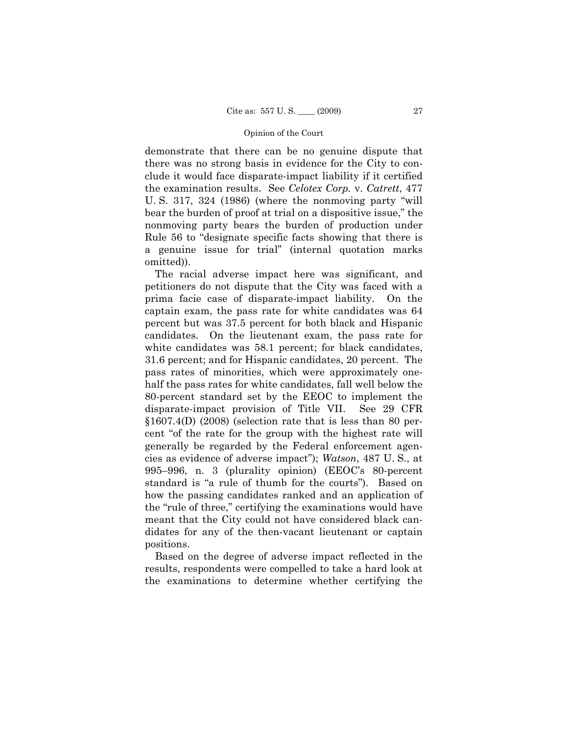demonstrate that there can be no genuine dispute that there was no strong basis in evidence for the City to conclude it would face disparate-impact liability if it certified the examination results. See *Celotex Corp.* v. *Catrett*, 477 U. S. 317, 324 (1986) (where the nonmoving party "will bear the burden of proof at trial on a dispositive issue," the nonmoving party bears the burden of production under Rule 56 to "designate specific facts showing that there is a genuine issue for trial" (internal quotation marks omitted)).

The racial adverse impact here was significant, and petitioners do not dispute that the City was faced with a prima facie case of disparate-impact liability. On the captain exam, the pass rate for white candidates was 64 percent but was 37.5 percent for both black and Hispanic candidates. On the lieutenant exam, the pass rate for white candidates was 58.1 percent; for black candidates, 31.6 percent; and for Hispanic candidates, 20 percent. The pass rates of minorities, which were approximately one-half the pass rates for white candidates, fall well below the 80-percent standard set by the EEOC to implement the disparate-impact provision of Title VII. See 29 CFR §1607.4(D) (2008) (selection rate that is less than 80 percent "of the rate for the group with the highest rate will generally be regarded by the Federal enforcement agencies as evidence of adverse impact"); *Watson*, 487 U. S., at 995–996, n. 3 (plurality opinion) (EEOC's 80-percent standard is "a rule of thumb for the courts"). Based on how the passing candidates ranked and an application of the "rule of three," certifying the examinations would have meant that the City could not have considered black candidates for any of the then-vacant lieutenant or captain positions.

Based on the degree of adverse impact reflected in the results, respondents were compelled to take a hard look at the examinations to determine whether certifying the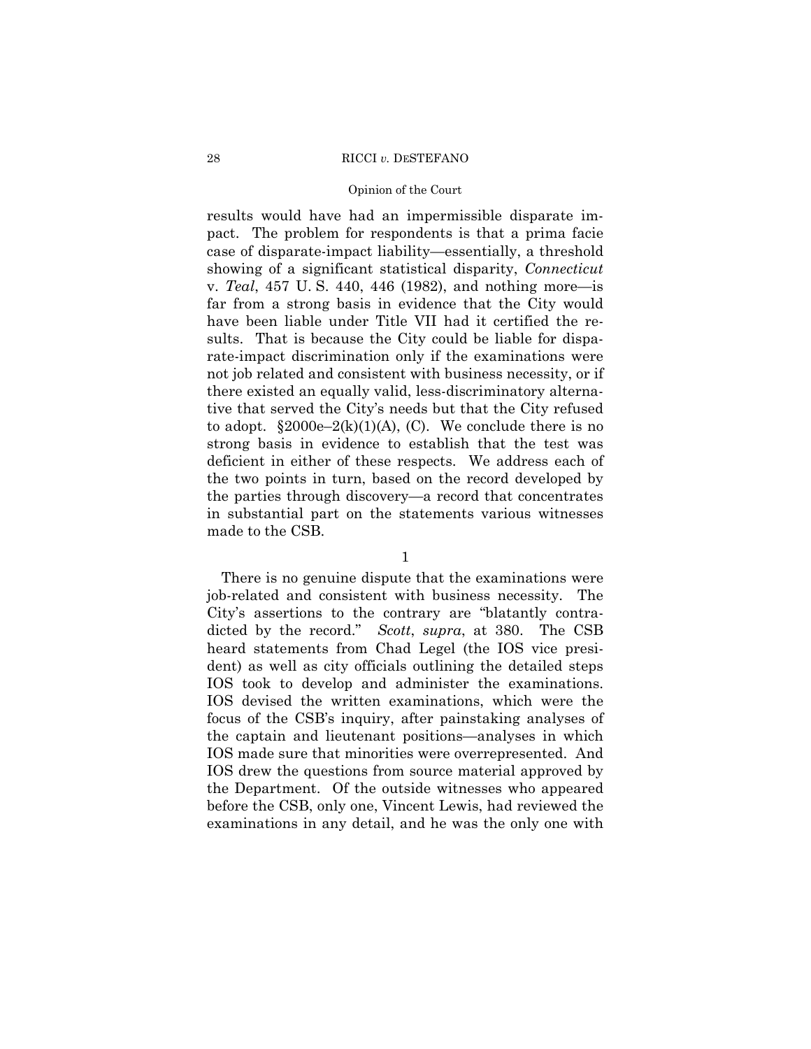results would have had an impermissible disparate impact. The problem for respondents is that a prima facie case of disparate-impact liability—essentially, a threshold showing of a significant statistical disparity, *Connecticut* v. *Teal*, 457 U. S. 440, 446 (1982), and nothing more—is far from a strong basis in evidence that the City would have been liable under Title VII had it certified the results. That is because the City could be liable for disparate-impact discrimination only if the examinations were not job related and consistent with business necessity, or if there existed an equally valid, less-discriminatory alternative that served the City's needs but that the City refused to adopt. §2000e–2(k)(1)(A), (C). We conclude there is no strong basis in evidence to establish that the test was deficient in either of these respects. We address each of the two points in turn, based on the record developed by the parties through discovery—a record that concentrates in substantial part on the statements various witnesses made to the CSB.

1

There is no genuine dispute that the examinations were job-related and consistent with business necessity. The City's assertions to the contrary are "blatantly contradicted by the record." *Scott*, *supra*, at 380. The CSB heard statements from Chad Legel (the IOS vice president) as well as city officials outlining the detailed steps IOS took to develop and administer the examinations. IOS devised the written examinations, which were the focus of the CSB's inquiry, after painstaking analyses of the captain and lieutenant positions—analyses in which IOS made sure that minorities were overrepresented. And IOS drew the questions from source material approved by the Department. Of the outside witnesses who appeared before the CSB, only one, Vincent Lewis, had reviewed the examinations in any detail, and he was the only one with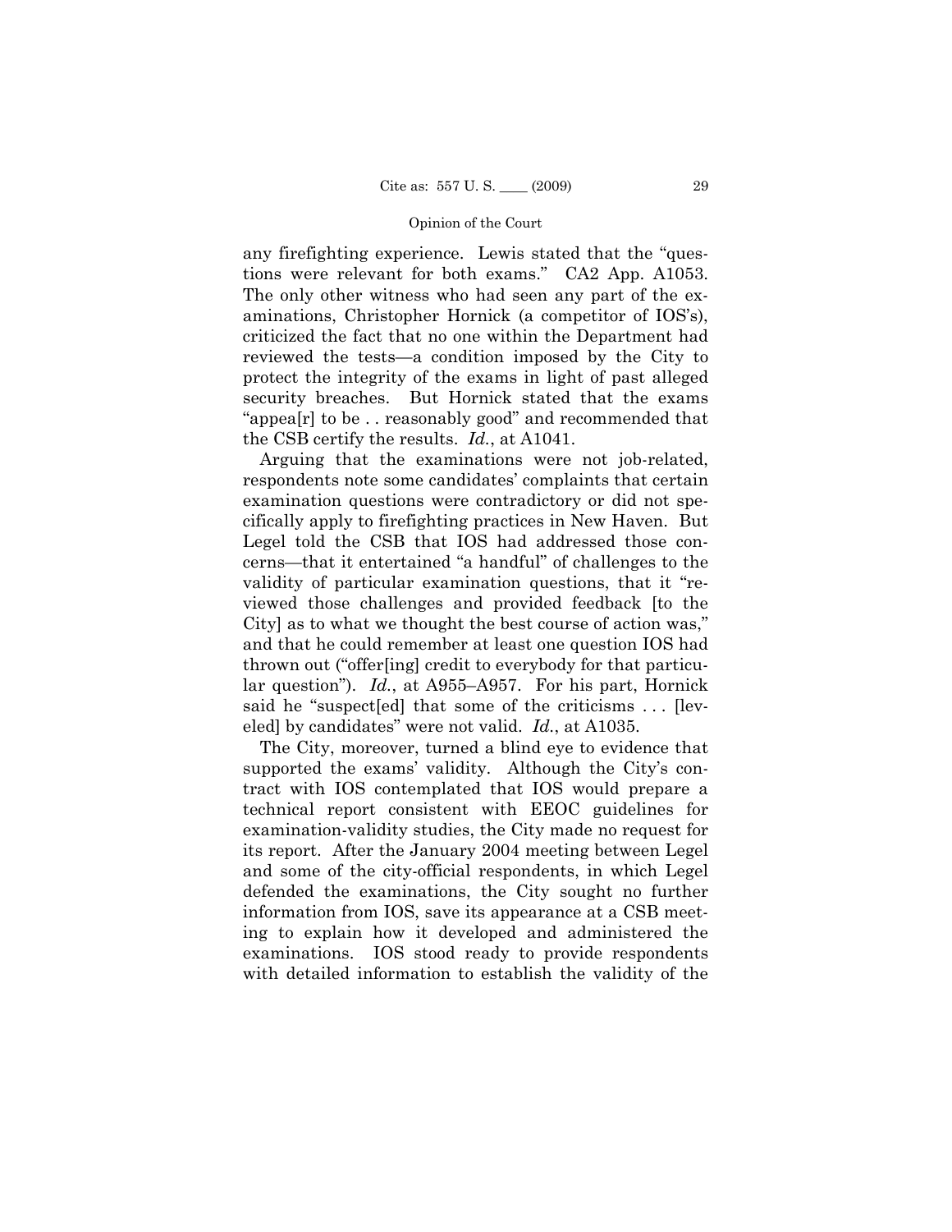any firefighting experience. Lewis stated that the "questions were relevant for both exams." CA2 App. A1053. The only other witness who had seen any part of the examinations, Christopher Hornick (a competitor of IOS's), criticized the fact that no one within the Department had reviewed the tests—a condition imposed by the City to protect the integrity of the exams in light of past alleged security breaches. But Hornick stated that the exams "appea[r] to be . . reasonably good" and recommended that the CSB certify the results. *Id.*, at A1041.

Arguing that the examinations were not job-related, respondents note some candidates' complaints that certain examination questions were contradictory or did not specifically apply to firefighting practices in New Haven. But Legel told the CSB that IOS had addressed those concerns—that it entertained "a handful" of challenges to the validity of particular examination questions, that it "reviewed those challenges and provided feedback [to the City] as to what we thought the best course of action was," and that he could remember at least one question IOS had thrown out ("offer[ing] credit to everybody for that particular question"). *Id.*, at A955–A957. For his part, Hornick said he "suspect[ed] that some of the criticisms . . . [leveled] by candidates" were not valid. *Id.*, at A1035.

The City, moreover, turned a blind eye to evidence that supported the exams' validity. Although the City's contract with IOS contemplated that IOS would prepare a technical report consistent with EEOC guidelines for examination-validity studies, the City made no request for its report. After the January 2004 meeting between Legel and some of the city-official respondents, in which Legel defended the examinations, the City sought no further information from IOS, save its appearance at a CSB meeting to explain how it developed and administered the examinations. IOS stood ready to provide respondents with detailed information to establish the validity of the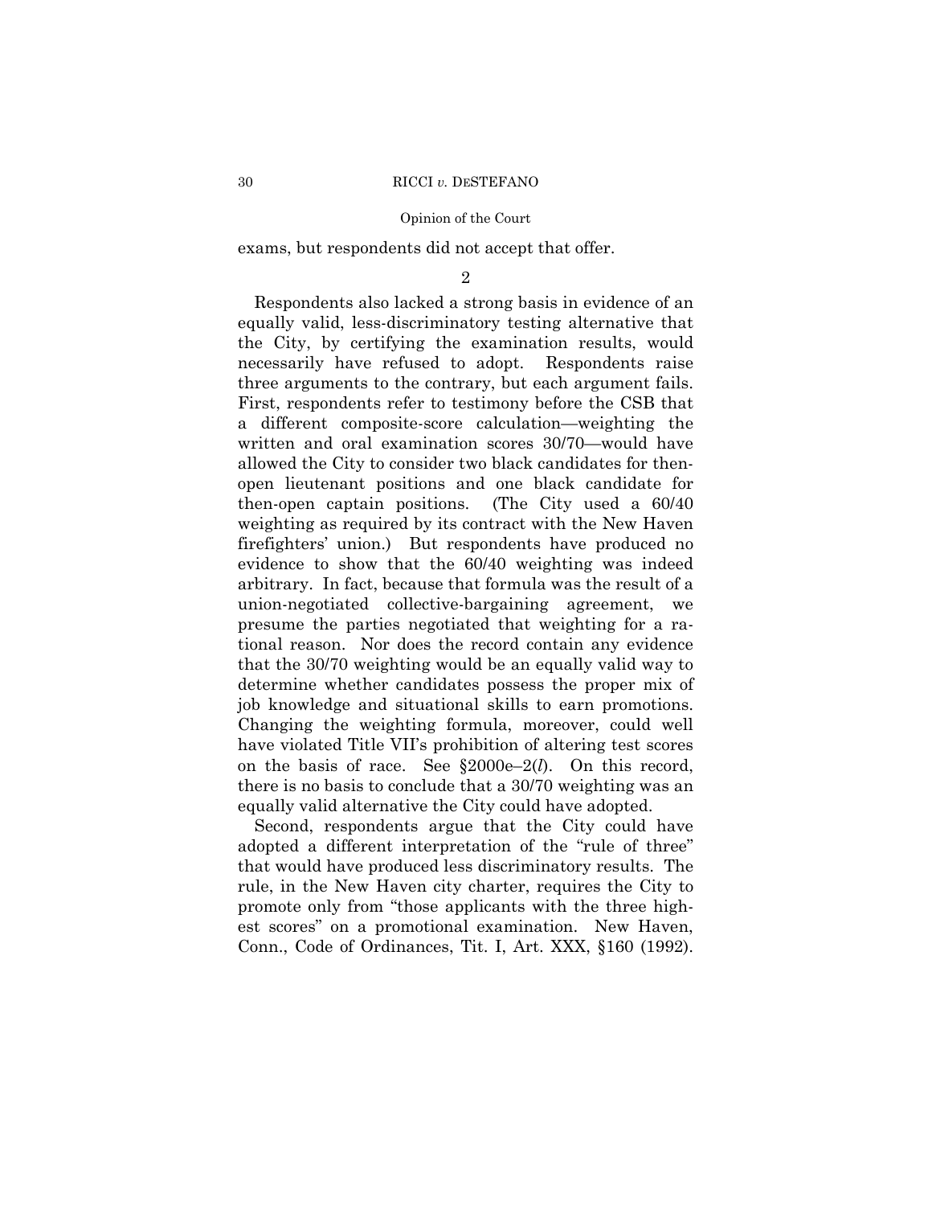exams, but respondents did not accept that offer.

2

Respondents also lacked a strong basis in evidence of an equally valid, less-discriminatory testing alternative that the City, by certifying the examination results, would necessarily have refused to adopt. Respondents raise three arguments to the contrary, but each argument fails. First, respondents refer to testimony before the CSB that a different composite-score calculation—weighting the written and oral examination scores 30/70—would have allowed the City to consider two black candidates for then-open lieutenant positions and one black candidate for then-open captain positions. (The City used a 60/40 weighting as required by its contract with the New Haven firefighters' union.) But respondents have produced no evidence to show that the 60/40 weighting was indeed arbitrary. In fact, because that formula was the result of a union-negotiated collective-bargaining agreement, we presume the parties negotiated that weighting for a rational reason. Nor does the record contain any evidence that the 30/70 weighting would be an equally valid way to determine whether candidates possess the proper mix of job knowledge and situational skills to earn promotions. Changing the weighting formula, moreover, could well have violated Title VII's prohibition of altering test scores on the basis of race. See §2000e–2(*l*). On this record, there is no basis to conclude that a 30/70 weighting was an equally valid alternative the City could have adopted.

Second, respondents argue that the City could have adopted a different interpretation of the "rule of three" that would have produced less discriminatory results. The rule, in the New Haven city charter, requires the City to promote only from "those applicants with the three highest scores" on a promotional examination. New Haven, Conn., Code of Ordinances, Tit. I, Art. XXX, §160 (1992).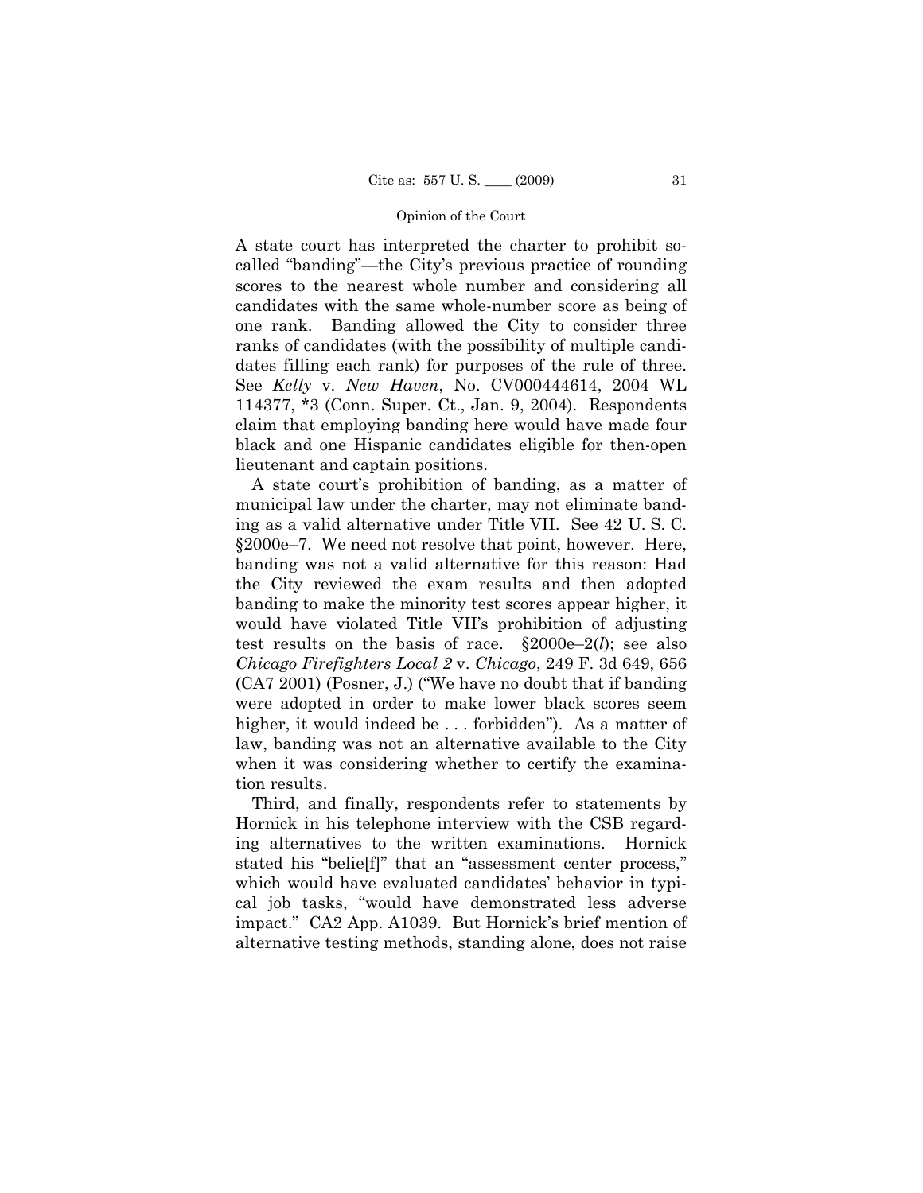A state court has interpreted the charter to prohibit so-called "banding"—the City's previous practice of rounding scores to the nearest whole number and considering all candidates with the same whole-number score as being of one rank. Banding allowed the City to consider three ranks of candidates (with the possibility of multiple candidates filling each rank) for purposes of the rule of three. See *Kelly* v. *New Haven*, No. CV000444614, 2004 WL 114377, *3 (Conn. Super. Ct., Jan. 9, 2004). Respondents claim that employing banding here would have made four black and one Hispanic candidates eligible for then-open lieutenant and captain positions.

A state court's prohibition of banding, as a matter of municipal law under the charter, may not eliminate banding as a valid alternative under Title VII. See 42 U. S. C. §2000e–7. We need not resolve that point, however. Here, banding was not a valid alternative for this reason: Had the City reviewed the exam results and then adopted banding to make the minority test scores appear higher, it would have violated Title VII's prohibition of adjusting test results on the basis of race. §2000e–2(*l*); see also *Chicago Firefighters Local 2* v. *Chicago*, 249 F. 3d 649, 656 (CA7 2001) (Posner, J.) ("We have no doubt that if banding were adopted in order to make lower black scores seem higher, it would indeed be . . . forbidden"). As a matter of law, banding was not an alternative available to the City when it was considering whether to certify the examination results.

Third, and finally, respondents refer to statements by Hornick in his telephone interview with the CSB regarding alternatives to the written examinations. Hornick stated his "belie[f]" that an "assessment center process," which would have evaluated candidates' behavior in typical job tasks, "would have demonstrated less adverse impact." CA2 App. A1039. But Hornick's brief mention of alternative testing methods, standing alone, does not raise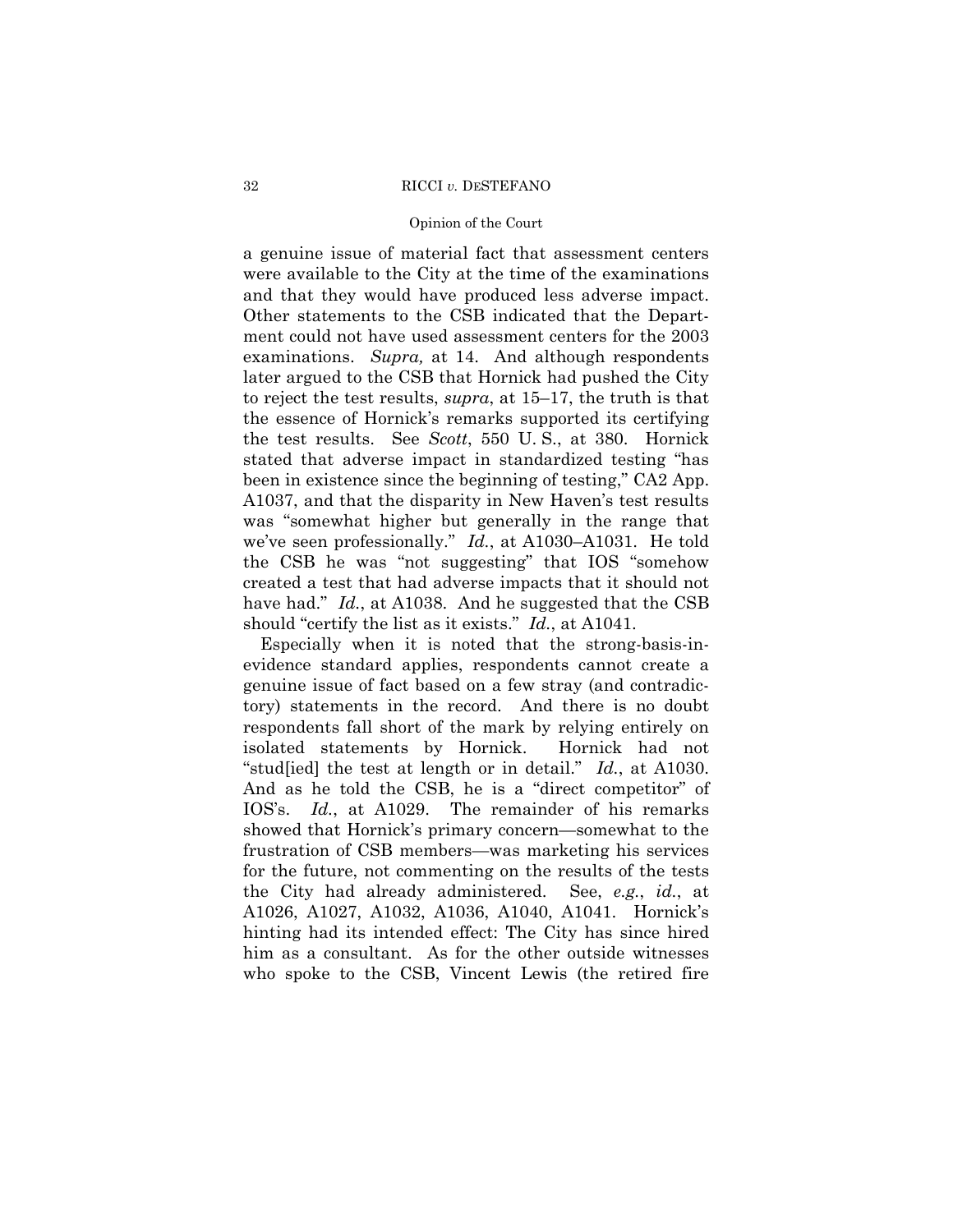a genuine issue of material fact that assessment centers were available to the City at the time of the examinations and that they would have produced less adverse impact. Other statements to the CSB indicated that the Department could not have used assessment centers for the 2003 examinations. *Supra,* at 14. And although respondents later argued to the CSB that Hornick had pushed the City to reject the test results, *supra*, at 15–17, the truth is that the essence of Hornick's remarks supported its certifying the test results. See *Scott*, 550 U. S., at 380. Hornick stated that adverse impact in standardized testing "has been in existence since the beginning of testing," CA2 App. A1037, and that the disparity in New Haven's test results was "somewhat higher but generally in the range that we've seen professionally." *Id.*, at A1030–A1031. He told the CSB he was "not suggesting" that IOS "somehow created a test that had adverse impacts that it should not have had." *Id.*, at A1038. And he suggested that the CSB should "certify the list as it exists." *Id.*, at A1041.

Especially when it is noted that the strong-basis-in-evidence standard applies, respondents cannot create a genuine issue of fact based on a few stray (and contradictory) statements in the record. And there is no doubt respondents fall short of the mark by relying entirely on isolated statements by Hornick. Hornick had not "stud[ied] the test at length or in detail." *Id.*, at A1030. And as he told the CSB, he is a "direct competitor" of IOS's. *Id.*, at A1029. The remainder of his remarks showed that Hornick's primary concern—somewhat to the frustration of CSB members—was marketing his services for the future, not commenting on the results of the tests the City had already administered. See, *e.g.*, *id.*, at A1026, A1027, A1032, A1036, A1040, A1041. Hornick's hinting had its intended effect: The City has since hired him as a consultant. As for the other outside witnesses who spoke to the CSB, Vincent Lewis (the retired fire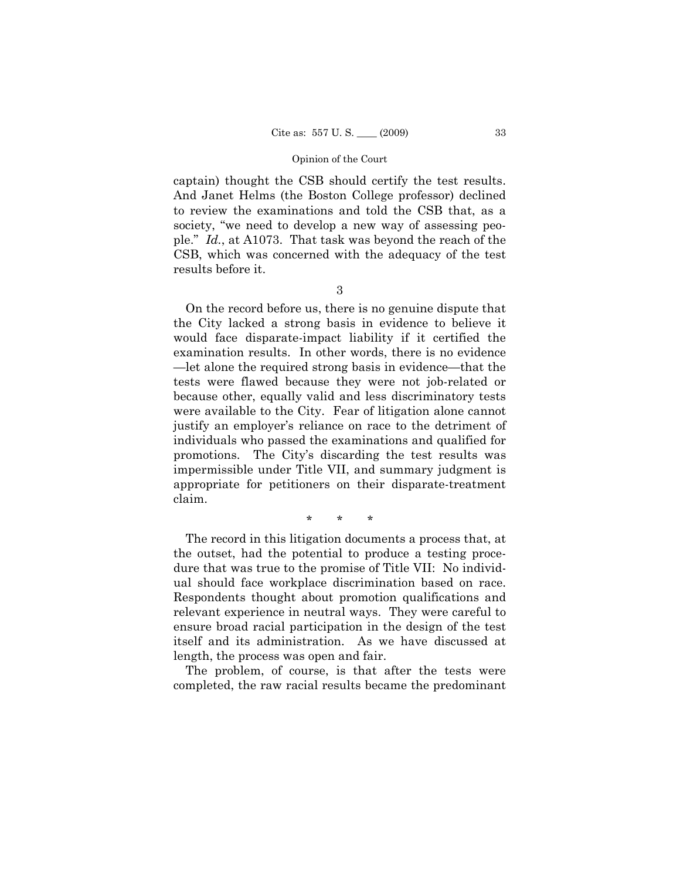captain) thought the CSB should certify the test results. And Janet Helms (the Boston College professor) declined to review the examinations and told the CSB that, as a society, "we need to develop a new way of assessing people." *Id.*, at A1073. That task was beyond the reach of the CSB, which was concerned with the adequacy of the test results before it.

3

On the record before us, there is no genuine dispute that the City lacked a strong basis in evidence to believe it would face disparate-impact liability if it certified the examination results. In other words, there is no evidence —let alone the required strong basis in evidence—that the tests were flawed because they were not job-related or because other, equally valid and less discriminatory tests were available to the City. Fear of litigation alone cannot justify an employer's reliance on race to the detriment of individuals who passed the examinations and qualified for promotions. The City's discarding the test results was impermissible under Title VII, and summary judgment is appropriate for petitioners on their disparate-treatment claim.

\* \* \*

The record in this litigation documents a process that, at the outset, had the potential to produce a testing procedure that was true to the promise of Title VII: No individual should face workplace discrimination based on race. Respondents thought about promotion qualifications and relevant experience in neutral ways. They were careful to ensure broad racial participation in the design of the test itself and its administration. As we have discussed at length, the process was open and fair.

The problem, of course, is that after the tests were completed, the raw racial results became the predominant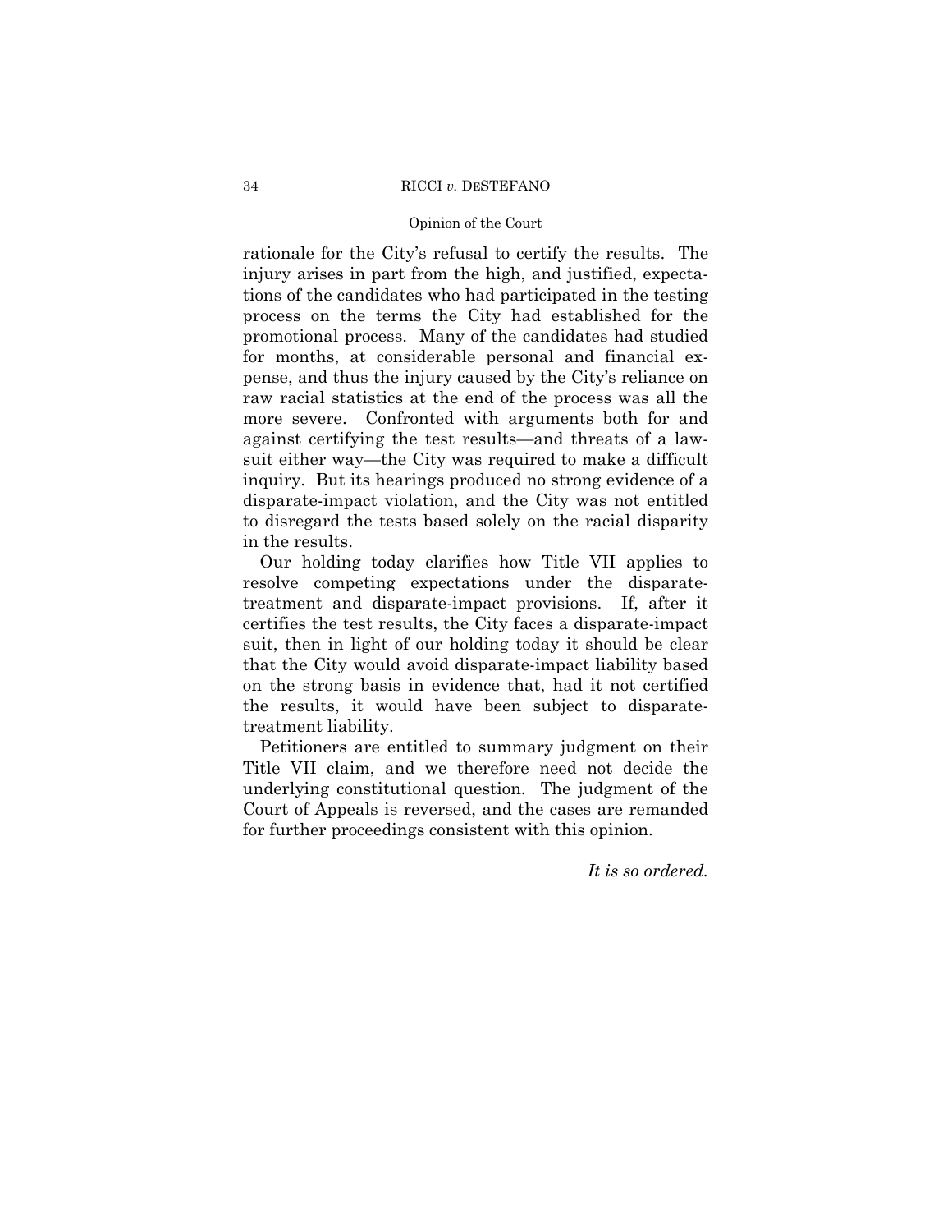rationale for the City's refusal to certify the results. The injury arises in part from the high, and justified, expectations of the candidates who had participated in the testing process on the terms the City had established for the promotional process. Many of the candidates had studied for months, at considerable personal and financial expense, and thus the injury caused by the City's reliance on raw racial statistics at the end of the process was all the more severe. Confronted with arguments both for and against certifying the test results—and threats of a lawsuit either way—the City was required to make a difficult inquiry. But its hearings produced no strong evidence of a disparate-impact violation, and the City was not entitled to disregard the tests based solely on the racial disparity in the results.

Our holding today clarifies how Title VII applies to resolve competing expectations under the disparate-treatment and disparate-impact provisions. If, after it certifies the test results, the City faces a disparate-impact suit, then in light of our holding today it should be clear that the City would avoid disparate-impact liability based on the strong basis in evidence that, had it not certified the results, it would have been subject to disparate-treatment liability.

Petitioners are entitled to summary judgment on their Title VII claim, and we therefore need not decide the underlying constitutional question. The judgment of the Court of Appeals is reversed, and the cases are remanded for further proceedings consistent with this opinion.

*It is so ordered.*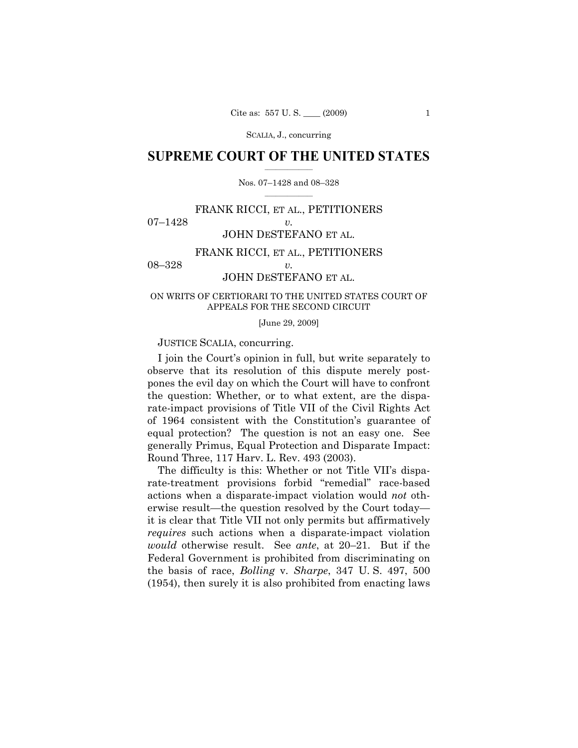# SUPREME COURT OF THE UNITED STATES

Nos. 07–1428 and 08–328

FRANK RICCI, ET AL., PETITIONERS
07–1428 *v.*
JOHN DESTEFANO ET AL.

FRANK RICCI, ET AL., PETITIONERS
08–328 *v.*
JOHN DESTEFANO ET AL.

ON WRITS OF CERTIORARI TO THE UNITED STATES COURT OF APPEALS FOR THE SECOND CIRCUIT

[June 29, 2009]

JUSTICE SCALIA, concurring.

I join the Court's opinion in full, but write separately to observe that its resolution of this dispute merely postpones the evil day on which the Court will have to confront the question: Whether, or to what extent, are the disparate-impact provisions of Title VII of the Civil Rights Act of 1964 consistent with the Constitution's guarantee of equal protection? The question is not an easy one. See generally Primus, Equal Protection and Disparate Impact: Round Three, 117 Harv. L. Rev. 493 (2003).

The difficulty is this: Whether or not Title VII's disparate-treatment provisions forbid "remedial" race-based actions when a disparate-impact violation would *not* otherwise result—the question resolved by the Court today—it is clear that Title VII not only permits but affirmatively *requires* such actions when a disparate-impact violation *would* otherwise result. See *ante*, at 20–21. But if the Federal Government is prohibited from discriminating on the basis of race, *Bolling* v. *Sharpe*, 347 U. S. 497, 500 (1954), then surely it is also prohibited from enacting laws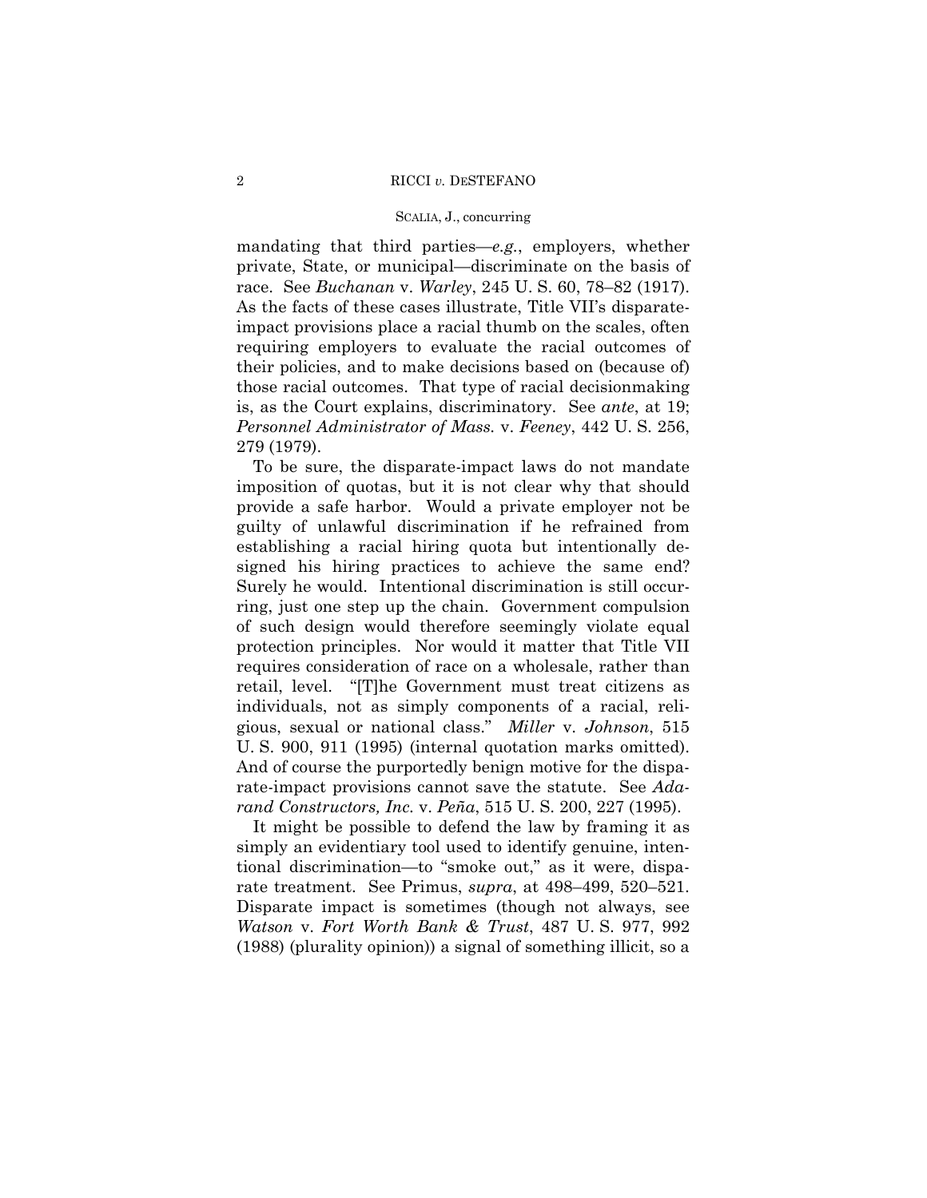mandating that third parties—*e.g.*, employers, whether private, State, or municipal—discriminate on the basis of race. See *Buchanan* v. *Warley*, 245 U. S. 60, 78–82 (1917). As the facts of these cases illustrate, Title VII's disparate-impact provisions place a racial thumb on the scales, often requiring employers to evaluate the racial outcomes of their policies, and to make decisions based on (because of) those racial outcomes. That type of racial decisionmaking is, as the Court explains, discriminatory. See *ante*, at 19; *Personnel Administrator of Mass.* v. *Feeney*, 442 U. S. 256, 279 (1979).

To be sure, the disparate-impact laws do not mandate imposition of quotas, but it is not clear why that should provide a safe harbor. Would a private employer not be guilty of unlawful discrimination if he refrained from establishing a racial hiring quota but intentionally designed his hiring practices to achieve the same end? Surely he would. Intentional discrimination is still occurring, just one step up the chain. Government compulsion of such design would therefore seemingly violate equal protection principles. Nor would it matter that Title VII requires consideration of race on a wholesale, rather than retail, level. "[T]he Government must treat citizens as individuals, not as simply components of a racial, religious, sexual or national class." *Miller* v. *Johnson*, 515 U. S. 900, 911 (1995) (internal quotation marks omitted). And of course the purportedly benign motive for the disparate-impact provisions cannot save the statute. See *Adarand Constructors, Inc.* v. *Peña*, 515 U. S. 200, 227 (1995).

It might be possible to defend the law by framing it as simply an evidentiary tool used to identify genuine, intentional discrimination—to "smoke out," as it were, disparate treatment. See Primus, *supra*, at 498–499, 520–521. Disparate impact is sometimes (though not always, see *Watson* v. *Fort Worth Bank & Trust*, 487 U. S. 977, 992 (1988) (plurality opinion)) a signal of something illicit, so a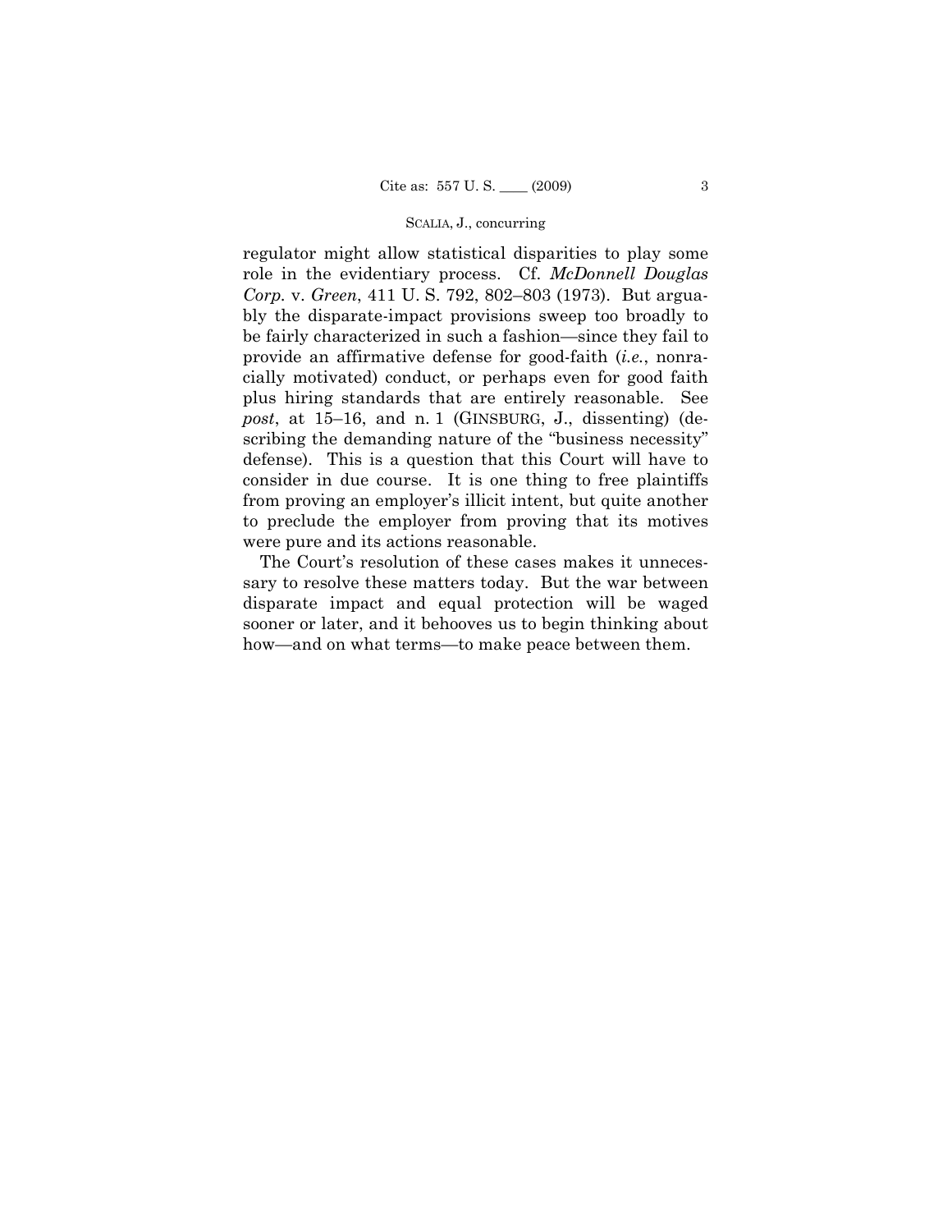regulator might allow statistical disparities to play some role in the evidentiary process. Cf. *McDonnell Douglas Corp.* v. *Green*, 411 U. S. 792, 802–803 (1973). But arguably the disparate-impact provisions sweep too broadly to be fairly characterized in such a fashion—since they fail to provide an affirmative defense for good-faith (*i.e.*, nonracially motivated) conduct, or perhaps even for good faith plus hiring standards that are entirely reasonable. See *post*, at 15–16, and n. 1 (GINSBURG, J., dissenting) (describing the demanding nature of the "business necessity" defense). This is a question that this Court will have to consider in due course. It is one thing to free plaintiffs from proving an employer's illicit intent, but quite another to preclude the employer from proving that its motives were pure and its actions reasonable.

The Court's resolution of these cases makes it unnecessary to resolve these matters today. But the war between disparate impact and equal protection will be waged sooner or later, and it behooves us to begin thinking about how—and on what terms—to make peace between them.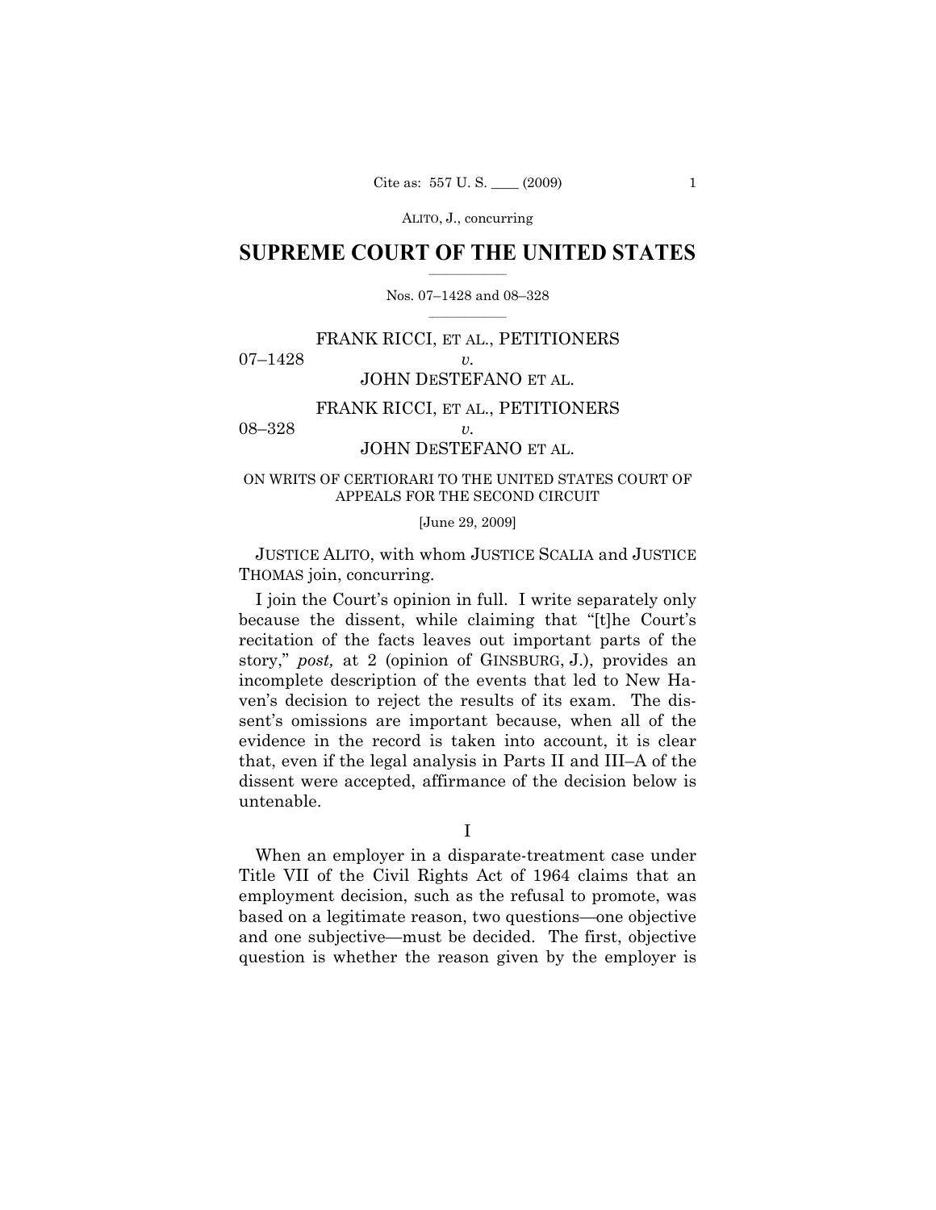# SUPREME COURT OF THE UNITED STATES

Nos. 07–1428 and 08–328

FRANK RICCI, ET AL., PETITIONERS
07–1428 *v.*
JOHN DESTEFANO ET AL.

FRANK RICCI, ET AL., PETITIONERS
08–328 *v.*
JOHN DESTEFANO ET AL.

ON WRITS OF CERTIORARI TO THE UNITED STATES COURT OF APPEALS FOR THE SECOND CIRCUIT

[June 29, 2009]

JUSTICE ALITO, with whom JUSTICE SCALIA and JUSTICE THOMAS join, concurring.

I join the Court's opinion in full. I write separately only because the dissent, while claiming that "[t]he Court's recitation of the facts leaves out important parts of the story," *post,* at 2 (opinion of GINSBURG, J.), provides an incomplete description of the events that led to New Haven's decision to reject the results of its exam. The dissent's omissions are important because, when all of the evidence in the record is taken into account, it is clear that, even if the legal analysis in Parts II and III–A of the dissent were accepted, affirmance of the decision below is untenable.

I

When an employer in a disparate-treatment case under Title VII of the Civil Rights Act of 1964 claims that an employment decision, such as the refusal to promote, was based on a legitimate reason, two questions—one objective and one subjective—must be decided. The first, objective question is whether the reason given by the employer is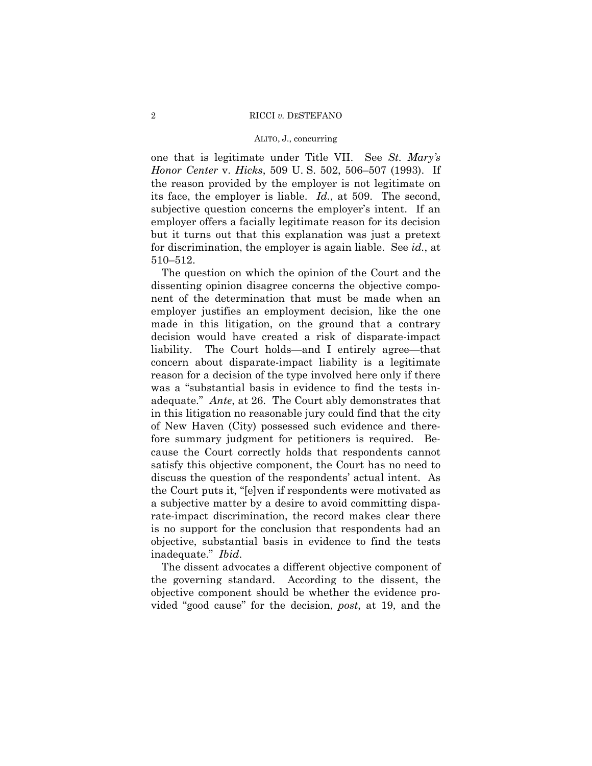one that is legitimate under Title VII. See *St. Mary's Honor Center* v. *Hicks*, 509 U. S. 502, 506–507 (1993). If the reason provided by the employer is not legitimate on its face, the employer is liable. *Id.*, at 509. The second, subjective question concerns the employer's intent. If an employer offers a facially legitimate reason for its decision but it turns out that this explanation was just a pretext for discrimination, the employer is again liable. See *id.*, at 510–512.

The question on which the opinion of the Court and the dissenting opinion disagree concerns the objective component of the determination that must be made when an employer justifies an employment decision, like the one made in this litigation, on the ground that a contrary decision would have created a risk of disparate-impact liability. The Court holds—and I entirely agree—that concern about disparate-impact liability is a legitimate reason for a decision of the type involved here only if there was a "substantial basis in evidence to find the tests inadequate." *Ante*, at 26. The Court ably demonstrates that in this litigation no reasonable jury could find that the city of New Haven (City) possessed such evidence and therefore summary judgment for petitioners is required. Because the Court correctly holds that respondents cannot satisfy this objective component, the Court has no need to discuss the question of the respondents' actual intent. As the Court puts it, "[e]ven if respondents were motivated as a subjective matter by a desire to avoid committing disparate-impact discrimination, the record makes clear there is no support for the conclusion that respondents had an objective, substantial basis in evidence to find the tests inadequate." *Ibid*.

The dissent advocates a different objective component of the governing standard. According to the dissent, the objective component should be whether the evidence provided "good cause" for the decision, *post*, at 19, and the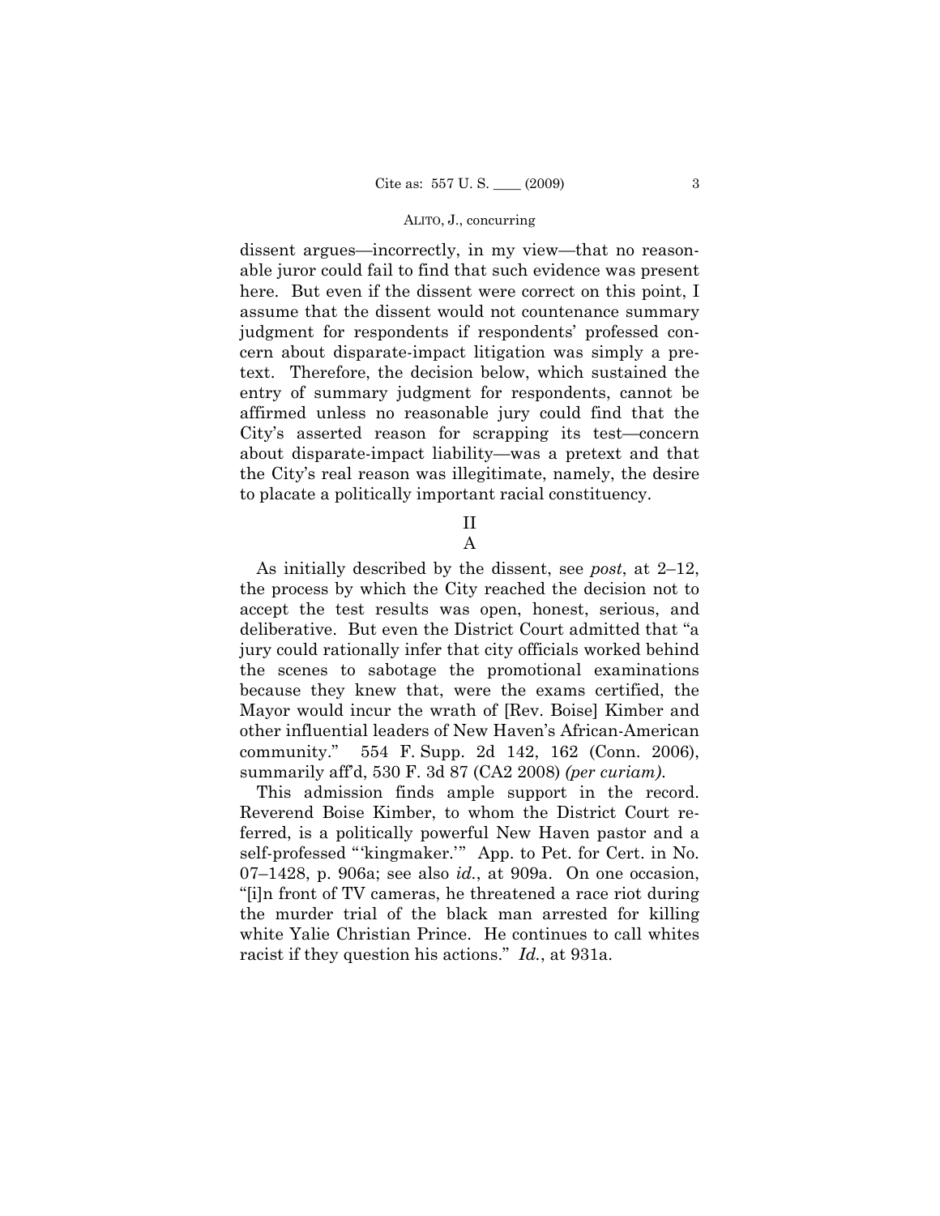dissent argues—incorrectly, in my view—that no reasonable juror could fail to find that such evidence was present here. But even if the dissent were correct on this point, I assume that the dissent would not countenance summary judgment for respondents if respondents' professed concern about disparate-impact litigation was simply a pretext. Therefore, the decision below, which sustained the entry of summary judgment for respondents, cannot be affirmed unless no reasonable jury could find that the City's asserted reason for scrapping its test—concern about disparate-impact liability—was a pretext and that the City's real reason was illegitimate, namely, the desire to placate a politically important racial constituency.

## II

### A

As initially described by the dissent, see *post*, at 2–12, the process by which the City reached the decision not to accept the test results was open, honest, serious, and deliberative. But even the District Court admitted that "a jury could rationally infer that city officials worked behind the scenes to sabotage the promotional examinations because they knew that, were the exams certified, the Mayor would incur the wrath of [Rev. Boise] Kimber and other influential leaders of New Haven's African-American community." 554 F. Supp. 2d 142, 162 (Conn. 2006), summarily aff'd, 530 F. 3d 87 (CA2 2008) *(per curiam)*.

This admission finds ample support in the record. Reverend Boise Kimber, to whom the District Court referred, is a politically powerful New Haven pastor and a self-professed "'kingmaker.'" App. to Pet. for Cert. in No. 07–1428, p. 906a; see also *id.*, at 909a. On one occasion, "[i]n front of TV cameras, he threatened a race riot during the murder trial of the black man arrested for killing white Yalie Christian Prince. He continues to call whites racist if they question his actions." *Id.*, at 931a.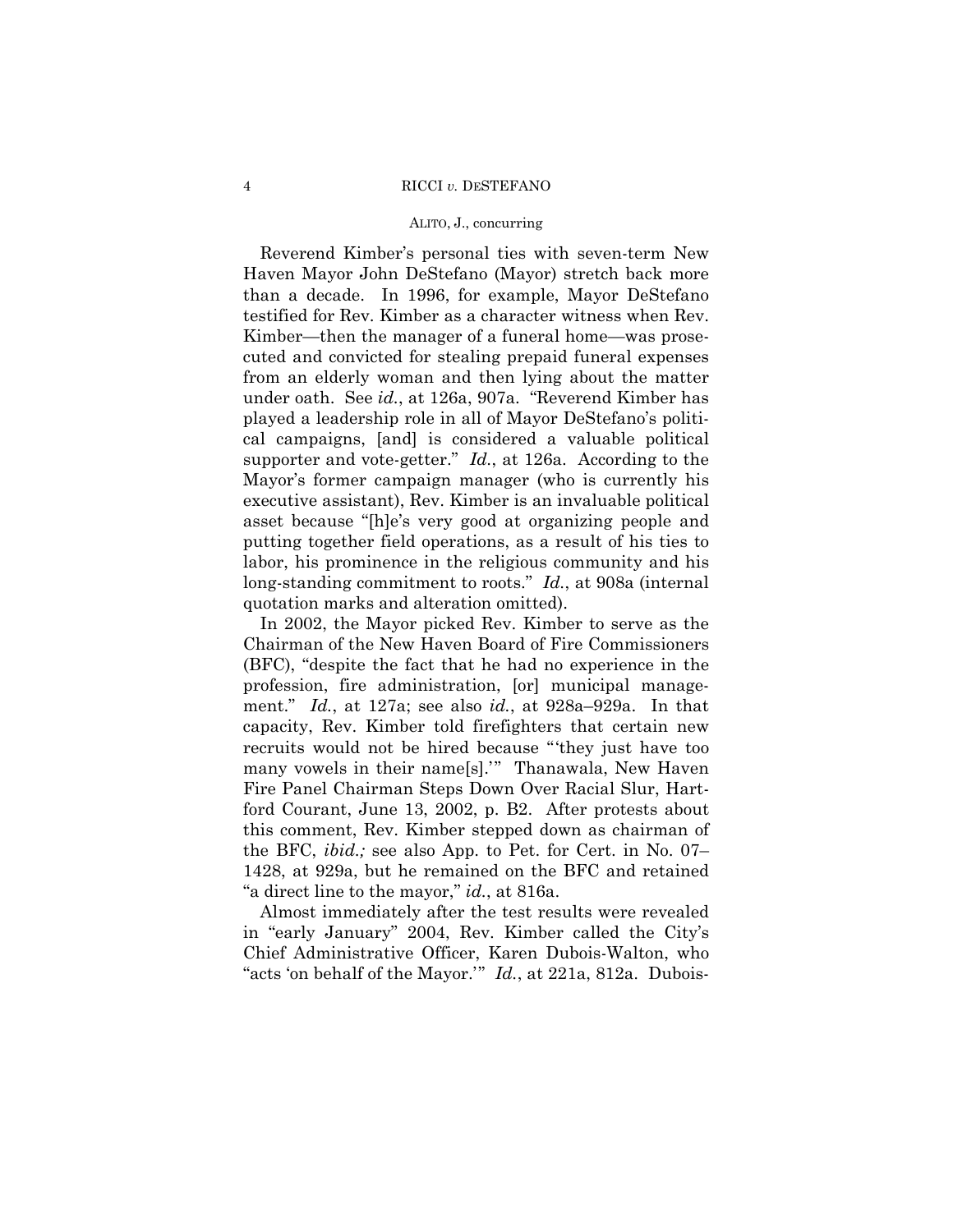Reverend Kimber's personal ties with seven-term New Haven Mayor John DeStefano (Mayor) stretch back more than a decade. In 1996, for example, Mayor DeStefano testified for Rev. Kimber as a character witness when Rev. Kimber—then the manager of a funeral home—was prosecuted and convicted for stealing prepaid funeral expenses from an elderly woman and then lying about the matter under oath. See *id.*, at 126a, 907a. "Reverend Kimber has played a leadership role in all of Mayor DeStefano's political campaigns, [and] is considered a valuable political supporter and vote-getter." *Id.*, at 126a. According to the Mayor's former campaign manager (who is currently his executive assistant), Rev. Kimber is an invaluable political asset because "[h]e's very good at organizing people and putting together field operations, as a result of his ties to labor, his prominence in the religious community and his long-standing commitment to roots." *Id.*, at 908a (internal quotation marks and alteration omitted).

In 2002, the Mayor picked Rev. Kimber to serve as the Chairman of the New Haven Board of Fire Commissioners (BFC), "despite the fact that he had no experience in the profession, fire administration, [or] municipal management." *Id.*, at 127a; see also *id.*, at 928a–929a. In that capacity, Rev. Kimber told firefighters that certain new recruits would not be hired because "'they just have too many vowels in their name[s].'" Thanawala, New Haven Fire Panel Chairman Steps Down Over Racial Slur, Hartford Courant, June 13, 2002, p. B2. After protests about this comment, Rev. Kimber stepped down as chairman of the BFC, *ibid.;* see also App. to Pet. for Cert. in No. 07–1428, at 929a, but he remained on the BFC and retained "a direct line to the mayor," *id.*, at 816a.

Almost immediately after the test results were revealed in "early January" 2004, Rev. Kimber called the City's Chief Administrative Officer, Karen Dubois-Walton, who "acts 'on behalf of the Mayor.'" *Id.*, at 221a, 812a. Dubois-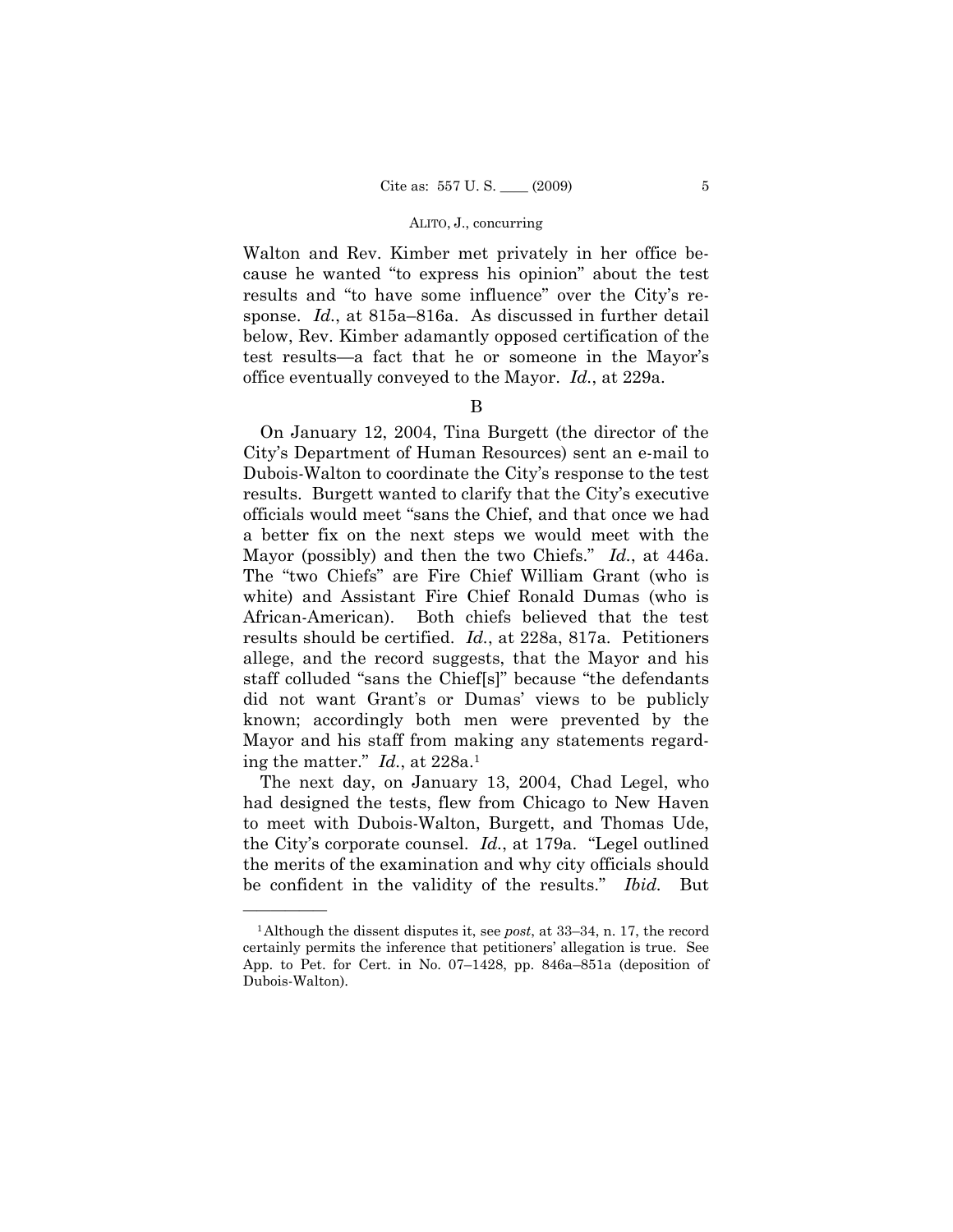Walton and Rev. Kimber met privately in her office because he wanted "to express his opinion" about the test results and "to have some influence" over the City's response. *Id.*, at 815a–816a. As discussed in further detail below, Rev. Kimber adamantly opposed certification of the test results—a fact that he or someone in the Mayor's office eventually conveyed to the Mayor. *Id.*, at 229a.

B

On January 12, 2004, Tina Burgett (the director of the City's Department of Human Resources) sent an e-mail to Dubois-Walton to coordinate the City's response to the test results. Burgett wanted to clarify that the City's executive officials would meet "sans the Chief, and that once we had a better fix on the next steps we would meet with the Mayor (possibly) and then the two Chiefs." *Id.*, at 446a. The "two Chiefs" are Fire Chief William Grant (who is white) and Assistant Fire Chief Ronald Dumas (who is African-American). Both chiefs believed that the test results should be certified. *Id.*, at 228a, 817a. Petitioners allege, and the record suggests, that the Mayor and his staff colluded "sans the Chief[s]" because "the defendants did not want Grant's or Dumas' views to be publicly known; accordingly both men were prevented by the Mayor and his staff from making any statements regarding the matter." *Id.*, at 228a.[1]

The next day, on January 13, 2004, Chad Legel, who had designed the tests, flew from Chicago to New Haven to meet with Dubois-Walton, Burgett, and Thomas Ude, the City's corporate counsel. *Id.*, at 179a. "Legel outlined the merits of the examination and why city officials should be confident in the validity of the results." *Ibid.* But

---

[1] Although the dissent disputes it, see *post*, at 33–34, n. 17, the record certainly permits the inference that petitioners' allegation is true. See App. to Pet. for Cert. in No. 07–1428, pp. 846a–851a (deposition of Dubois-Walton).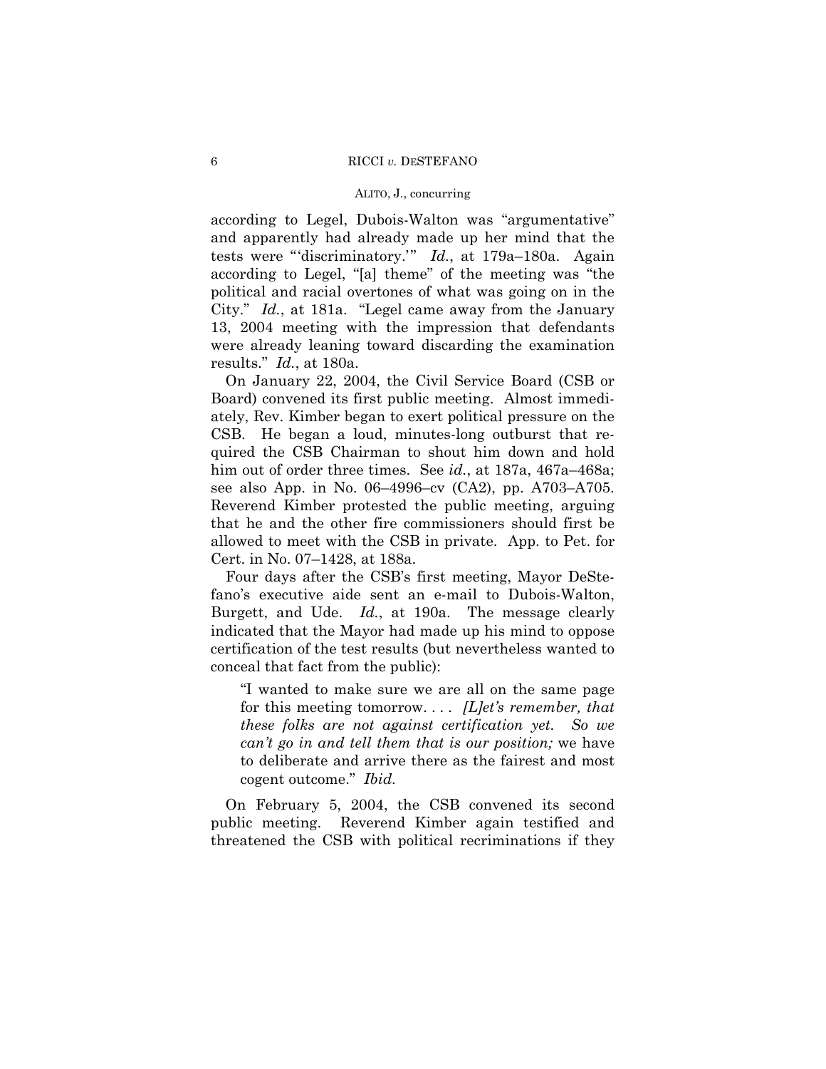according to Legel, Dubois-Walton was "argumentative" and apparently had already made up her mind that the tests were "'discriminatory.'" *Id.*, at 179a–180a. Again according to Legel, "[a] theme" of the meeting was "the political and racial overtones of what was going on in the City." *Id.*, at 181a. "Legel came away from the January 13, 2004 meeting with the impression that defendants were already leaning toward discarding the examination results." *Id.*, at 180a.

On January 22, 2004, the Civil Service Board (CSB or Board) convened its first public meeting. Almost immediately, Rev. Kimber began to exert political pressure on the CSB. He began a loud, minutes-long outburst that required the CSB Chairman to shout him down and hold him out of order three times. See *id.*, at 187a, 467a–468a; see also App. in No. 06–4996–cv (CA2), pp. A703–A705. Reverend Kimber protested the public meeting, arguing that he and the other fire commissioners should first be allowed to meet with the CSB in private. App. to Pet. for Cert. in No. 07–1428, at 188a.

Four days after the CSB's first meeting, Mayor DeStefano's executive aide sent an e-mail to Dubois-Walton, Burgett, and Ude. *Id.*, at 190a. The message clearly indicated that the Mayor had made up his mind to oppose certification of the test results (but nevertheless wanted to conceal that fact from the public):

> "I wanted to make sure we are all on the same page for this meeting tomorrow. . . . *[L]et's remember, that these folks are not against certification yet. So we can't go in and tell them that is our position;* we have to deliberate and arrive there as the fairest and most cogent outcome." *Ibid.*

On February 5, 2004, the CSB convened its second public meeting. Reverend Kimber again testified and threatened the CSB with political recriminations if they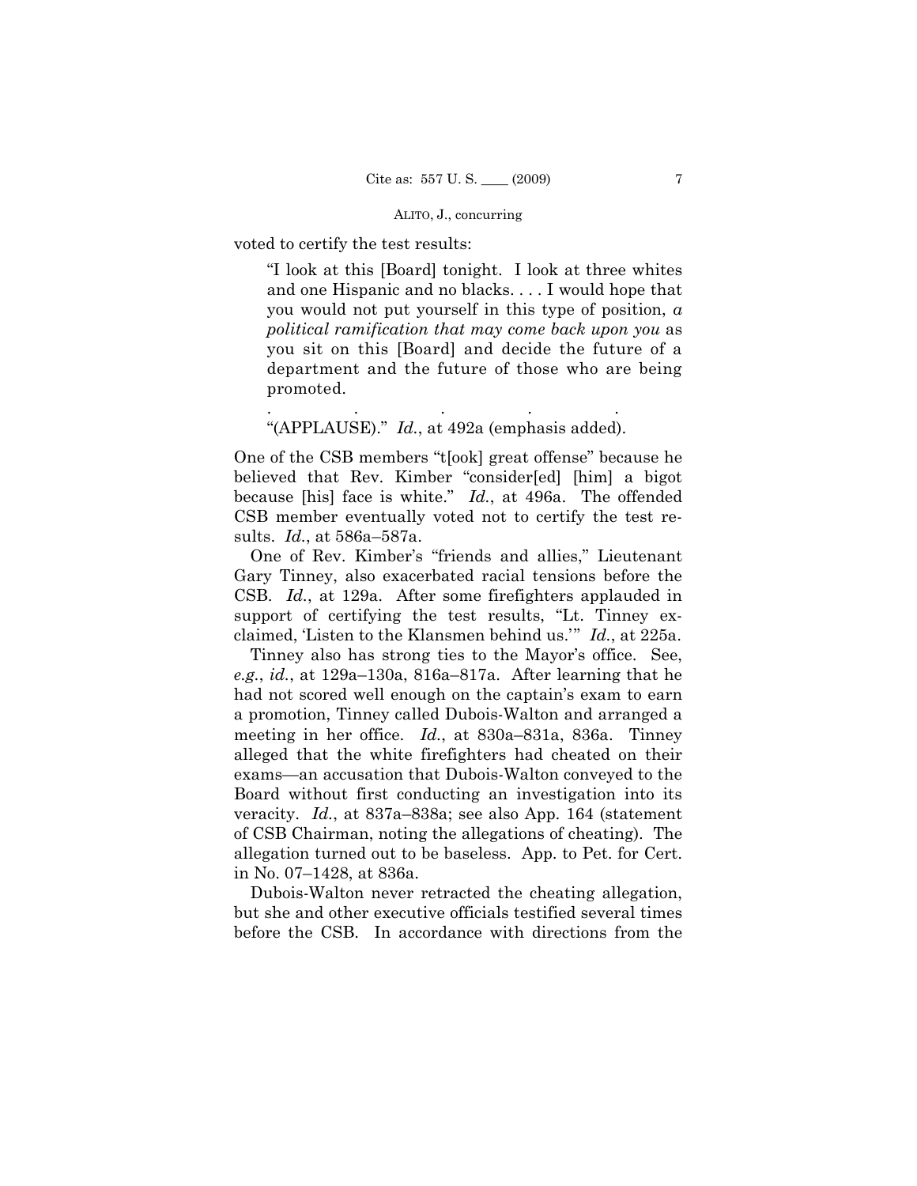voted to certify the test results:

> "I look at this [Board] tonight. I look at three whites and one Hispanic and no blacks. . . . I would hope that you would not put yourself in this type of position, *a political ramification that may come back upon you* as you sit on this [Board] and decide the future of a department and the future of those who are being promoted.
>
> . . . . .
>
> "(APPLAUSE)." *Id.*, at 492a (emphasis added).

One of the CSB members "t[ook] great offense" because he believed that Rev. Kimber "consider[ed] [him] a bigot because [his] face is white." *Id.*, at 496a. The offended CSB member eventually voted not to certify the test results. *Id.*, at 586a–587a.

One of Rev. Kimber's "friends and allies," Lieutenant Gary Tinney, also exacerbated racial tensions before the CSB. *Id.*, at 129a. After some firefighters applauded in support of certifying the test results, "Lt. Tinney exclaimed, 'Listen to the Klansmen behind us.'" *Id.*, at 225a.

Tinney also has strong ties to the Mayor's office. See, *e.g.*, *id.*, at 129a–130a, 816a–817a. After learning that he had not scored well enough on the captain's exam to earn a promotion, Tinney called Dubois-Walton and arranged a meeting in her office. *Id.*, at 830a–831a, 836a. Tinney alleged that the white firefighters had cheated on their exams—an accusation that Dubois-Walton conveyed to the Board without first conducting an investigation into its veracity. *Id.*, at 837a–838a; see also App. 164 (statement of CSB Chairman, noting the allegations of cheating). The allegation turned out to be baseless. App. to Pet. for Cert. in No. 07–1428, at 836a.

Dubois-Walton never retracted the cheating allegation, but she and other executive officials testified several times before the CSB. In accordance with directions from the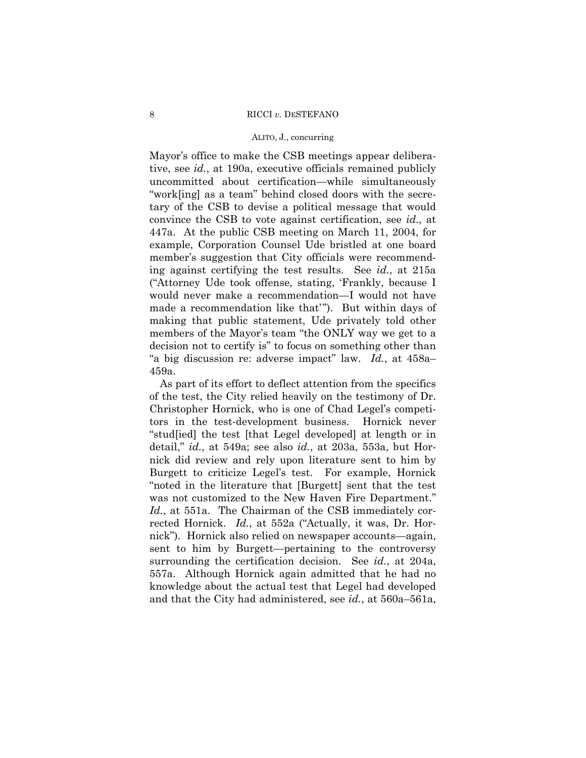Mayor's office to make the CSB meetings appear deliberative, see *id.*, at 190a, executive officials remained publicly uncommitted about certification—while simultaneously "work[ing] as a team" behind closed doors with the secretary of the CSB to devise a political message that would convince the CSB to vote against certification, see *id.*, at 447a. At the public CSB meeting on March 11, 2004, for example, Corporation Counsel Ude bristled at one board member's suggestion that City officials were recommending against certifying the test results. See *id.*, at 215a ("Attorney Ude took offense, stating, 'Frankly, because I would never make a recommendation—I would not have made a recommendation like that'"). But within days of making that public statement, Ude privately told other members of the Mayor's team "the ONLY way we get to a decision not to certify is" to focus on something other than "a big discussion re: adverse impact" law. *Id.*, at 458a–459a.

As part of its effort to deflect attention from the specifics of the test, the City relied heavily on the testimony of Dr. Christopher Hornick, who is one of Chad Legel's competitors in the test-development business. Hornick never "stud[ied] the test [that Legel developed] at length or in detail," *id.*, at 549a; see also *id.*, at 203a, 553a, but Hornick did review and rely upon literature sent to him by Burgett to criticize Legel's test. For example, Hornick "noted in the literature that [Burgett] sent that the test was not customized to the New Haven Fire Department." *Id.*, at 551a. The Chairman of the CSB immediately corrected Hornick. *Id.*, at 552a ("Actually, it was, Dr. Hornick"). Hornick also relied on newspaper accounts—again, sent to him by Burgett—pertaining to the controversy surrounding the certification decision. See *id.*, at 204a, 557a. Although Hornick again admitted that he had no knowledge about the actual test that Legel had developed and that the City had administered, see *id.*, at 560a–561a,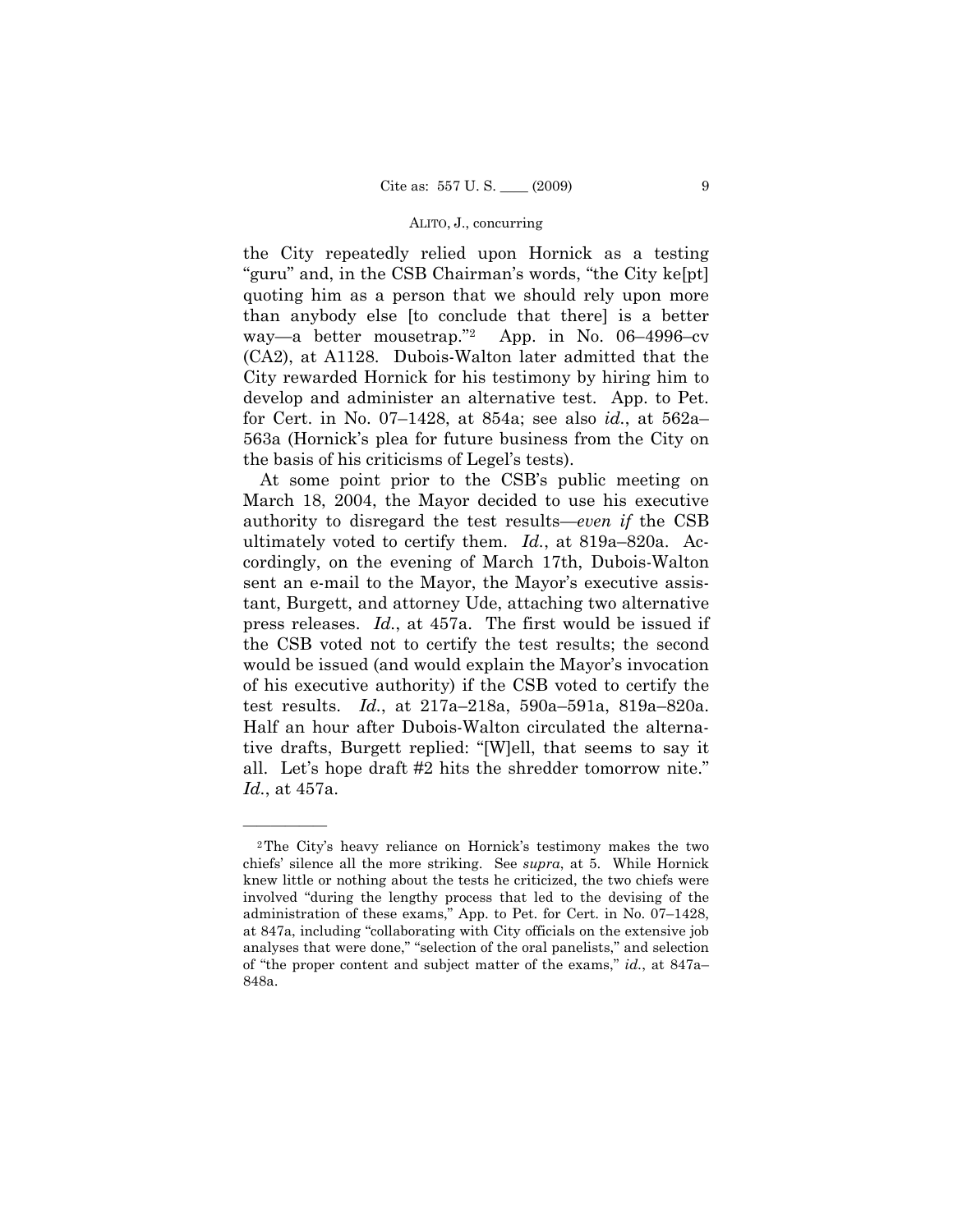the City repeatedly relied upon Hornick as a testing "guru" and, in the CSB Chairman's words, "the City ke[pt] quoting him as a person that we should rely upon more than anybody else [to conclude that there] is a better way—a better mousetrap."[2] App. in No. 06–4996–cv (CA2), at A1128. Dubois-Walton later admitted that the City rewarded Hornick for his testimony by hiring him to develop and administer an alternative test. App. to Pet. for Cert. in No. 07–1428, at 854a; see also *id.*, at 562a–563a (Hornick's plea for future business from the City on the basis of his criticisms of Legel's tests).

At some point prior to the CSB's public meeting on March 18, 2004, the Mayor decided to use his executive authority to disregard the test results—*even if* the CSB ultimately voted to certify them. *Id.*, at 819a–820a. Accordingly, on the evening of March 17th, Dubois-Walton sent an e-mail to the Mayor, the Mayor's executive assistant, Burgett, and attorney Ude, attaching two alternative press releases. *Id.*, at 457a. The first would be issued if the CSB voted not to certify the test results; the second would be issued (and would explain the Mayor's invocation of his executive authority) if the CSB voted to certify the test results. *Id.*, at 217a–218a, 590a–591a, 819a–820a. Half an hour after Dubois-Walton circulated the alternative drafts, Burgett replied: "[W]ell, that seems to say it all. Let's hope draft #2 hits the shredder tomorrow nite." *Id.*, at 457a.

---

[2] The City's heavy reliance on Hornick's testimony makes the two chiefs' silence all the more striking. See *supra*, at 5. While Hornick knew little or nothing about the tests he criticized, the two chiefs were involved "during the lengthy process that led to the devising of the administration of these exams," App. to Pet. for Cert. in No. 07–1428, at 847a, including "collaborating with City officials on the extensive job analyses that were done," "selection of the oral panelists," and selection of "the proper content and subject matter of the exams," *id.*, at 847a–848a.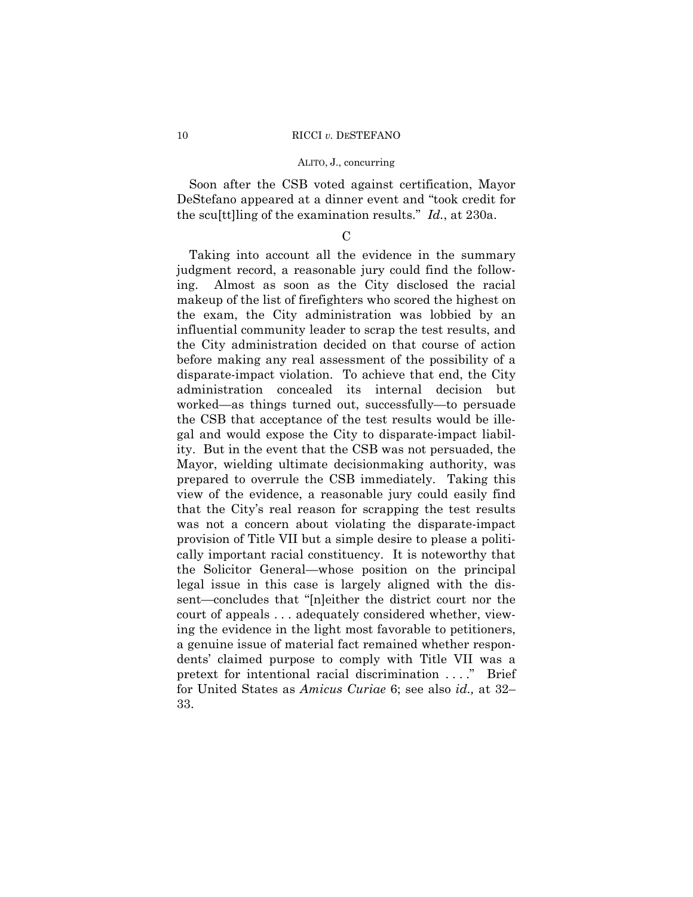Soon after the CSB voted against certification, Mayor DeStefano appeared at a dinner event and "took credit for the scu[tt]ling of the examination results." *Id.*, at 230a.

C

Taking into account all the evidence in the summary judgment record, a reasonable jury could find the following. Almost as soon as the City disclosed the racial makeup of the list of firefighters who scored the highest on the exam, the City administration was lobbied by an influential community leader to scrap the test results, and the City administration decided on that course of action before making any real assessment of the possibility of a disparate-impact violation. To achieve that end, the City administration concealed its internal decision but worked—as things turned out, successfully—to persuade the CSB that acceptance of the test results would be illegal and would expose the City to disparate-impact liability. But in the event that the CSB was not persuaded, the Mayor, wielding ultimate decisionmaking authority, was prepared to overrule the CSB immediately. Taking this view of the evidence, a reasonable jury could easily find that the City's real reason for scrapping the test results was not a concern about violating the disparate-impact provision of Title VII but a simple desire to please a politically important racial constituency. It is noteworthy that the Solicitor General—whose position on the principal legal issue in this case is largely aligned with the dissent—concludes that "[n]either the district court nor the court of appeals . . . adequately considered whether, viewing the evidence in the light most favorable to petitioners, a genuine issue of material fact remained whether respondents' claimed purpose to comply with Title VII was a pretext for intentional racial discrimination . . . ." Brief for United States as *Amicus Curiae* 6; see also *id.,* at 32–33.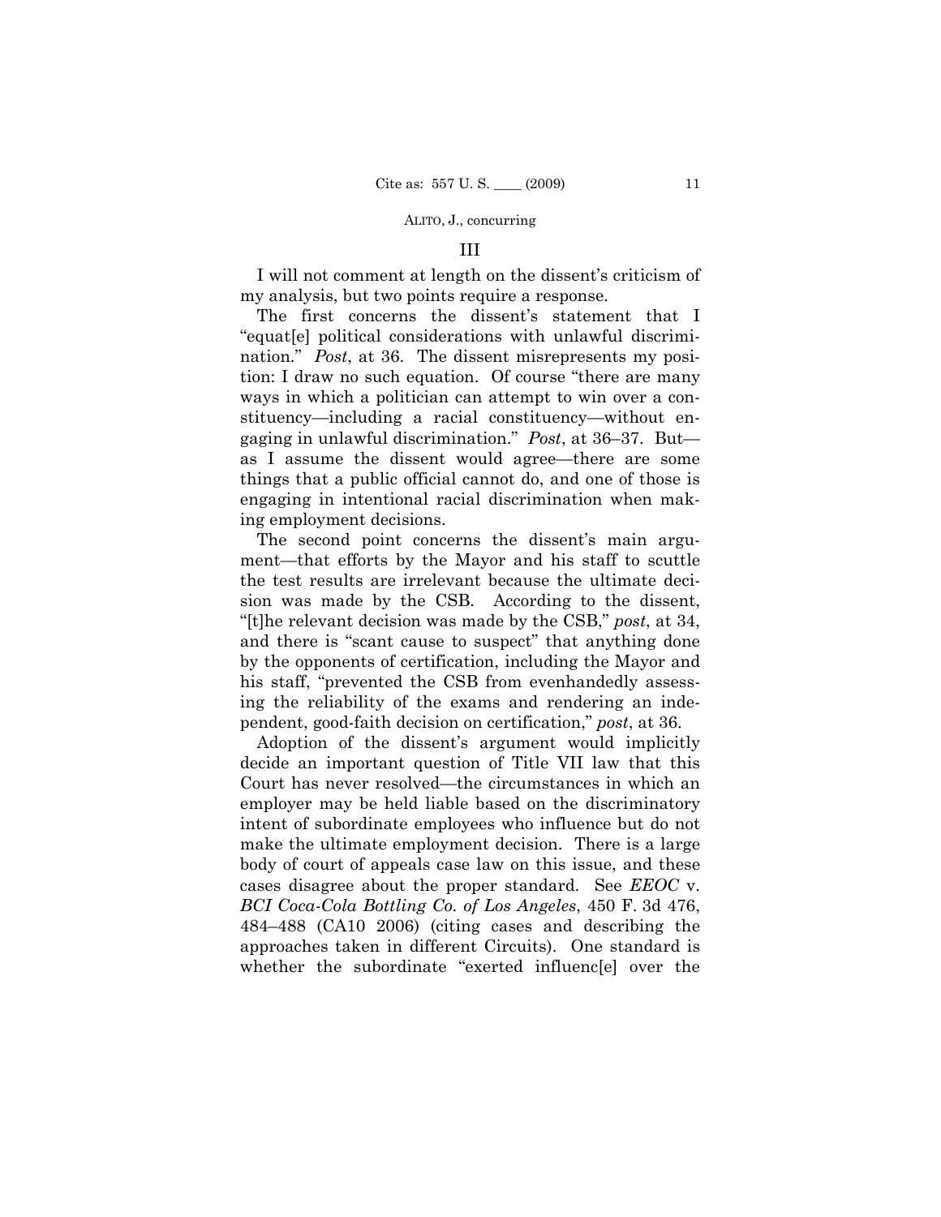### III

I will not comment at length on the dissent's criticism of my analysis, but two points require a response.

The first concerns the dissent's statement that I "equat[e] political considerations with unlawful discrimination." *Post*, at 36. The dissent misrepresents my position: I draw no such equation. Of course "there are many ways in which a politician can attempt to win over a constituency—including a racial constituency—without engaging in unlawful discrimination." *Post*, at 36–37. But—as I assume the dissent would agree—there are some things that a public official cannot do, and one of those is engaging in intentional racial discrimination when making employment decisions.

The second point concerns the dissent's main argument—that efforts by the Mayor and his staff to scuttle the test results are irrelevant because the ultimate decision was made by the CSB. According to the dissent, "[t]he relevant decision was made by the CSB," *post*, at 34, and there is "scant cause to suspect" that anything done by the opponents of certification, including the Mayor and his staff, "prevented the CSB from evenhandedly assessing the reliability of the exams and rendering an independent, good-faith decision on certification," *post*, at 36.

Adoption of the dissent's argument would implicitly decide an important question of Title VII law that this Court has never resolved—the circumstances in which an employer may be held liable based on the discriminatory intent of subordinate employees who influence but do not make the ultimate employment decision. There is a large body of court of appeals case law on this issue, and these cases disagree about the proper standard. See *EEOC* v. *BCI Coca-Cola Bottling Co. of Los Angeles*, 450 F. 3d 476, 484–488 (CA10 2006) (citing cases and describing the approaches taken in different Circuits). One standard is whether the subordinate "exerted influenc[e] over the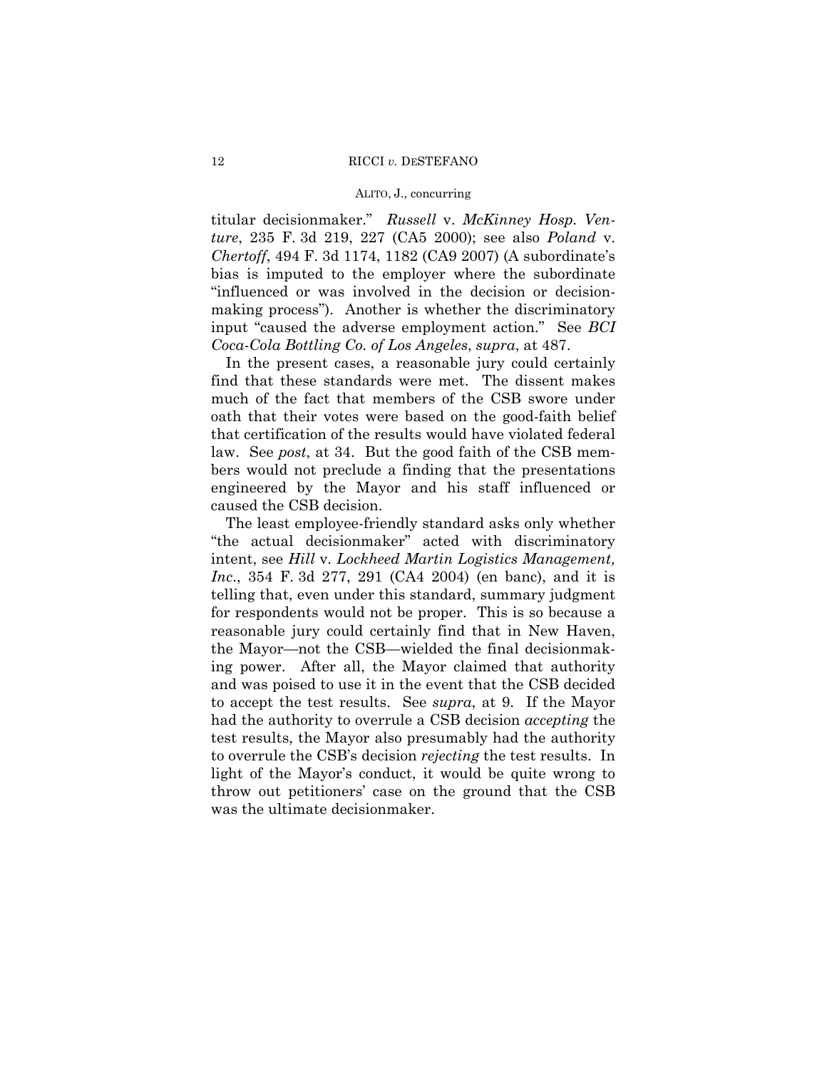titular decisionmaker." *Russell* v. *McKinney Hosp. Venture*, 235 F. 3d 219, 227 (CA5 2000); see also *Poland* v. *Chertoff*, 494 F. 3d 1174, 1182 (CA9 2007) (A subordinate's bias is imputed to the employer where the subordinate "influenced or was involved in the decision or decisionmaking process"). Another is whether the discriminatory input "caused the adverse employment action." See *BCI Coca-Cola Bottling Co. of Los Angeles*, *supra*, at 487.

In the present cases, a reasonable jury could certainly find that these standards were met. The dissent makes much of the fact that members of the CSB swore under oath that their votes were based on the good-faith belief that certification of the results would have violated federal law. See *post*, at 34. But the good faith of the CSB members would not preclude a finding that the presentations engineered by the Mayor and his staff influenced or caused the CSB decision.

The least employee-friendly standard asks only whether "the actual decisionmaker" acted with discriminatory intent, see *Hill* v. *Lockheed Martin Logistics Management, Inc*., 354 F. 3d 277, 291 (CA4 2004) (en banc), and it is telling that, even under this standard, summary judgment for respondents would not be proper. This is so because a reasonable jury could certainly find that in New Haven, the Mayor—not the CSB—wielded the final decisionmaking power. After all, the Mayor claimed that authority and was poised to use it in the event that the CSB decided to accept the test results. See *supra*, at 9. If the Mayor had the authority to overrule a CSB decision *accepting* the test results, the Mayor also presumably had the authority to overrule the CSB's decision *rejecting* the test results. In light of the Mayor's conduct, it would be quite wrong to throw out petitioners' case on the ground that the CSB was the ultimate decisionmaker.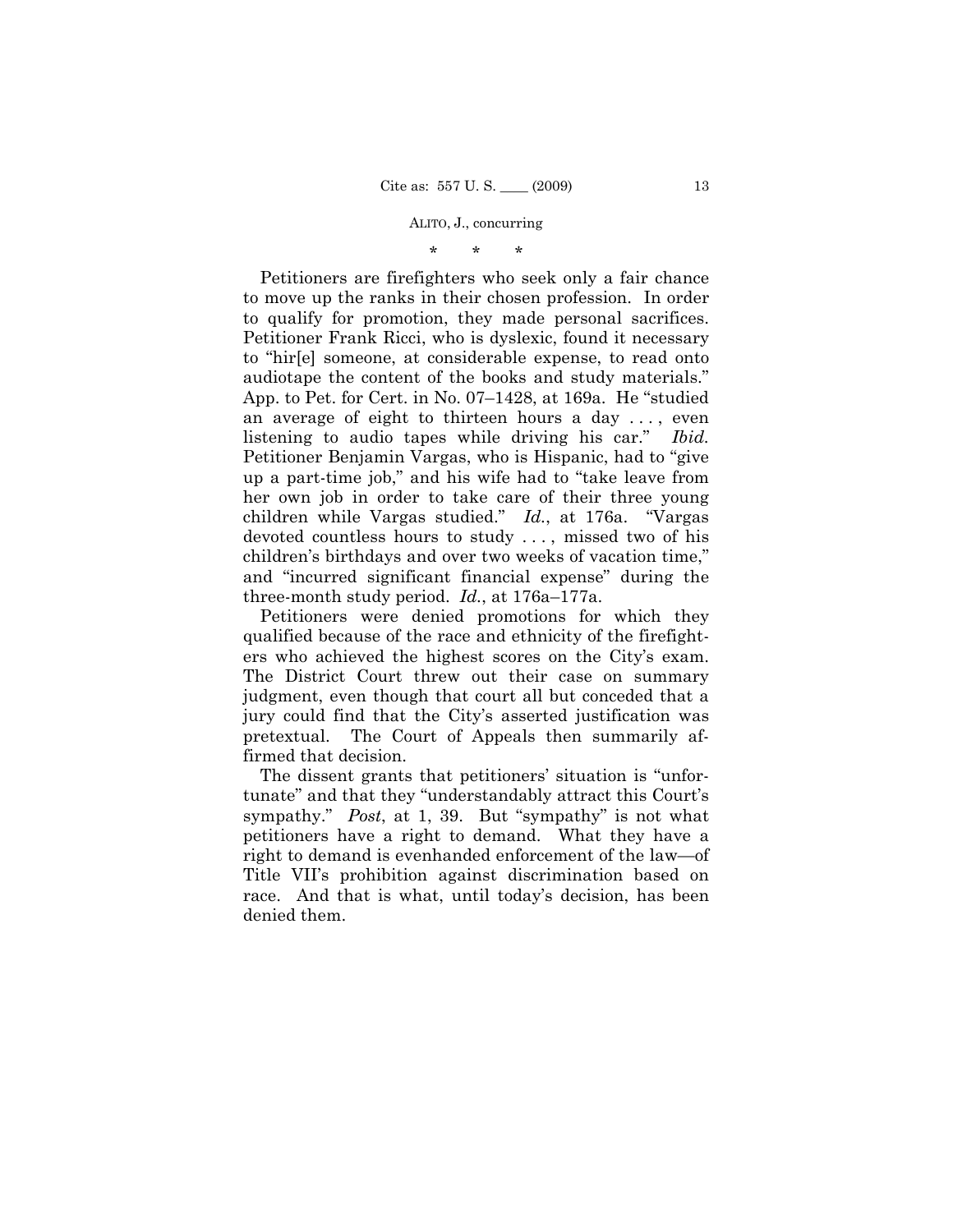\*  \*  \*

Petitioners are firefighters who seek only a fair chance to move up the ranks in their chosen profession. In order to qualify for promotion, they made personal sacrifices. Petitioner Frank Ricci, who is dyslexic, found it necessary to "hir[e] someone, at considerable expense, to read onto audiotape the content of the books and study materials." App. to Pet. for Cert. in No. 07–1428, at 169a. He "studied an average of eight to thirteen hours a day . . . , even listening to audio tapes while driving his car." *Ibid.* Petitioner Benjamin Vargas, who is Hispanic, had to "give up a part-time job," and his wife had to "take leave from her own job in order to take care of their three young children while Vargas studied." *Id.*, at 176a. "Vargas devoted countless hours to study . . . , missed two of his children's birthdays and over two weeks of vacation time," and "incurred significant financial expense" during the three-month study period. *Id.*, at 176a–177a.

Petitioners were denied promotions for which they qualified because of the race and ethnicity of the firefighters who achieved the highest scores on the City's exam. The District Court threw out their case on summary judgment, even though that court all but conceded that a jury could find that the City's asserted justification was pretextual. The Court of Appeals then summarily affirmed that decision.

The dissent grants that petitioners' situation is "unfortunate" and that they "understandably attract this Court's sympathy." *Post*, at 1, 39. But "sympathy" is not what petitioners have a right to demand. What they have a right to demand is evenhanded enforcement of the law—of Title VII's prohibition against discrimination based on race. And that is what, until today's decision, has been denied them.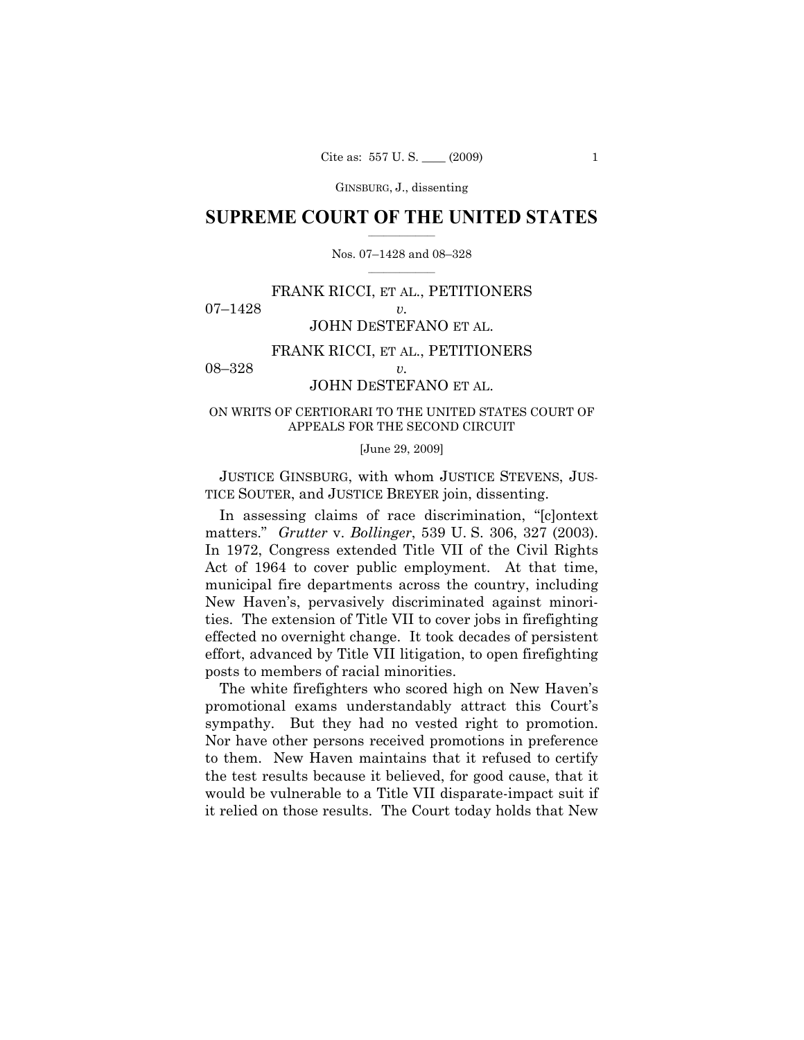## SUPREME COURT OF THE UNITED STATES

Nos. 07–1428 and 08–328

FRANK RICCI, ET AL., PETITIONERS
07–1428 *v.*
JOHN DESTEFANO ET AL.

FRANK RICCI, ET AL., PETITIONERS
08–328 *v.*
JOHN DESTEFANO ET AL.

ON WRITS OF CERTIORARI TO THE UNITED STATES COURT OF APPEALS FOR THE SECOND CIRCUIT

[June 29, 2009]

JUSTICE GINSBURG, with whom JUSTICE STEVENS, JUSTICE SOUTER, and JUSTICE BREYER join, dissenting.

In assessing claims of race discrimination, "[c]ontext matters." *Grutter* v. *Bollinger*, 539 U. S. 306, 327 (2003). In 1972, Congress extended Title VII of the Civil Rights Act of 1964 to cover public employment. At that time, municipal fire departments across the country, including New Haven's, pervasively discriminated against minorities. The extension of Title VII to cover jobs in firefighting effected no overnight change. It took decades of persistent effort, advanced by Title VII litigation, to open firefighting posts to members of racial minorities.

The white firefighters who scored high on New Haven's promotional exams understandably attract this Court's sympathy. But they had no vested right to promotion. Nor have other persons received promotions in preference to them. New Haven maintains that it refused to certify the test results because it believed, for good cause, that it would be vulnerable to a Title VII disparate-impact suit if it relied on those results. The Court today holds that New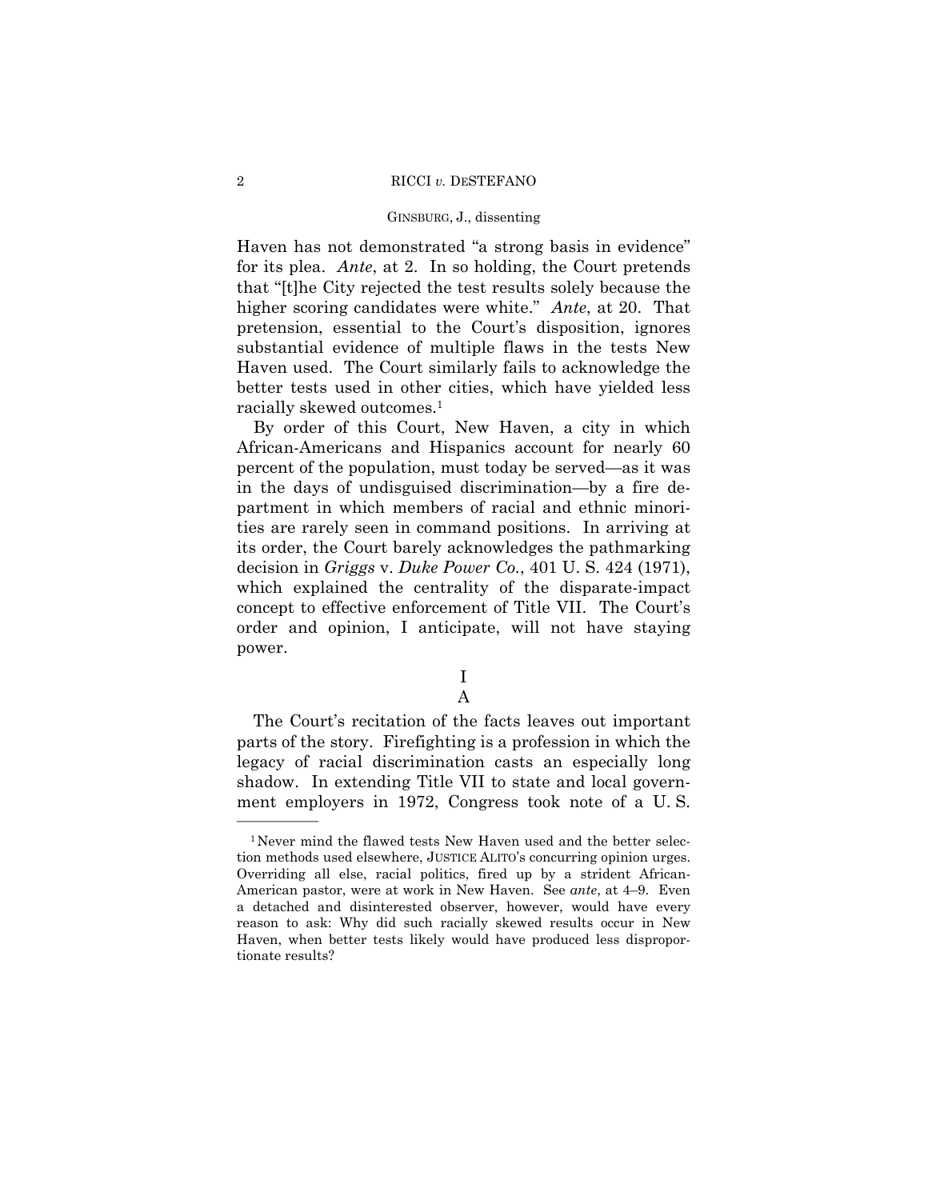Haven has not demonstrated "a strong basis in evidence" for its plea. *Ante*, at 2. In so holding, the Court pretends that "[t]he City rejected the test results solely because the higher scoring candidates were white." *Ante*, at 20. That pretension, essential to the Court's disposition, ignores substantial evidence of multiple flaws in the tests New Haven used. The Court similarly fails to acknowledge the better tests used in other cities, which have yielded less racially skewed outcomes.[1]

By order of this Court, New Haven, a city in which African-Americans and Hispanics account for nearly 60 percent of the population, must today be served—as it was in the days of undisguised discrimination—by a fire department in which members of racial and ethnic minorities are rarely seen in command positions. In arriving at its order, the Court barely acknowledges the pathmarking decision in *Griggs* v. *Duke Power Co.*, 401 U. S. 424 (1971), which explained the centrality of the disparate-impact concept to effective enforcement of Title VII. The Court's order and opinion, I anticipate, will not have staying power.

## I

### A

The Court's recitation of the facts leaves out important parts of the story. Firefighting is a profession in which the legacy of racial discrimination casts an especially long shadow. In extending Title VII to state and local government employers in 1972, Congress took note of a U. S.

---

[1] Never mind the flawed tests New Haven used and the better selection methods used elsewhere, JUSTICE ALITO's concurring opinion urges. Overriding all else, racial politics, fired up by a strident African-American pastor, were at work in New Haven. See *ante*, at 4–9. Even a detached and disinterested observer, however, would have every reason to ask: Why did such racially skewed results occur in New Haven, when better tests likely would have produced less disproportionate results?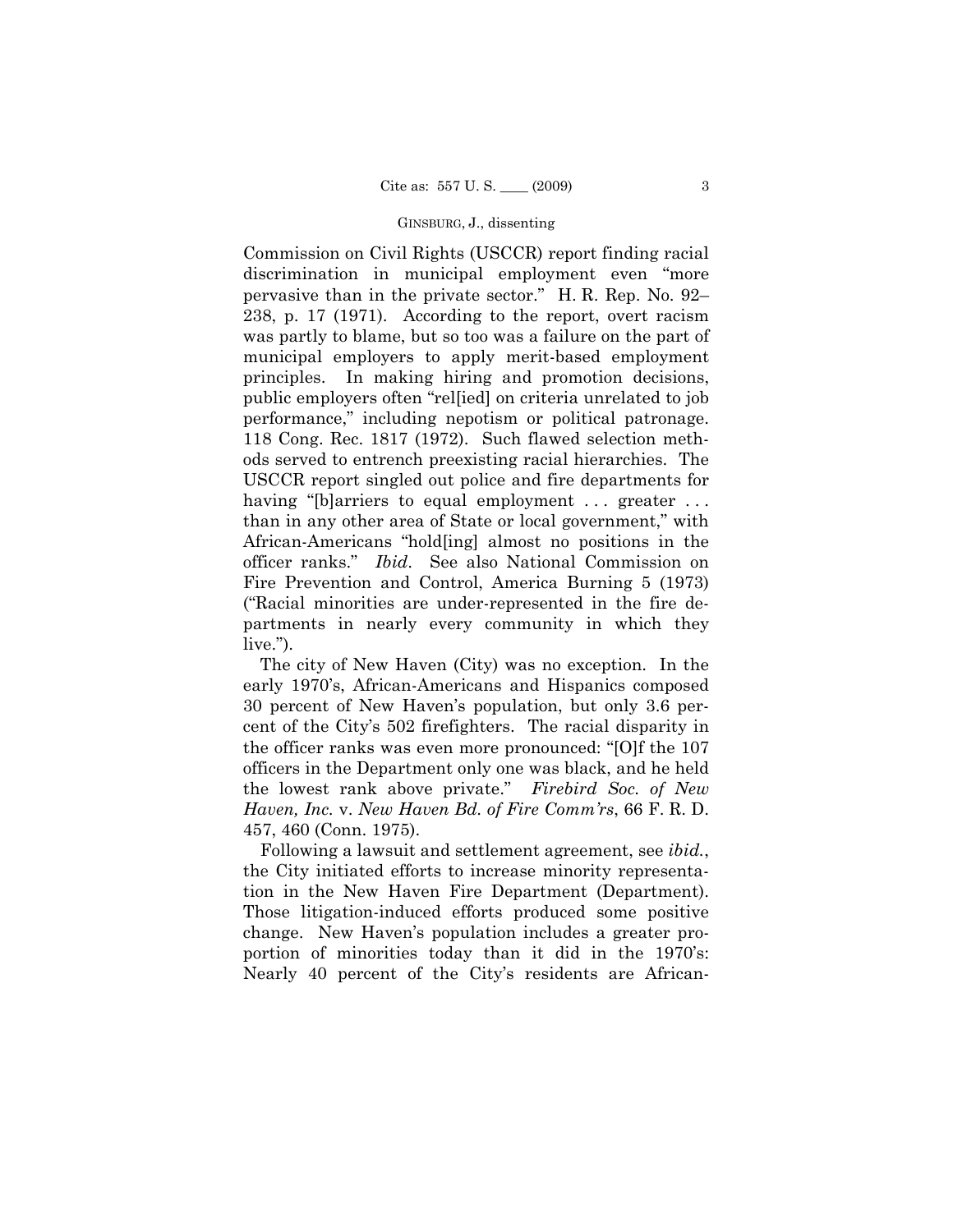Commission on Civil Rights (USCCR) report finding racial discrimination in municipal employment even "more pervasive than in the private sector." H. R. Rep. No. 92–238, p. 17 (1971). According to the report, overt racism was partly to blame, but so too was a failure on the part of municipal employers to apply merit-based employment principles. In making hiring and promotion decisions, public employers often "rel[ied] on criteria unrelated to job performance," including nepotism or political patronage. 118 Cong. Rec. 1817 (1972). Such flawed selection methods served to entrench preexisting racial hierarchies. The USCCR report singled out police and fire departments for having "[b]arriers to equal employment . . . greater . . . than in any other area of State or local government," with African-Americans "hold[ing] almost no positions in the officer ranks." *Ibid*. See also National Commission on Fire Prevention and Control, America Burning 5 (1973) ("Racial minorities are under-represented in the fire departments in nearly every community in which they live.").

The city of New Haven (City) was no exception. In the early 1970's, African-Americans and Hispanics composed 30 percent of New Haven's population, but only 3.6 percent of the City's 502 firefighters. The racial disparity in the officer ranks was even more pronounced: "[O]f the 107 officers in the Department only one was black, and he held the lowest rank above private." *Firebird Soc. of New Haven, Inc.* v. *New Haven Bd. of Fire Comm'rs*, 66 F. R. D. 457, 460 (Conn. 1975).

Following a lawsuit and settlement agreement, see *ibid.*, the City initiated efforts to increase minority representation in the New Haven Fire Department (Department). Those litigation-induced efforts produced some positive change. New Haven's population includes a greater proportion of minorities today than it did in the 1970's: Nearly 40 percent of the City's residents are African-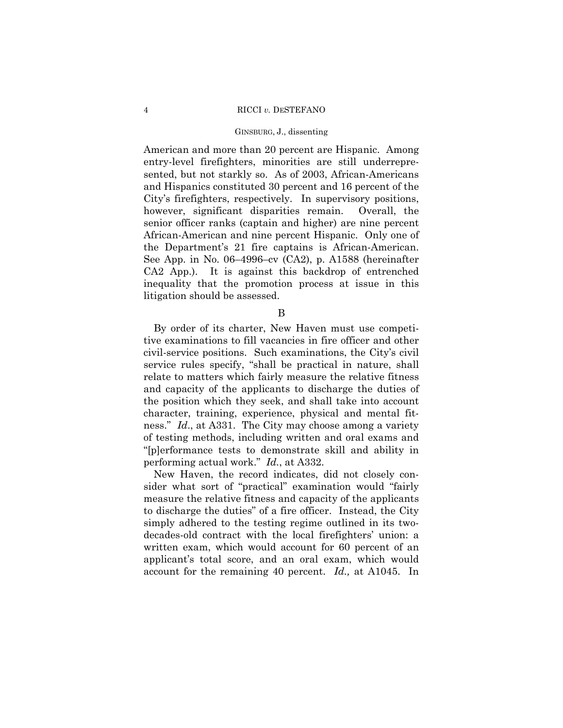American and more than 20 percent are Hispanic. Among entry-level firefighters, minorities are still underrepresented, but not starkly so. As of 2003, African-Americans and Hispanics constituted 30 percent and 16 percent of the City's firefighters, respectively. In supervisory positions, however, significant disparities remain. Overall, the senior officer ranks (captain and higher) are nine percent African-American and nine percent Hispanic. Only one of the Department's 21 fire captains is African-American. See App. in No. 06–4996–cv (CA2), p. A1588 (hereinafter CA2 App.). It is against this backdrop of entrenched inequality that the promotion process at issue in this litigation should be assessed.

B

By order of its charter, New Haven must use competitive examinations to fill vacancies in fire officer and other civil-service positions. Such examinations, the City's civil service rules specify, "shall be practical in nature, shall relate to matters which fairly measure the relative fitness and capacity of the applicants to discharge the duties of the position which they seek, and shall take into account character, training, experience, physical and mental fitness." *Id*., at A331. The City may choose among a variety of testing methods, including written and oral exams and "[p]erformance tests to demonstrate skill and ability in performing actual work." *Id.*, at A332.

New Haven, the record indicates, did not closely consider what sort of "practical" examination would "fairly measure the relative fitness and capacity of the applicants to discharge the duties" of a fire officer. Instead, the City simply adhered to the testing regime outlined in its two-decades-old contract with the local firefighters' union: a written exam, which would account for 60 percent of an applicant's total score, and an oral exam, which would account for the remaining 40 percent. *Id.,* at A1045. In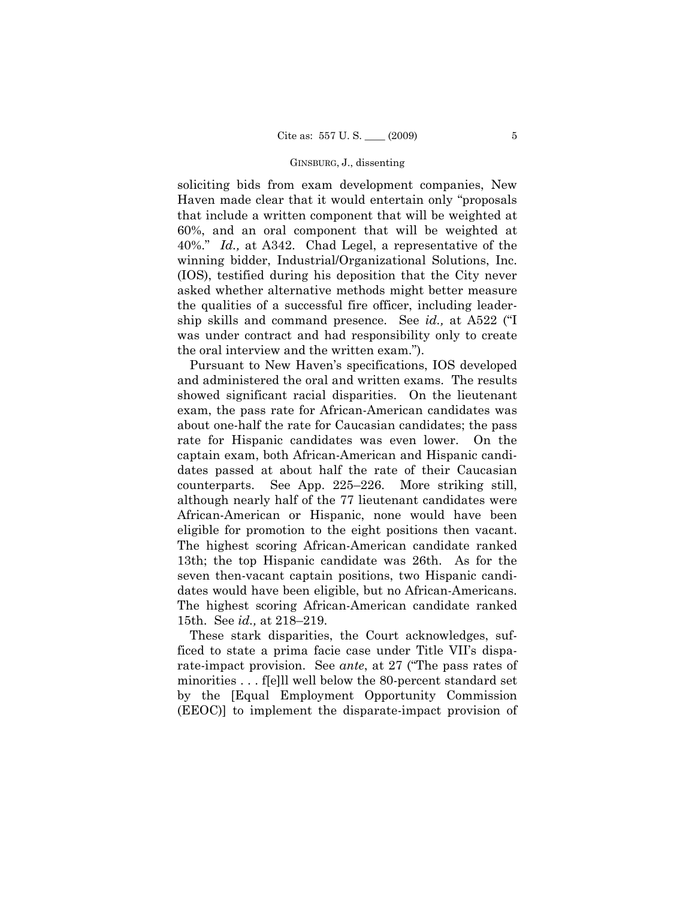soliciting bids from exam development companies, New Haven made clear that it would entertain only "proposals that include a written component that will be weighted at 60%, and an oral component that will be weighted at 40%." *Id.,* at A342. Chad Legel, a representative of the winning bidder, Industrial/Organizational Solutions, Inc. (IOS), testified during his deposition that the City never asked whether alternative methods might better measure the qualities of a successful fire officer, including leadership skills and command presence. See *id.,* at A522 ("I was under contract and had responsibility only to create the oral interview and the written exam.").

Pursuant to New Haven's specifications, IOS developed and administered the oral and written exams. The results showed significant racial disparities. On the lieutenant exam, the pass rate for African-American candidates was about one-half the rate for Caucasian candidates; the pass rate for Hispanic candidates was even lower. On the captain exam, both African-American and Hispanic candidates passed at about half the rate of their Caucasian counterparts. See App. 225–226. More striking still, although nearly half of the 77 lieutenant candidates were African-American or Hispanic, none would have been eligible for promotion to the eight positions then vacant. The highest scoring African-American candidate ranked 13th; the top Hispanic candidate was 26th. As for the seven then-vacant captain positions, two Hispanic candidates would have been eligible, but no African-Americans. The highest scoring African-American candidate ranked 15th. See *id.,* at 218–219.

These stark disparities, the Court acknowledges, sufficed to state a prima facie case under Title VII's disparate-impact provision. See *ante*, at 27 ("The pass rates of minorities . . . f[e]ll well below the 80-percent standard set by the [Equal Employment Opportunity Commission (EEOC)] to implement the disparate-impact provision of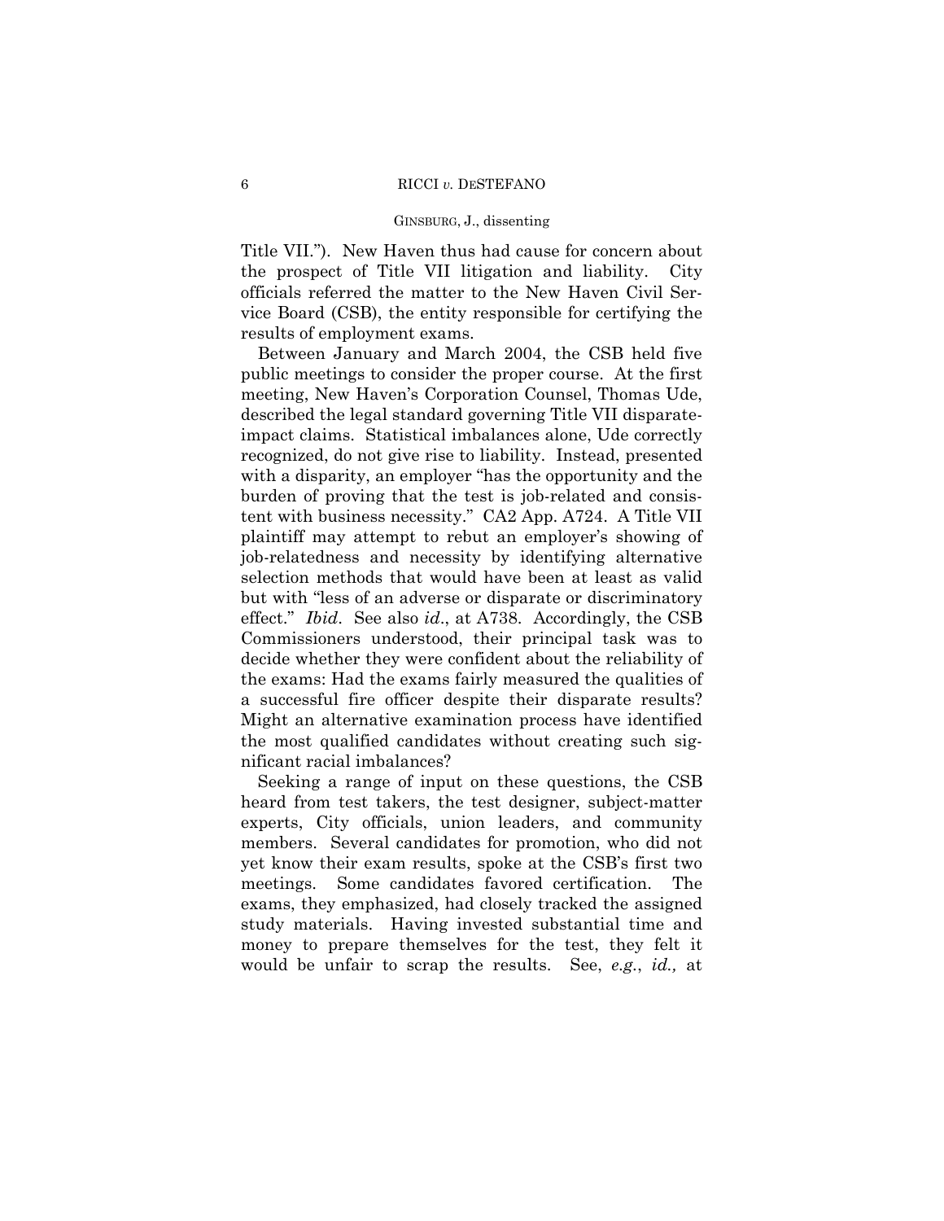Title VII."). New Haven thus had cause for concern about the prospect of Title VII litigation and liability. City officials referred the matter to the New Haven Civil Service Board (CSB), the entity responsible for certifying the results of employment exams.

Between January and March 2004, the CSB held five public meetings to consider the proper course. At the first meeting, New Haven's Corporation Counsel, Thomas Ude, described the legal standard governing Title VII disparate-impact claims. Statistical imbalances alone, Ude correctly recognized, do not give rise to liability. Instead, presented with a disparity, an employer "has the opportunity and the burden of proving that the test is job-related and consistent with business necessity." CA2 App. A724. A Title VII plaintiff may attempt to rebut an employer's showing of job-relatedness and necessity by identifying alternative selection methods that would have been at least as valid but with "less of an adverse or disparate or discriminatory effect." *Ibid*. See also *id*., at A738. Accordingly, the CSB Commissioners understood, their principal task was to decide whether they were confident about the reliability of the exams: Had the exams fairly measured the qualities of a successful fire officer despite their disparate results? Might an alternative examination process have identified the most qualified candidates without creating such significant racial imbalances?

Seeking a range of input on these questions, the CSB heard from test takers, the test designer, subject-matter experts, City officials, union leaders, and community members. Several candidates for promotion, who did not yet know their exam results, spoke at the CSB's first two meetings. Some candidates favored certification. The exams, they emphasized, had closely tracked the assigned study materials. Having invested substantial time and money to prepare themselves for the test, they felt it would be unfair to scrap the results. See, *e.g.*, *id.,* at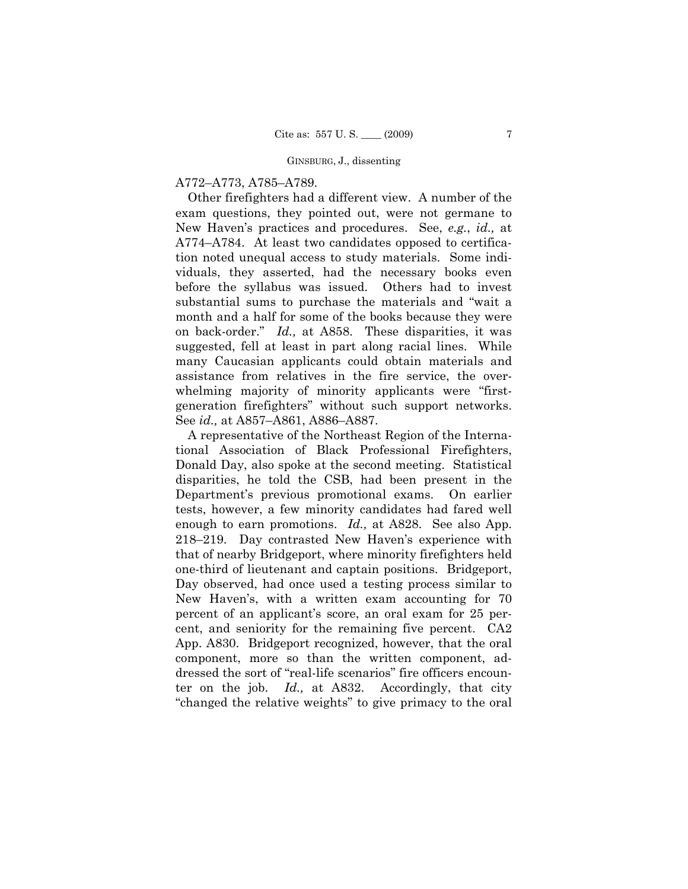A772–A773, A785–A789.

Other firefighters had a different view. A number of the exam questions, they pointed out, were not germane to New Haven's practices and procedures. See, *e.g.*, *id.,* at A774–A784. At least two candidates opposed to certification noted unequal access to study materials. Some individuals, they asserted, had the necessary books even before the syllabus was issued. Others had to invest substantial sums to purchase the materials and "wait a month and a half for some of the books because they were on back-order." *Id.,* at A858. These disparities, it was suggested, fell at least in part along racial lines. While many Caucasian applicants could obtain materials and assistance from relatives in the fire service, the overwhelming majority of minority applicants were "first-generation firefighters" without such support networks. See *id.,* at A857–A861, A886–A887.

A representative of the Northeast Region of the International Association of Black Professional Firefighters, Donald Day, also spoke at the second meeting. Statistical disparities, he told the CSB, had been present in the Department's previous promotional exams. On earlier tests, however, a few minority candidates had fared well enough to earn promotions. *Id.,* at A828. See also App. 218–219. Day contrasted New Haven's experience with that of nearby Bridgeport, where minority firefighters held one-third of lieutenant and captain positions. Bridgeport, Day observed, had once used a testing process similar to New Haven's, with a written exam accounting for 70 percent of an applicant's score, an oral exam for 25 percent, and seniority for the remaining five percent. CA2 App. A830. Bridgeport recognized, however, that the oral component, more so than the written component, addressed the sort of "real-life scenarios" fire officers encounter on the job. *Id.,* at A832. Accordingly, that city "changed the relative weights" to give primacy to the oral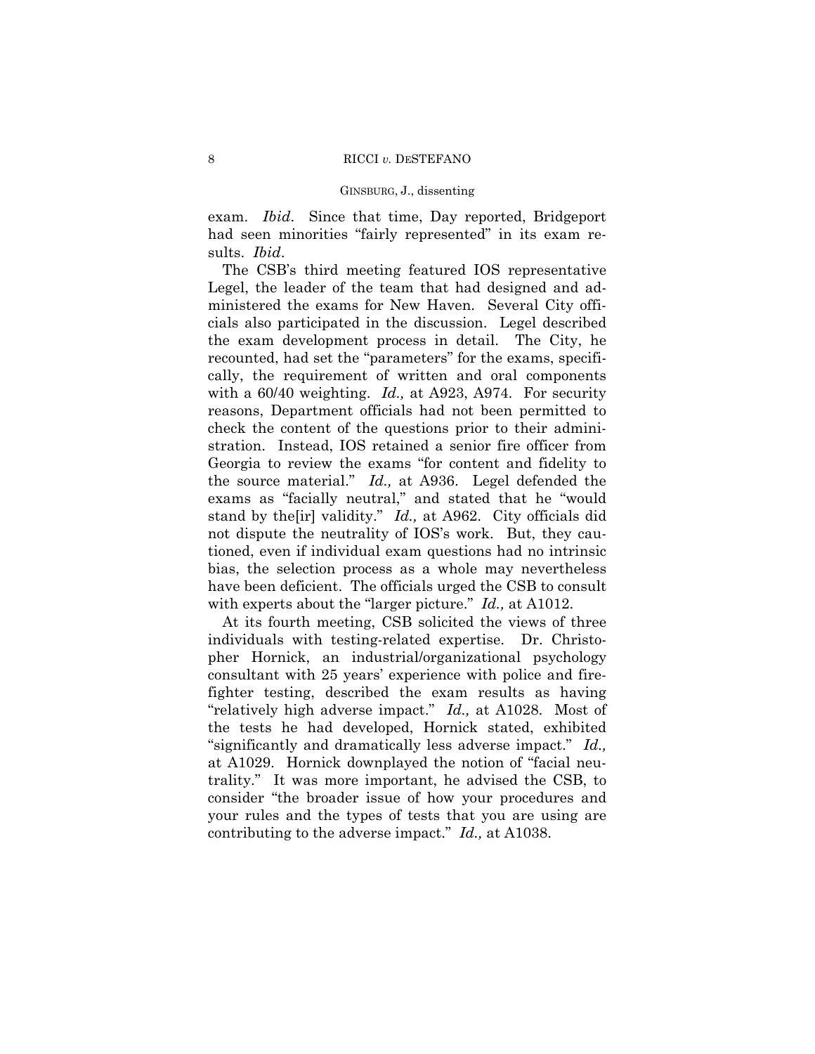exam. *Ibid*. Since that time, Day reported, Bridgeport had seen minorities "fairly represented" in its exam results. *Ibid*.

The CSB's third meeting featured IOS representative Legel, the leader of the team that had designed and administered the exams for New Haven. Several City officials also participated in the discussion. Legel described the exam development process in detail. The City, he recounted, had set the "parameters" for the exams, specifically, the requirement of written and oral components with a 60/40 weighting. *Id.,* at A923, A974. For security reasons, Department officials had not been permitted to check the content of the questions prior to their administration. Instead, IOS retained a senior fire officer from Georgia to review the exams "for content and fidelity to the source material." *Id.,* at A936. Legel defended the exams as "facially neutral," and stated that he "would stand by the[ir] validity." *Id.,* at A962. City officials did not dispute the neutrality of IOS's work. But, they cautioned, even if individual exam questions had no intrinsic bias, the selection process as a whole may nevertheless have been deficient. The officials urged the CSB to consult with experts about the "larger picture." *Id.,* at A1012.

At its fourth meeting, CSB solicited the views of three individuals with testing-related expertise. Dr. Christopher Hornick, an industrial/organizational psychology consultant with 25 years' experience with police and firefighter testing, described the exam results as having "relatively high adverse impact." *Id.,* at A1028. Most of the tests he had developed, Hornick stated, exhibited "significantly and dramatically less adverse impact." *Id.,* at A1029. Hornick downplayed the notion of "facial neutrality." It was more important, he advised the CSB, to consider "the broader issue of how your procedures and your rules and the types of tests that you are using are contributing to the adverse impact." *Id.,* at A1038.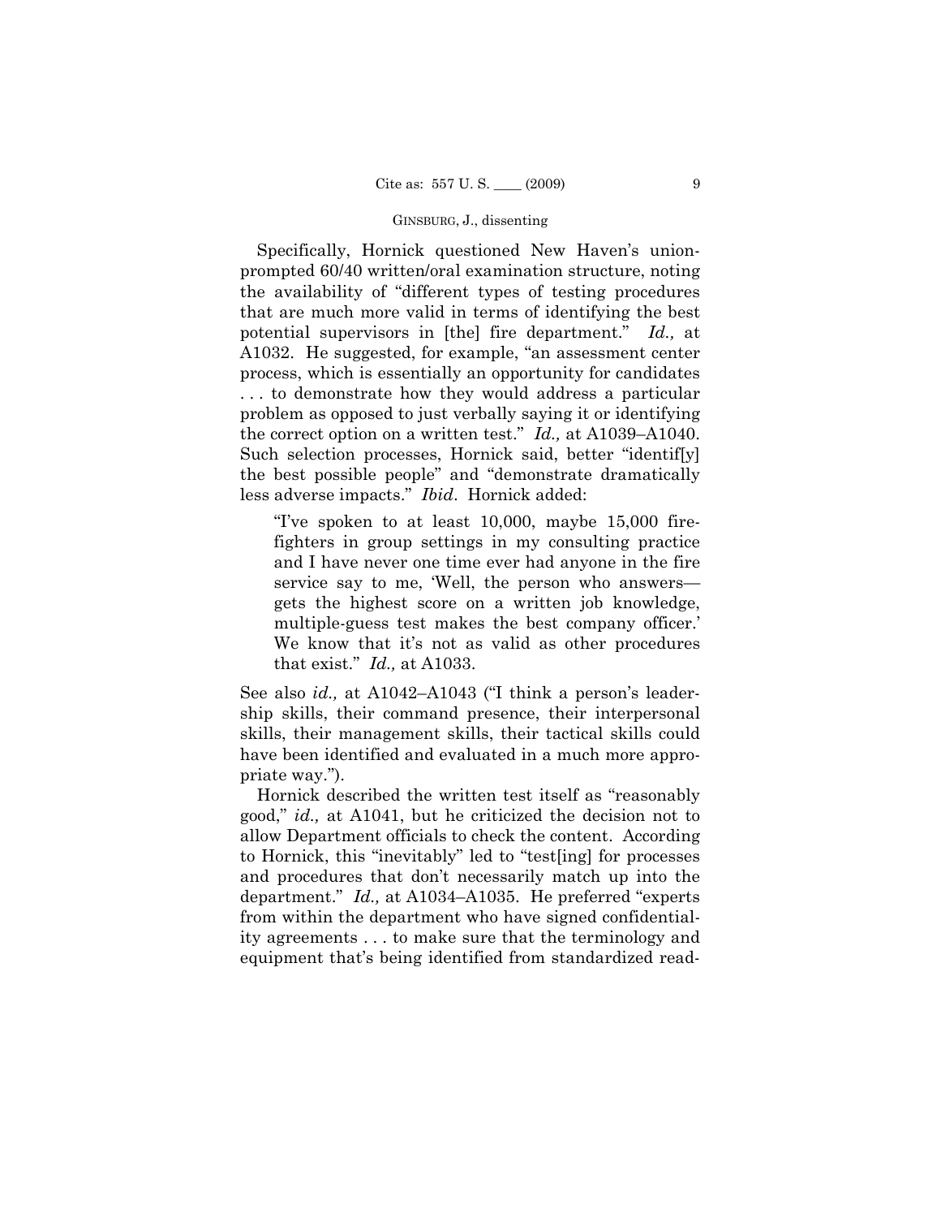Specifically, Hornick questioned New Haven's union-prompted 60/40 written/oral examination structure, noting the availability of "different types of testing procedures that are much more valid in terms of identifying the best potential supervisors in [the] fire department." *Id.,* at A1032. He suggested, for example, "an assessment center process, which is essentially an opportunity for candidates . . . to demonstrate how they would address a particular problem as opposed to just verbally saying it or identifying the correct option on a written test." *Id.,* at A1039–A1040. Such selection processes, Hornick said, better "identif[y] the best possible people" and "demonstrate dramatically less adverse impacts." *Ibid*. Hornick added:

> "I've spoken to at least 10,000, maybe 15,000 firefighters in group settings in my consulting practice and I have never one time ever had anyone in the fire service say to me, 'Well, the person who answers—gets the highest score on a written job knowledge, multiple-guess test makes the best company officer.' We know that it's not as valid as other procedures that exist." *Id.,* at A1033.

See also *id.,* at A1042–A1043 ("I think a person's leadership skills, their command presence, their interpersonal skills, their management skills, their tactical skills could have been identified and evaluated in a much more appropriate way.").

Hornick described the written test itself as "reasonably good," *id.,* at A1041, but he criticized the decision not to allow Department officials to check the content. According to Hornick, this "inevitably" led to "test[ing] for processes and procedures that don't necessarily match up into the department." *Id.,* at A1034–A1035. He preferred "experts from within the department who have signed confidentiality agreements . . . to make sure that the terminology and equipment that's being identified from standardized read-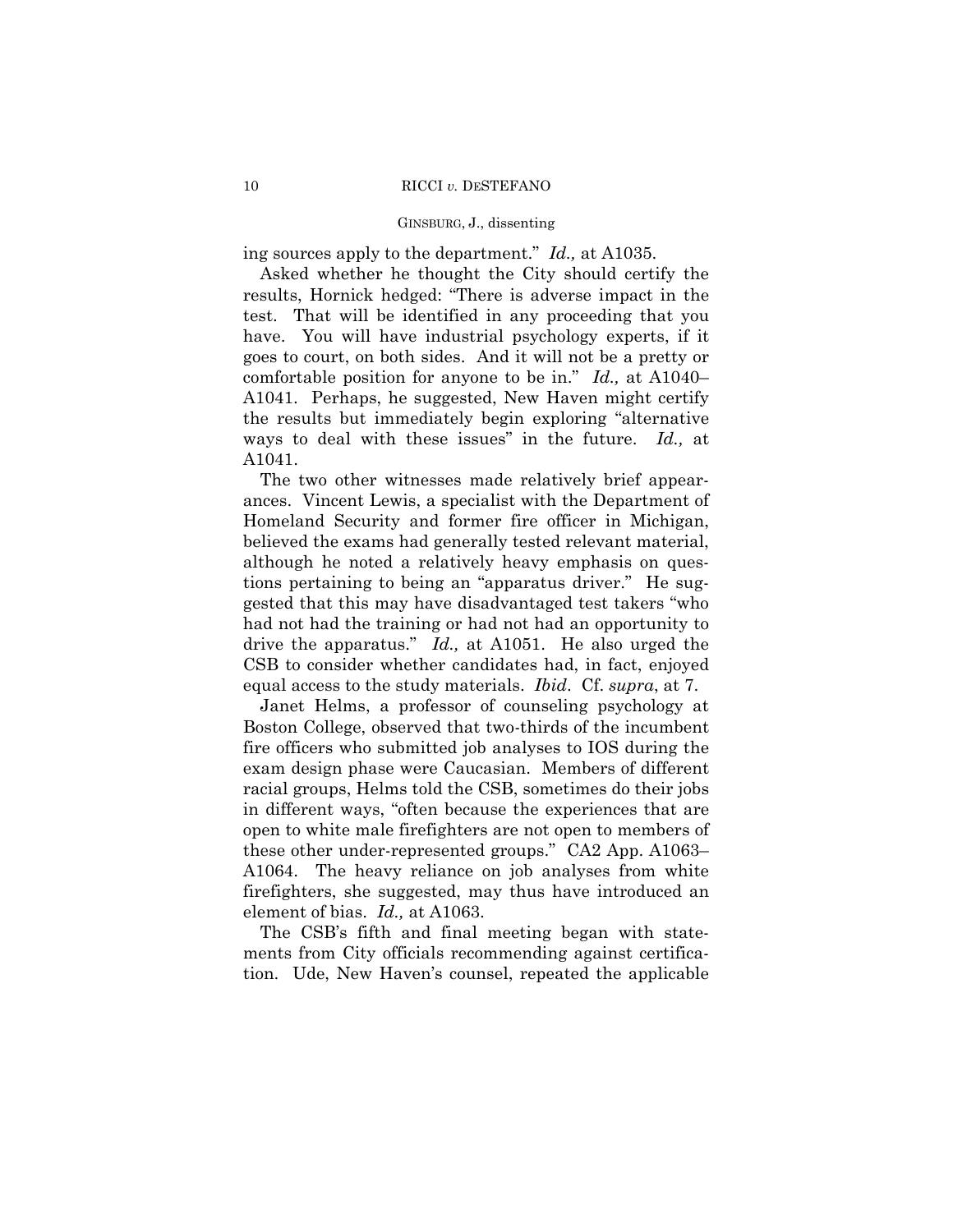ing sources apply to the department." *Id.,* at A1035.

Asked whether he thought the City should certify the results, Hornick hedged: "There is adverse impact in the test. That will be identified in any proceeding that you have. You will have industrial psychology experts, if it goes to court, on both sides. And it will not be a pretty or comfortable position for anyone to be in." *Id.,* at A1040–A1041. Perhaps, he suggested, New Haven might certify the results but immediately begin exploring "alternative ways to deal with these issues" in the future. *Id.,* at A1041.

The two other witnesses made relatively brief appearances. Vincent Lewis, a specialist with the Department of Homeland Security and former fire officer in Michigan, believed the exams had generally tested relevant material, although he noted a relatively heavy emphasis on questions pertaining to being an "apparatus driver." He suggested that this may have disadvantaged test takers "who had not had the training or had not had an opportunity to drive the apparatus." *Id.,* at A1051. He also urged the CSB to consider whether candidates had, in fact, enjoyed equal access to the study materials. *Ibid*. Cf. *supra*, at 7.

Janet Helms, a professor of counseling psychology at Boston College, observed that two-thirds of the incumbent fire officers who submitted job analyses to IOS during the exam design phase were Caucasian. Members of different racial groups, Helms told the CSB, sometimes do their jobs in different ways, "often because the experiences that are open to white male firefighters are not open to members of these other under-represented groups." CA2 App. A1063–A1064. The heavy reliance on job analyses from white firefighters, she suggested, may thus have introduced an element of bias. *Id.,* at A1063.

The CSB's fifth and final meeting began with statements from City officials recommending against certification. Ude, New Haven's counsel, repeated the applicable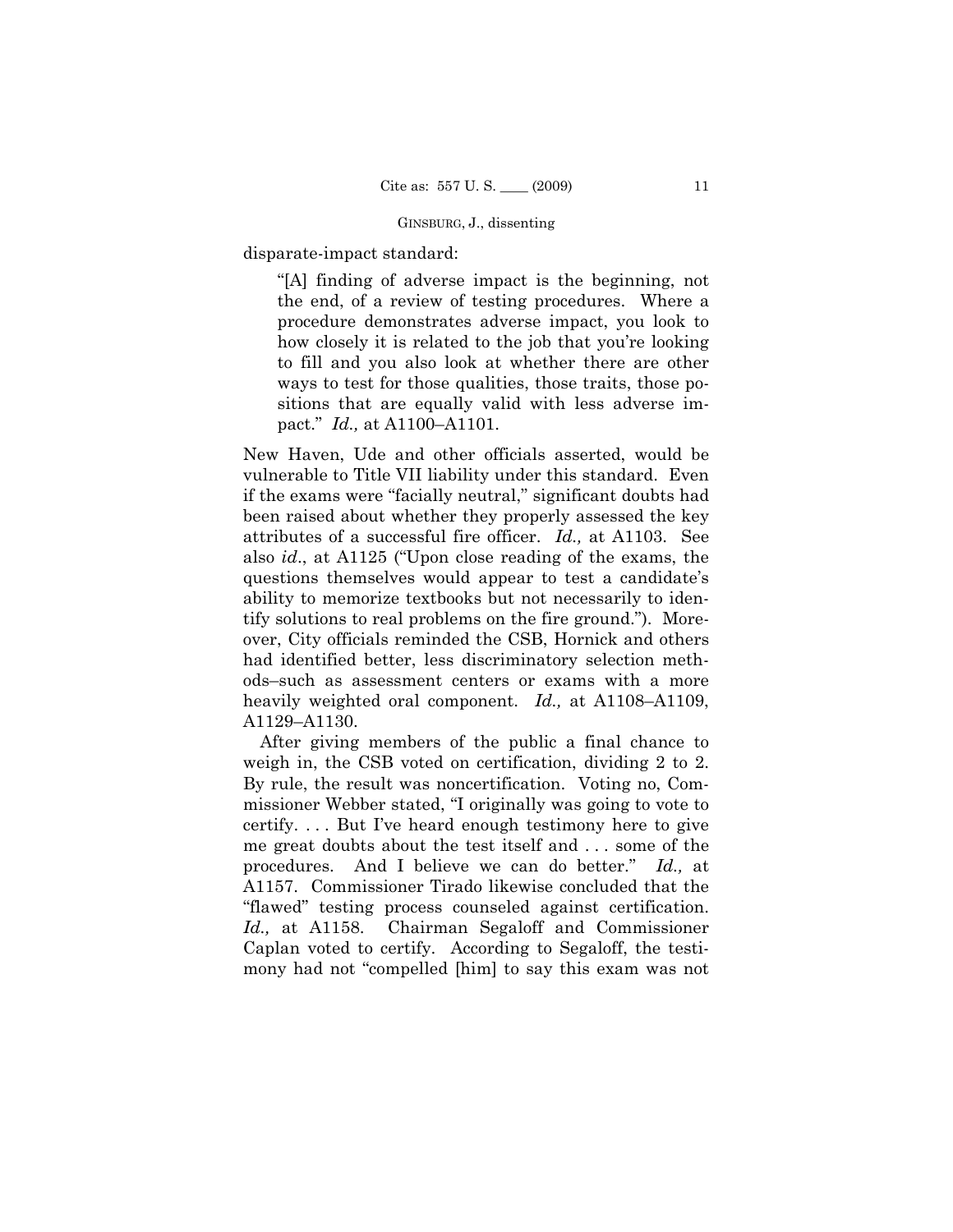disparate-impact standard:

> "[A] finding of adverse impact is the beginning, not the end, of a review of testing procedures. Where a procedure demonstrates adverse impact, you look to how closely it is related to the job that you're looking to fill and you also look at whether there are other ways to test for those qualities, those traits, those positions that are equally valid with less adverse impact." *Id.,* at A1100–A1101.

New Haven, Ude and other officials asserted, would be vulnerable to Title VII liability under this standard. Even if the exams were "facially neutral," significant doubts had been raised about whether they properly assessed the key attributes of a successful fire officer. *Id.,* at A1103. See also *id*., at A1125 ("Upon close reading of the exams, the questions themselves would appear to test a candidate's ability to memorize textbooks but not necessarily to identify solutions to real problems on the fire ground."). Moreover, City officials reminded the CSB, Hornick and others had identified better, less discriminatory selection methods–such as assessment centers or exams with a more heavily weighted oral component. *Id.,* at A1108–A1109, A1129–A1130.

After giving members of the public a final chance to weigh in, the CSB voted on certification, dividing 2 to 2. By rule, the result was noncertification. Voting no, Commissioner Webber stated, "I originally was going to vote to certify. . . . But I've heard enough testimony here to give me great doubts about the test itself and . . . some of the procedures. And I believe we can do better." *Id.,* at A1157. Commissioner Tirado likewise concluded that the "flawed" testing process counseled against certification. *Id.,* at A1158. Chairman Segaloff and Commissioner Caplan voted to certify. According to Segaloff, the testimony had not "compelled [him] to say this exam was not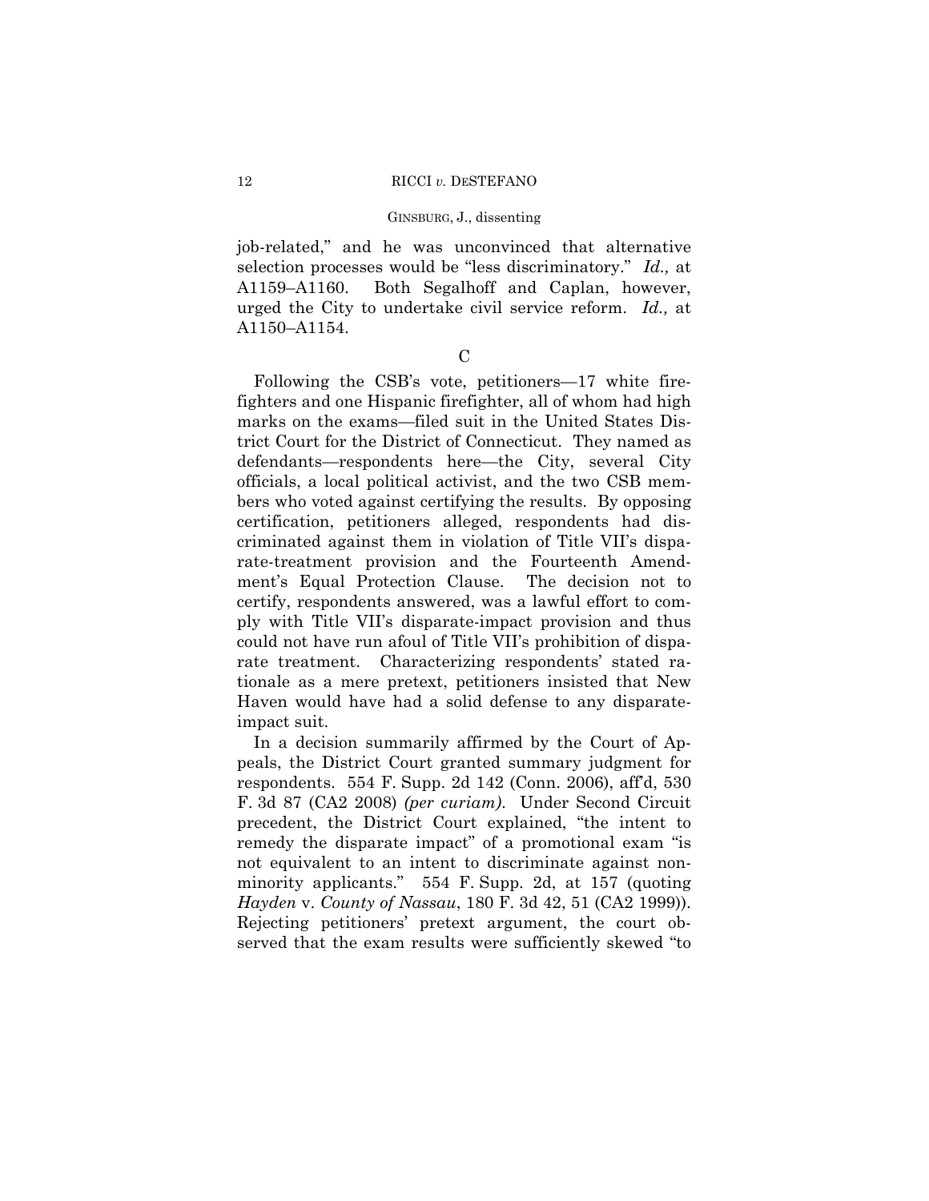job-related," and he was unconvinced that alternative selection processes would be "less discriminatory." *Id.,* at A1159–A1160. Both Segalhoff and Caplan, however, urged the City to undertake civil service reform. *Id.,* at A1150–A1154.

C

Following the CSB's vote, petitioners—17 white firefighters and one Hispanic firefighter, all of whom had high marks on the exams—filed suit in the United States District Court for the District of Connecticut. They named as defendants—respondents here—the City, several City officials, a local political activist, and the two CSB members who voted against certifying the results. By opposing certification, petitioners alleged, respondents had discriminated against them in violation of Title VII's disparate-treatment provision and the Fourteenth Amendment's Equal Protection Clause. The decision not to certify, respondents answered, was a lawful effort to comply with Title VII's disparate-impact provision and thus could not have run afoul of Title VII's prohibition of disparate treatment. Characterizing respondents' stated rationale as a mere pretext, petitioners insisted that New Haven would have had a solid defense to any disparate-impact suit.

In a decision summarily affirmed by the Court of Appeals, the District Court granted summary judgment for respondents. 554 F. Supp. 2d 142 (Conn. 2006), aff'd, 530 F. 3d 87 (CA2 2008) *(per curiam).* Under Second Circuit precedent, the District Court explained, "the intent to remedy the disparate impact" of a promotional exam "is not equivalent to an intent to discriminate against non-minority applicants." 554 F. Supp. 2d, at 157 (quoting *Hayden* v. *County of Nassau*, 180 F. 3d 42, 51 (CA2 1999)). Rejecting petitioners' pretext argument, the court observed that the exam results were sufficiently skewed "to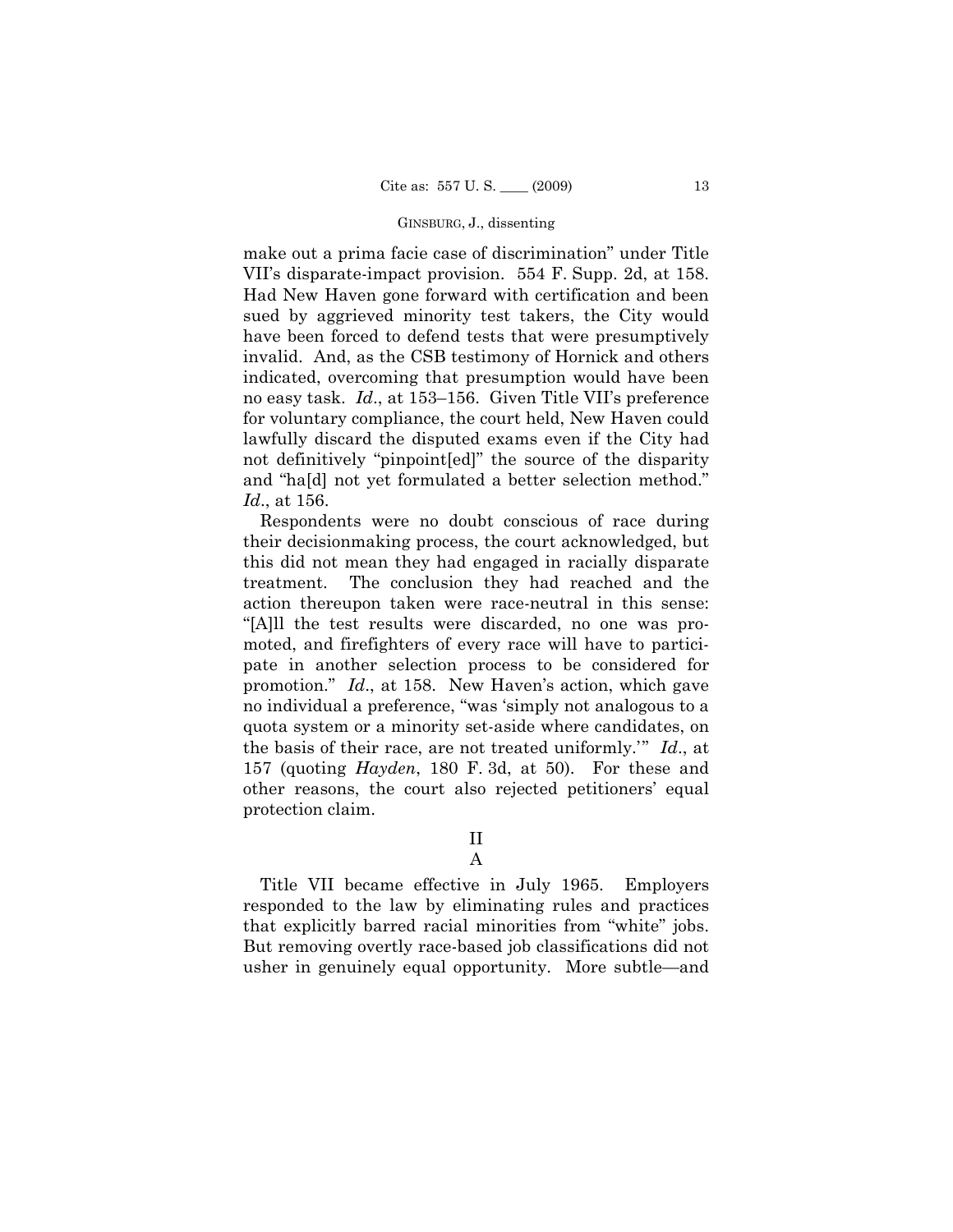make out a prima facie case of discrimination" under Title VII's disparate-impact provision. 554 F. Supp. 2d, at 158. Had New Haven gone forward with certification and been sued by aggrieved minority test takers, the City would have been forced to defend tests that were presumptively invalid. And, as the CSB testimony of Hornick and others indicated, overcoming that presumption would have been no easy task. *Id*., at 153–156. Given Title VII's preference for voluntary compliance, the court held, New Haven could lawfully discard the disputed exams even if the City had not definitively "pinpoint[ed]" the source of the disparity and "ha[d] not yet formulated a better selection method." *Id*., at 156.

Respondents were no doubt conscious of race during their decisionmaking process, the court acknowledged, but this did not mean they had engaged in racially disparate treatment. The conclusion they had reached and the action thereupon taken were race-neutral in this sense: "[A]ll the test results were discarded, no one was promoted, and firefighters of every race will have to participate in another selection process to be considered for promotion." *Id*., at 158. New Haven's action, which gave no individual a preference, "was 'simply not analogous to a quota system or a minority set-aside where candidates, on the basis of their race, are not treated uniformly.'" *Id*., at 157 (quoting *Hayden*, 180 F. 3d, at 50). For these and other reasons, the court also rejected petitioners' equal protection claim.

## II

### A

Title VII became effective in July 1965. Employers responded to the law by eliminating rules and practices that explicitly barred racial minorities from "white" jobs. But removing overtly race-based job classifications did not usher in genuinely equal opportunity. More subtle—and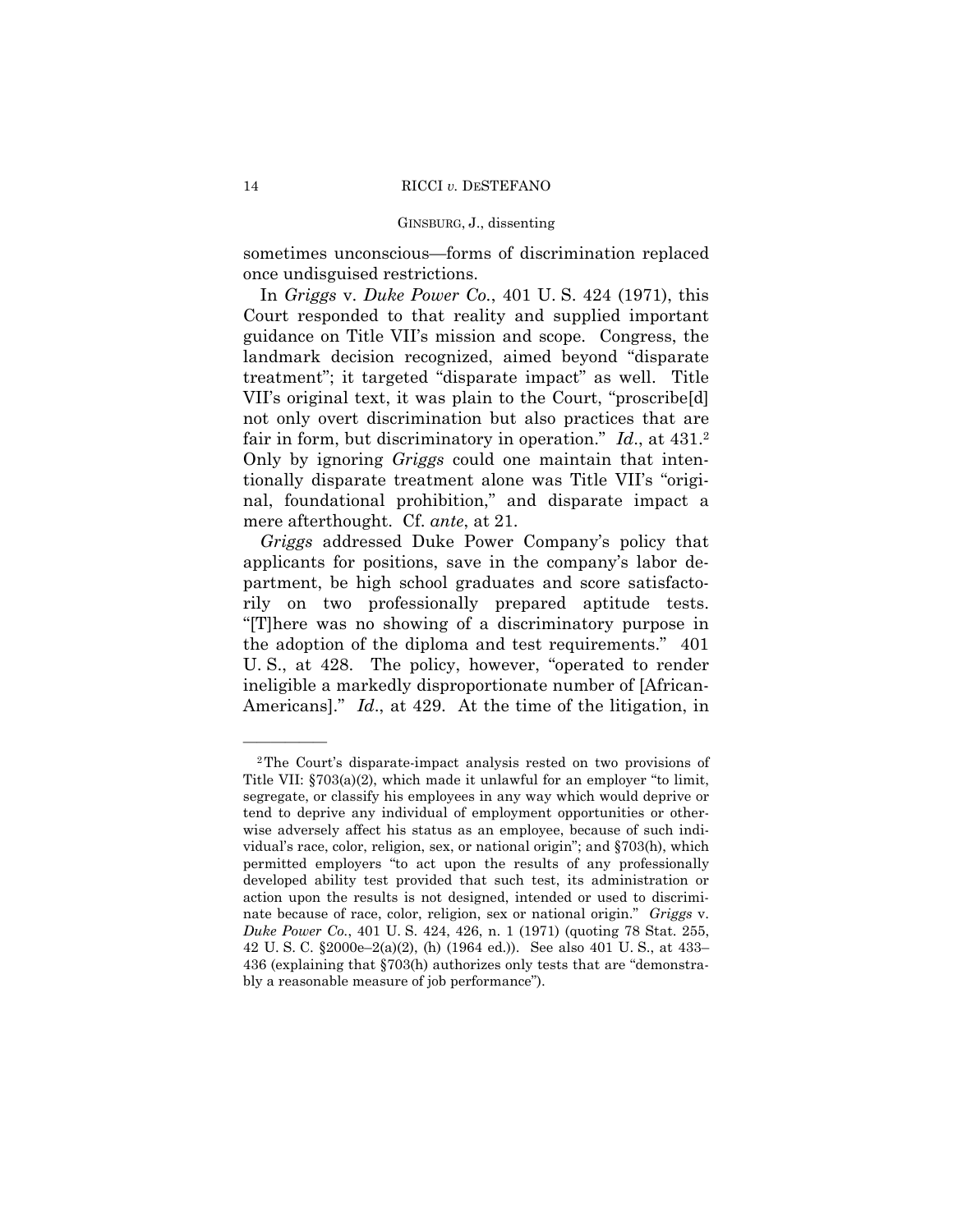sometimes unconscious—forms of discrimination replaced once undisguised restrictions.

In *Griggs* v. *Duke Power Co.*, 401 U. S. 424 (1971), this Court responded to that reality and supplied important guidance on Title VII's mission and scope. Congress, the landmark decision recognized, aimed beyond "disparate treatment"; it targeted "disparate impact" as well. Title VII's original text, it was plain to the Court, "proscribe[d] not only overt discrimination but also practices that are fair in form, but discriminatory in operation." *Id.*, at 431.[2] Only by ignoring *Griggs* could one maintain that intentionally disparate treatment alone was Title VII's "original, foundational prohibition," and disparate impact a mere afterthought. Cf. *ante*, at 21.

*Griggs* addressed Duke Power Company's policy that applicants for positions, save in the company's labor department, be high school graduates and score satisfactorily on two professionally prepared aptitude tests. "[T]here was no showing of a discriminatory purpose in the adoption of the diploma and test requirements." 401 U. S., at 428. The policy, however, "operated to render ineligible a markedly disproportionate number of [African-Americans]." *Id.*, at 429. At the time of the litigation, in

---

[2] The Court's disparate-impact analysis rested on two provisions of Title VII: §703(a)(2), which made it unlawful for an employer "to limit, segregate, or classify his employees in any way which would deprive or tend to deprive any individual of employment opportunities or otherwise adversely affect his status as an employee, because of such individual's race, color, religion, sex, or national origin"; and §703(h), which permitted employers "to act upon the results of any professionally developed ability test provided that such test, its administration or action upon the results is not designed, intended or used to discriminate because of race, color, religion, sex or national origin." *Griggs* v. *Duke Power Co.*, 401 U. S. 424, 426, n. 1 (1971) (quoting 78 Stat. 255, 42 U. S. C. §2000e–2(a)(2), (h) (1964 ed.)). See also 401 U. S., at 433–436 (explaining that §703(h) authorizes only tests that are "demonstrably a reasonable measure of job performance").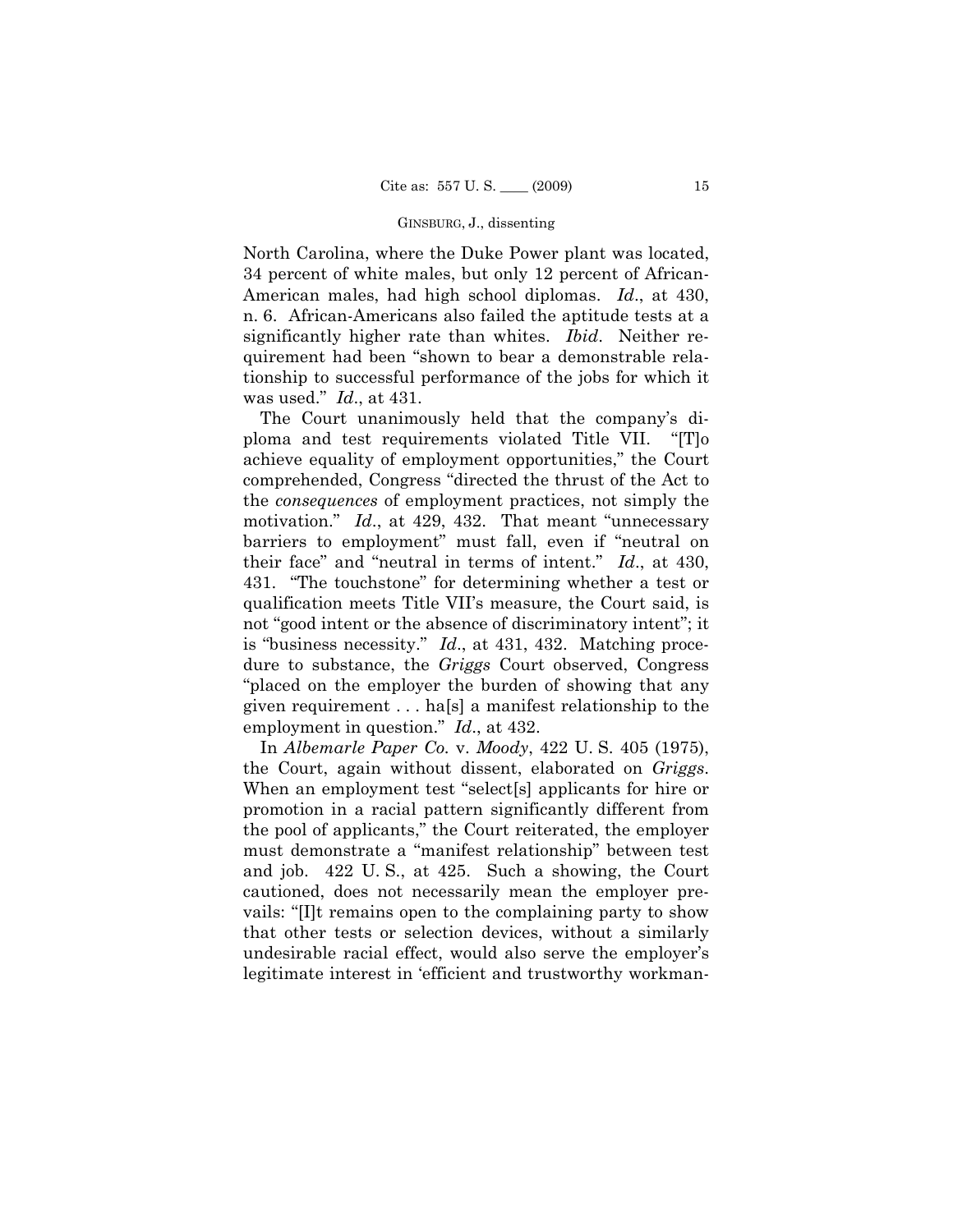North Carolina, where the Duke Power plant was located, 34 percent of white males, but only 12 percent of African-American males, had high school diplomas. *Id*., at 430, n. 6. African-Americans also failed the aptitude tests at a significantly higher rate than whites. *Ibid*. Neither requirement had been "shown to bear a demonstrable relationship to successful performance of the jobs for which it was used." *Id*., at 431.

The Court unanimously held that the company's diploma and test requirements violated Title VII. "[T]o achieve equality of employment opportunities," the Court comprehended, Congress "directed the thrust of the Act to the *consequences* of employment practices, not simply the motivation." *Id*., at 429, 432. That meant "unnecessary barriers to employment" must fall, even if "neutral on their face" and "neutral in terms of intent." *Id*., at 430, 431. "The touchstone" for determining whether a test or qualification meets Title VII's measure, the Court said, is not "good intent or the absence of discriminatory intent"; it is "business necessity." *Id*., at 431, 432. Matching procedure to substance, the *Griggs* Court observed, Congress "placed on the employer the burden of showing that any given requirement . . . ha[s] a manifest relationship to the employment in question." *Id*., at 432.

In *Albemarle Paper Co.* v. *Moody*, 422 U. S. 405 (1975), the Court, again without dissent, elaborated on *Griggs*. When an employment test "select[s] applicants for hire or promotion in a racial pattern significantly different from the pool of applicants," the Court reiterated, the employer must demonstrate a "manifest relationship" between test and job. 422 U. S., at 425. Such a showing, the Court cautioned, does not necessarily mean the employer prevails: "[I]t remains open to the complaining party to show that other tests or selection devices, without a similarly undesirable racial effect, would also serve the employer's legitimate interest in 'efficient and trustworthy workman-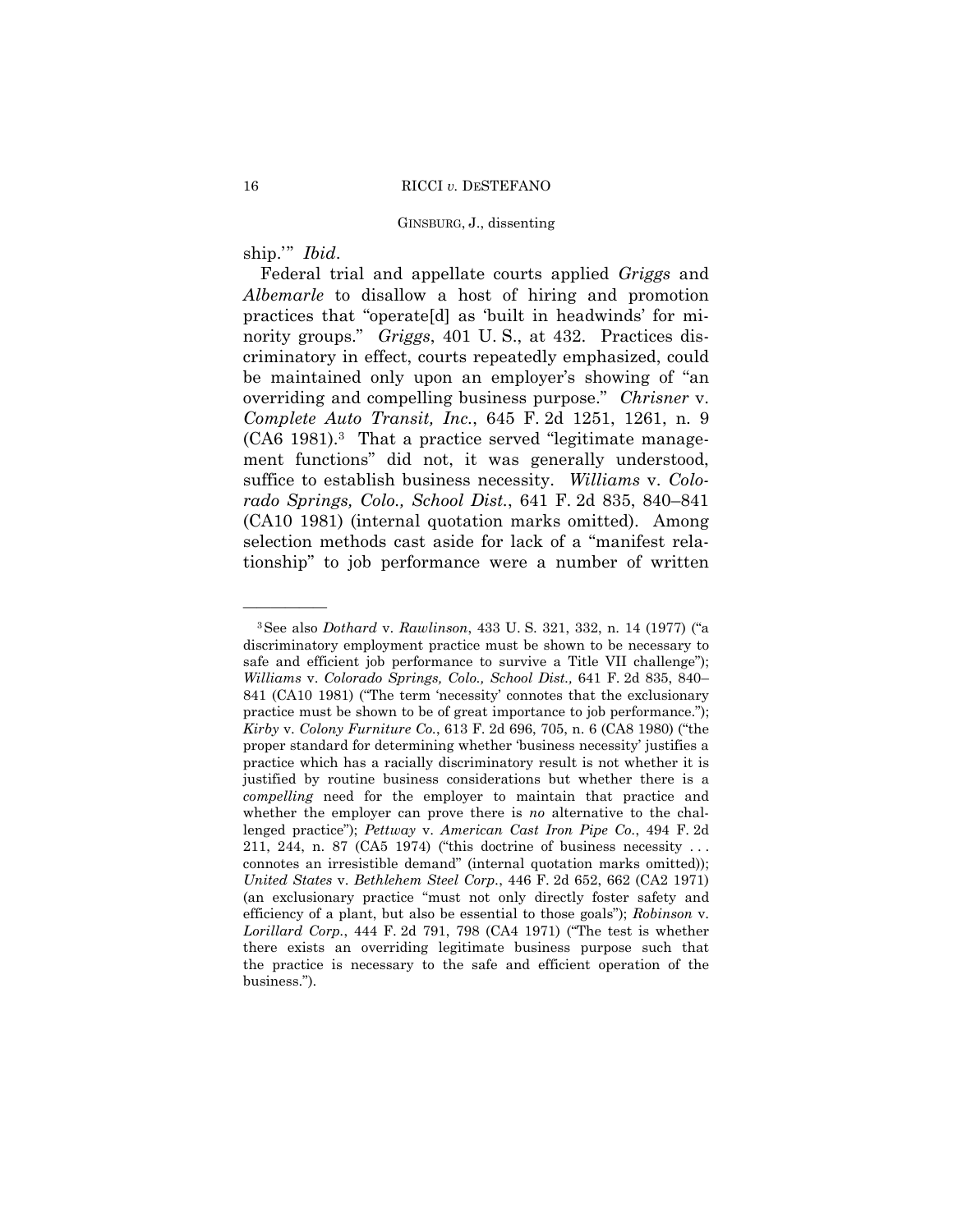ship.'" *Ibid*.

Federal trial and appellate courts applied *Griggs* and *Albemarle* to disallow a host of hiring and promotion practices that "operate[d] as 'built in headwinds' for minority groups." *Griggs*, 401 U. S., at 432. Practices discriminatory in effect, courts repeatedly emphasized, could be maintained only upon an employer's showing of "an overriding and compelling business purpose." *Chrisner* v. *Complete Auto Transit, Inc.*, 645 F. 2d 1251, 1261, n. 9 (CA6 1981).[3] That a practice served "legitimate management functions" did not, it was generally understood, suffice to establish business necessity. *Williams* v. *Colorado Springs, Colo., School Dist.*, 641 F. 2d 835, 840–841 (CA10 1981) (internal quotation marks omitted). Among selection methods cast aside for lack of a "manifest relationship" to job performance were a number of written

---

[3] See also *Dothard* v. *Rawlinson*, 433 U. S. 321, 332, n. 14 (1977) ("a discriminatory employment practice must be shown to be necessary to safe and efficient job performance to survive a Title VII challenge"); *Williams* v. *Colorado Springs, Colo., School Dist.,* 641 F. 2d 835, 840–841 (CA10 1981) ("The term 'necessity' connotes that the exclusionary practice must be shown to be of great importance to job performance."); *Kirby* v. *Colony Furniture Co.*, 613 F. 2d 696, 705, n. 6 (CA8 1980) ("the proper standard for determining whether 'business necessity' justifies a practice which has a racially discriminatory result is not whether it is justified by routine business considerations but whether there is a *compelling* need for the employer to maintain that practice and whether the employer can prove there is *no* alternative to the challenged practice"); *Pettway* v. *American Cast Iron Pipe Co.*, 494 F. 2d 211, 244, n. 87 (CA5 1974) ("this doctrine of business necessity . . . connotes an irresistible demand" (internal quotation marks omitted)); *United States* v. *Bethlehem Steel Corp.*, 446 F. 2d 652, 662 (CA2 1971) (an exclusionary practice "must not only directly foster safety and efficiency of a plant, but also be essential to those goals"); *Robinson* v. *Lorillard Corp.*, 444 F. 2d 791, 798 (CA4 1971) ("The test is whether there exists an overriding legitimate business purpose such that the practice is necessary to the safe and efficient operation of the business.").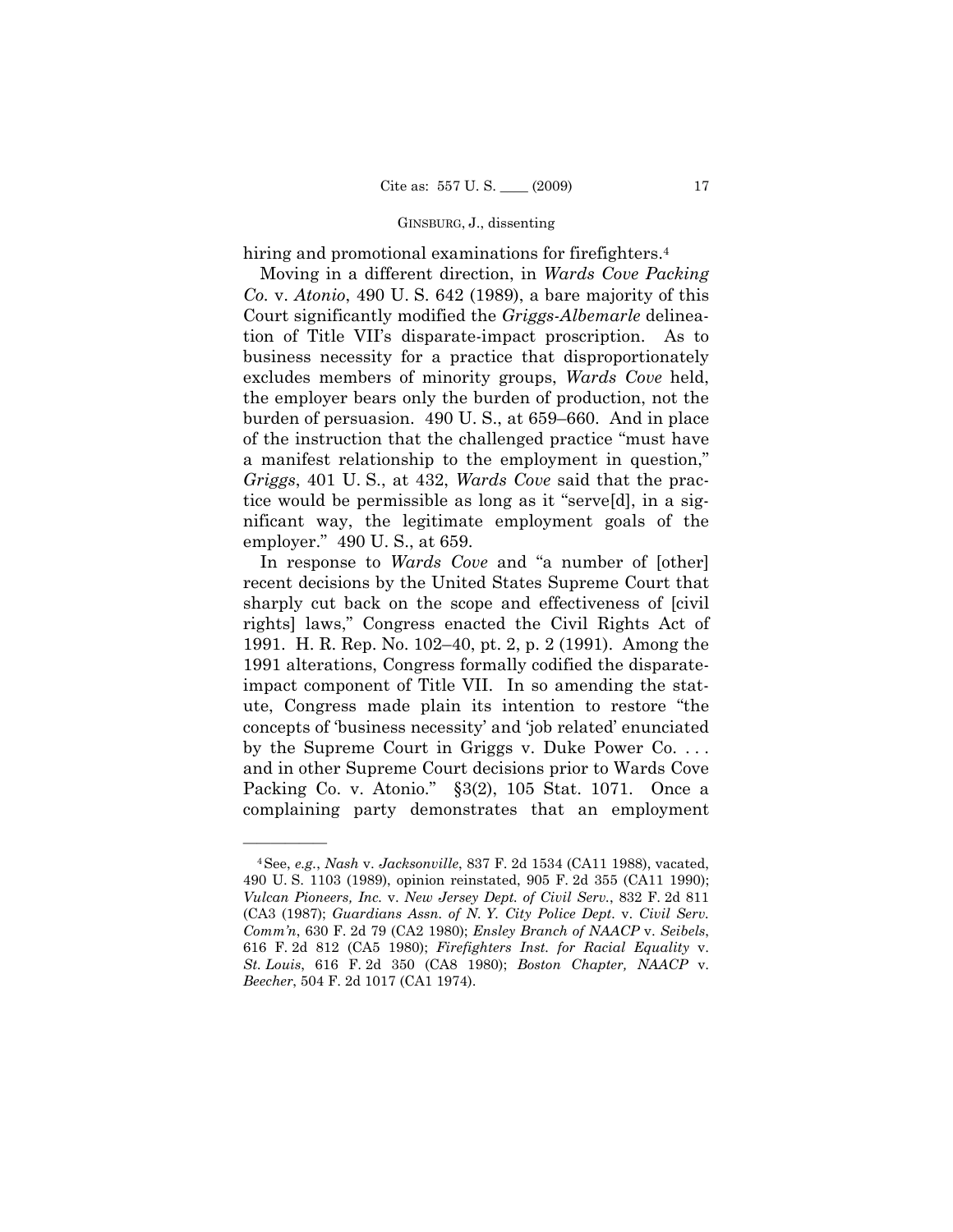hiring and promotional examinations for firefighters.[4]

Moving in a different direction, in *Wards Cove Packing Co.* v. *Atonio*, 490 U. S. 642 (1989), a bare majority of this Court significantly modified the *Griggs-Albemarle* delineation of Title VII's disparate-impact proscription. As to business necessity for a practice that disproportionately excludes members of minority groups, *Wards Cove* held, the employer bears only the burden of production, not the burden of persuasion. 490 U. S., at 659–660. And in place of the instruction that the challenged practice "must have a manifest relationship to the employment in question," *Griggs*, 401 U. S., at 432, *Wards Cove* said that the practice would be permissible as long as it "serve[d], in a significant way, the legitimate employment goals of the employer." 490 U. S., at 659.

In response to *Wards Cove* and "a number of [other] recent decisions by the United States Supreme Court that sharply cut back on the scope and effectiveness of [civil rights] laws," Congress enacted the Civil Rights Act of 1991. H. R. Rep. No. 102–40, pt. 2, p. 2 (1991). Among the 1991 alterations, Congress formally codified the disparate-impact component of Title VII. In so amending the statute, Congress made plain its intention to restore "the concepts of 'business necessity' and 'job related' enunciated by the Supreme Court in Griggs v. Duke Power Co. . . . and in other Supreme Court decisions prior to Wards Cove Packing Co. v. Atonio." §3(2), 105 Stat. 1071. Once a complaining party demonstrates that an employment

---

[4] See, *e.g.*, *Nash* v. *Jacksonville*, 837 F. 2d 1534 (CA11 1988), vacated, 490 U. S. 1103 (1989), opinion reinstated, 905 F. 2d 355 (CA11 1990); *Vulcan Pioneers, Inc.* v. *New Jersey Dept. of Civil Serv.*, 832 F. 2d 811 (CA3 (1987); *Guardians Assn. of N. Y. City Police Dept.* v. *Civil Serv. Comm'n*, 630 F. 2d 79 (CA2 1980); *Ensley Branch of NAACP* v. *Seibels*, 616 F. 2d 812 (CA5 1980); *Firefighters Inst. for Racial Equality* v. *St. Louis*, 616 F. 2d 350 (CA8 1980); *Boston Chapter, NAACP* v. *Beecher*, 504 F. 2d 1017 (CA1 1974).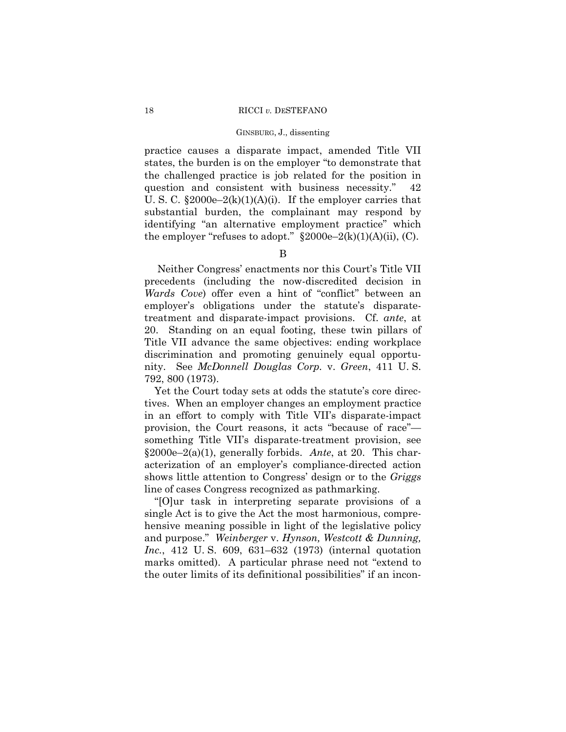practice causes a disparate impact, amended Title VII states, the burden is on the employer "to demonstrate that the challenged practice is job related for the position in question and consistent with business necessity." 42 U. S. C. §2000e–2(k)(1)(A)(i). If the employer carries that substantial burden, the complainant may respond by identifying "an alternative employment practice" which the employer "refuses to adopt." §2000e–2(k)(1)(A)(ii), (C).

B

Neither Congress' enactments nor this Court's Title VII precedents (including the now-discredited decision in *Wards Cove*) offer even a hint of "conflict" between an employer's obligations under the statute's disparate-treatment and disparate-impact provisions. Cf. *ante*, at 20. Standing on an equal footing, these twin pillars of Title VII advance the same objectives: ending workplace discrimination and promoting genuinely equal opportunity. See *McDonnell Douglas Corp.* v. *Green*, 411 U. S. 792, 800 (1973).

Yet the Court today sets at odds the statute's core directives. When an employer changes an employment practice in an effort to comply with Title VII's disparate-impact provision, the Court reasons, it acts "because of race"—something Title VII's disparate-treatment provision, see §2000e–2(a)(1), generally forbids. *Ante*, at 20. This characterization of an employer's compliance-directed action shows little attention to Congress' design or to the *Griggs* line of cases Congress recognized as pathmarking.

"[O]ur task in interpreting separate provisions of a single Act is to give the Act the most harmonious, comprehensive meaning possible in light of the legislative policy and purpose." *Weinberger* v. *Hynson, Westcott & Dunning, Inc.*, 412 U. S. 609, 631–632 (1973) (internal quotation marks omitted). A particular phrase need not "extend to the outer limits of its definitional possibilities" if an incon-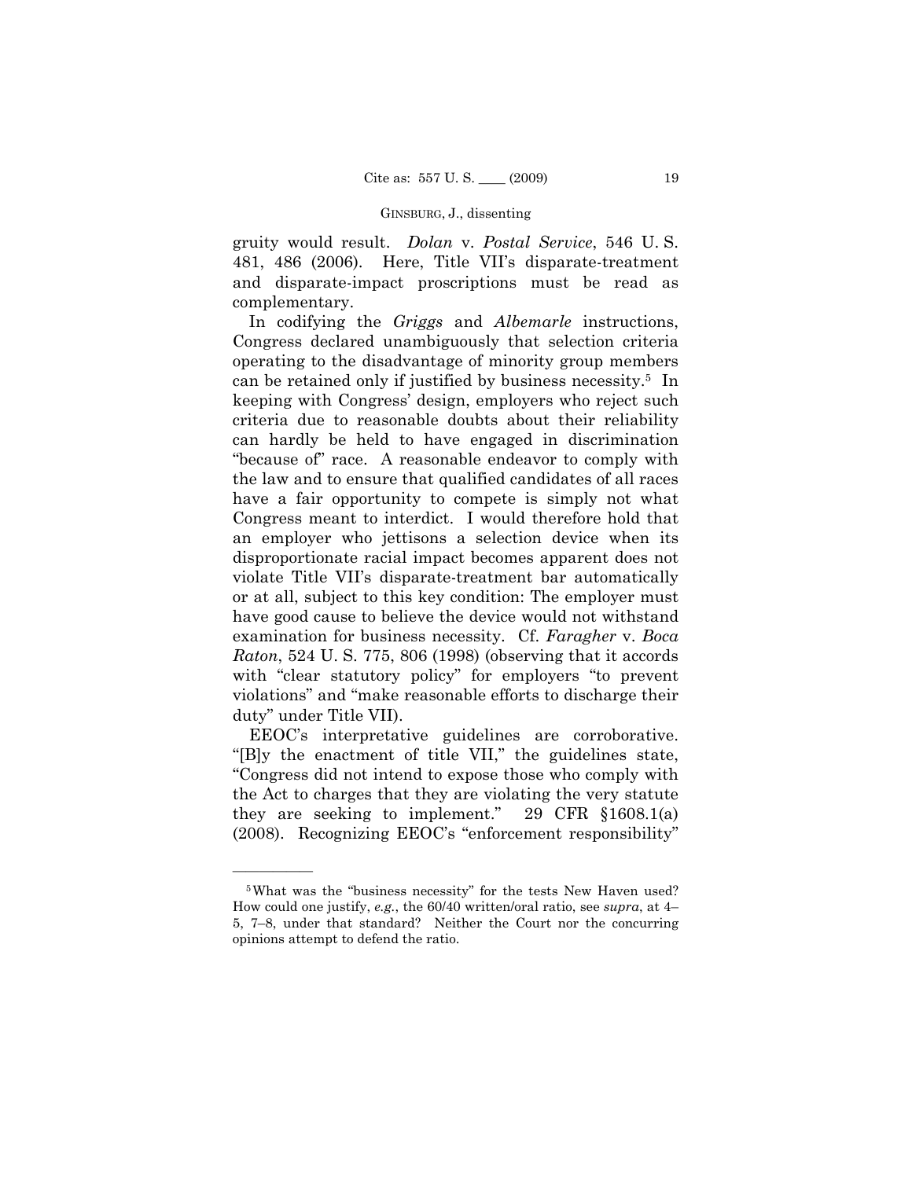gruity would result. *Dolan* v. *Postal Service*, 546 U. S. 481, 486 (2006). Here, Title VII's disparate-treatment and disparate-impact proscriptions must be read as complementary.

In codifying the *Griggs* and *Albemarle* instructions, Congress declared unambiguously that selection criteria operating to the disadvantage of minority group members can be retained only if justified by business necessity.[5] In keeping with Congress' design, employers who reject such criteria due to reasonable doubts about their reliability can hardly be held to have engaged in discrimination "because of" race. A reasonable endeavor to comply with the law and to ensure that qualified candidates of all races have a fair opportunity to compete is simply not what Congress meant to interdict. I would therefore hold that an employer who jettisons a selection device when its disproportionate racial impact becomes apparent does not violate Title VII's disparate-treatment bar automatically or at all, subject to this key condition: The employer must have good cause to believe the device would not withstand examination for business necessity. Cf. *Faragher* v. *Boca Raton*, 524 U. S. 775, 806 (1998) (observing that it accords with "clear statutory policy" for employers "to prevent violations" and "make reasonable efforts to discharge their duty" under Title VII).

EEOC's interpretative guidelines are corroborative. "[B]y the enactment of title VII," the guidelines state, "Congress did not intend to expose those who comply with the Act to charges that they are violating the very statute they are seeking to implement." 29 CFR §1608.1(a) (2008). Recognizing EEOC's "enforcement responsibility"

---

[5] What was the "business necessity" for the tests New Haven used? How could one justify, *e.g.*, the 60/40 written/oral ratio, see *supra*, at 4–5, 7–8, under that standard? Neither the Court nor the concurring opinions attempt to defend the ratio.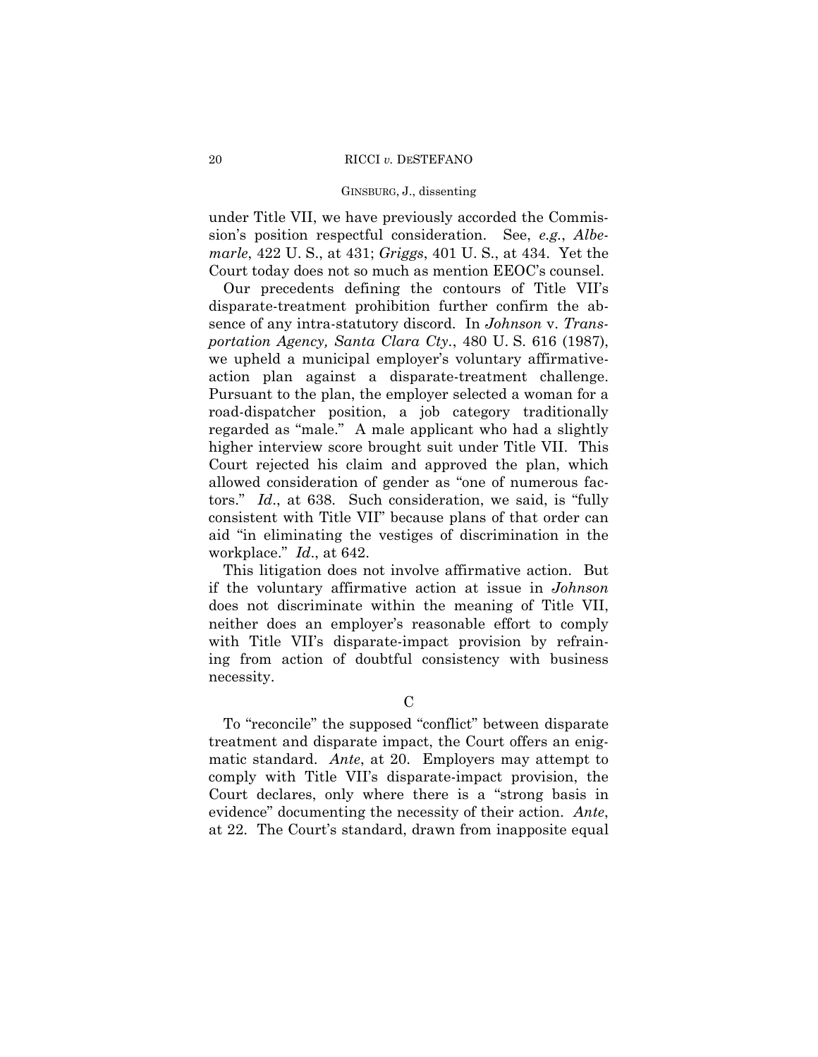under Title VII, we have previously accorded the Commission's position respectful consideration. See, *e.g.*, *Albemarle*, 422 U. S., at 431; *Griggs*, 401 U. S., at 434. Yet the Court today does not so much as mention EEOC's counsel.

Our precedents defining the contours of Title VII's disparate-treatment prohibition further confirm the absence of any intra-statutory discord. In *Johnson* v. *Transportation Agency, Santa Clara Cty.*, 480 U. S. 616 (1987), we upheld a municipal employer's voluntary affirmative-action plan against a disparate-treatment challenge. Pursuant to the plan, the employer selected a woman for a road-dispatcher position, a job category traditionally regarded as "male." A male applicant who had a slightly higher interview score brought suit under Title VII. This Court rejected his claim and approved the plan, which allowed consideration of gender as "one of numerous factors." *Id*., at 638. Such consideration, we said, is "fully consistent with Title VII" because plans of that order can aid "in eliminating the vestiges of discrimination in the workplace." *Id*., at 642.

This litigation does not involve affirmative action. But if the voluntary affirmative action at issue in *Johnson* does not discriminate within the meaning of Title VII, neither does an employer's reasonable effort to comply with Title VII's disparate-impact provision by refraining from action of doubtful consistency with business necessity.

C

To "reconcile" the supposed "conflict" between disparate treatment and disparate impact, the Court offers an enigmatic standard. *Ante*, at 20. Employers may attempt to comply with Title VII's disparate-impact provision, the Court declares, only where there is a "strong basis in evidence" documenting the necessity of their action. *Ante*, at 22. The Court's standard, drawn from inapposite equal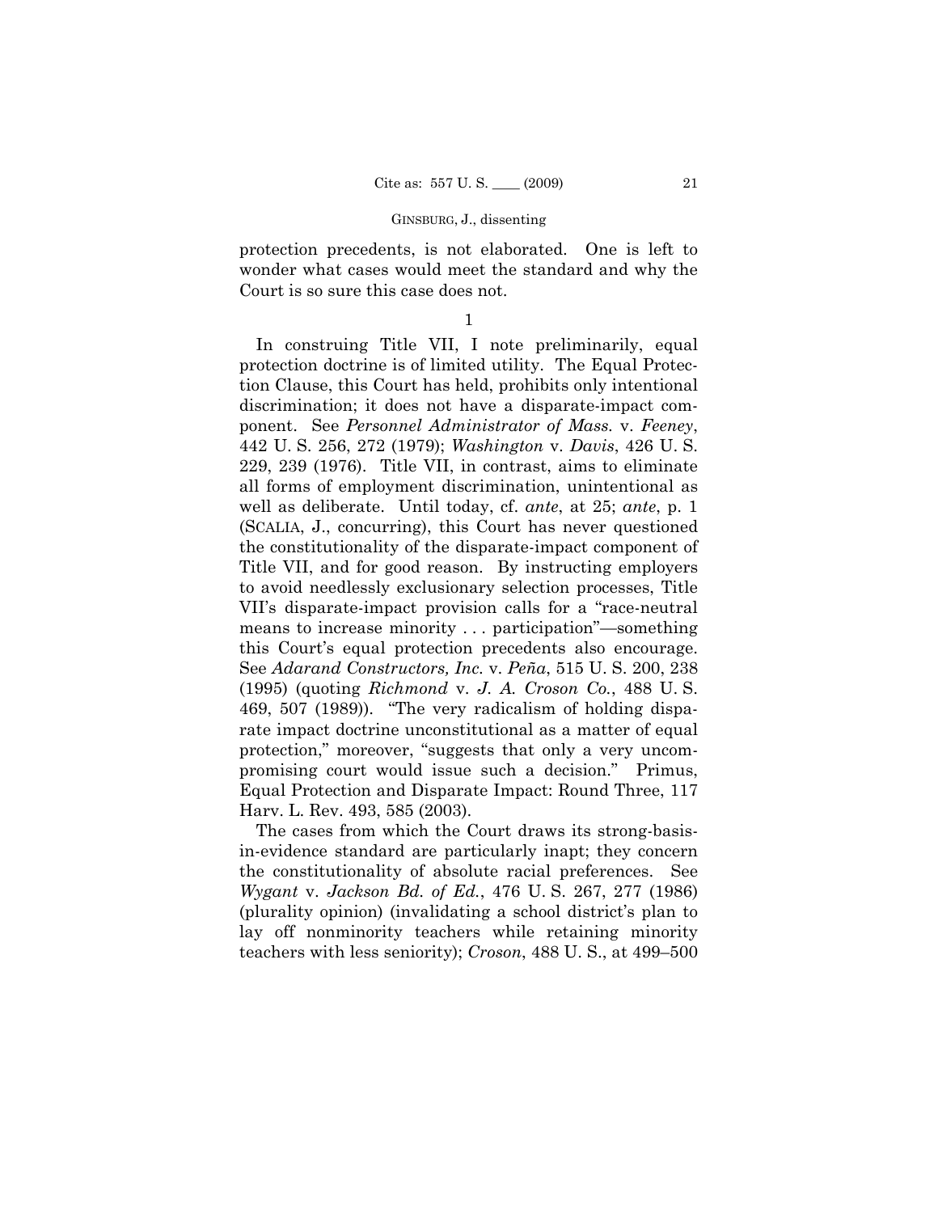protection precedents, is not elaborated. One is left to wonder what cases would meet the standard and why the Court is so sure this case does not.

1

In construing Title VII, I note preliminarily, equal protection doctrine is of limited utility. The Equal Protection Clause, this Court has held, prohibits only intentional discrimination; it does not have a disparate-impact component. See *Personnel Administrator of Mass.* v. *Feeney*, 442 U. S. 256, 272 (1979); *Washington* v. *Davis*, 426 U. S. 229, 239 (1976). Title VII, in contrast, aims to eliminate all forms of employment discrimination, unintentional as well as deliberate. Until today, cf. *ante*, at 25; *ante*, p. 1 (SCALIA, J., concurring), this Court has never questioned the constitutionality of the disparate-impact component of Title VII, and for good reason. By instructing employers to avoid needlessly exclusionary selection processes, Title VII's disparate-impact provision calls for a "race-neutral means to increase minority . . . participation"—something this Court's equal protection precedents also encourage. See *Adarand Constructors, Inc.* v. *Peña*, 515 U. S. 200, 238 (1995) (quoting *Richmond* v. *J. A. Croson Co.*, 488 U. S. 469, 507 (1989)). "The very radicalism of holding disparate impact doctrine unconstitutional as a matter of equal protection," moreover, "suggests that only a very uncompromising court would issue such a decision." Primus, Equal Protection and Disparate Impact: Round Three, 117 Harv. L. Rev. 493, 585 (2003).

The cases from which the Court draws its strong-basis-in-evidence standard are particularly inapt; they concern the constitutionality of absolute racial preferences. See *Wygant* v. *Jackson Bd. of Ed.*, 476 U. S. 267, 277 (1986) (plurality opinion) (invalidating a school district's plan to lay off nonminority teachers while retaining minority teachers with less seniority); *Croson*, 488 U. S., at 499–500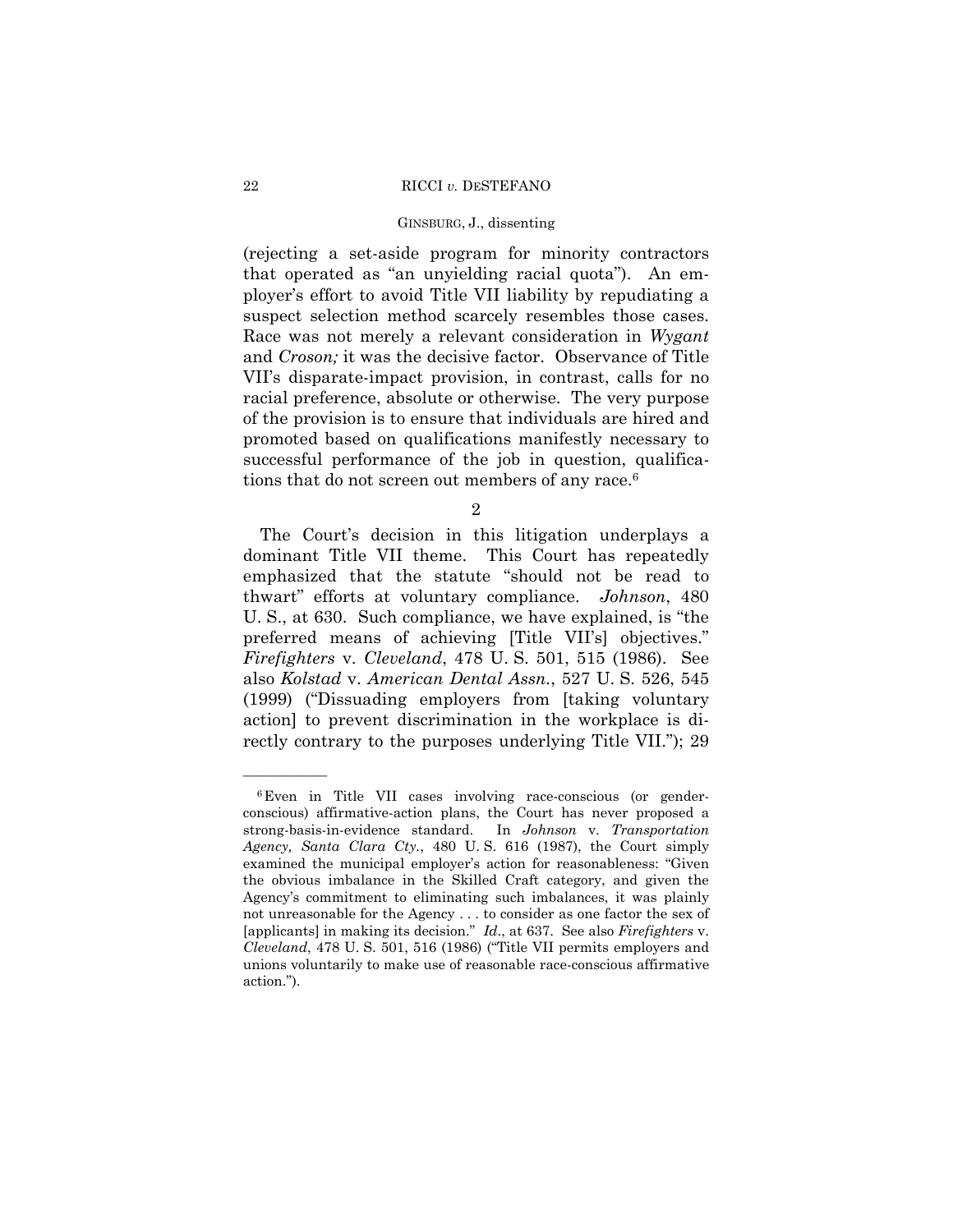(rejecting a set-aside program for minority contractors that operated as "an unyielding racial quota"). An employer's effort to avoid Title VII liability by repudiating a suspect selection method scarcely resembles those cases. Race was not merely a relevant consideration in *Wygant* and *Croson;* it was the decisive factor. Observance of Title VII's disparate-impact provision, in contrast, calls for no racial preference, absolute or otherwise. The very purpose of the provision is to ensure that individuals are hired and promoted based on qualifications manifestly necessary to successful performance of the job in question, qualifications that do not screen out members of any race.[6]

2

The Court's decision in this litigation underplays a dominant Title VII theme. This Court has repeatedly emphasized that the statute "should not be read to thwart" efforts at voluntary compliance. *Johnson*, 480 U. S., at 630. Such compliance, we have explained, is "the preferred means of achieving [Title VII's] objectives." *Firefighters* v. *Cleveland*, 478 U. S. 501, 515 (1986). See also *Kolstad* v. *American Dental Assn.*, 527 U. S. 526, 545 (1999) ("Dissuading employers from [taking voluntary action] to prevent discrimination in the workplace is directly contrary to the purposes underlying Title VII."); 29

---

[6] Even in Title VII cases involving race-conscious (or gender-conscious) affirmative-action plans, the Court has never proposed a strong-basis-in-evidence standard. In *Johnson* v. *Transportation Agency, Santa Clara Cty.*, 480 U. S. 616 (1987), the Court simply examined the municipal employer's action for reasonableness: "Given the obvious imbalance in the Skilled Craft category, and given the Agency's commitment to eliminating such imbalances, it was plainly not unreasonable for the Agency . . . to consider as one factor the sex of [applicants] in making its decision." *Id*., at 637. See also *Firefighters* v. *Cleveland*, 478 U. S. 501, 516 (1986) ("Title VII permits employers and unions voluntarily to make use of reasonable race-conscious affirmative action.").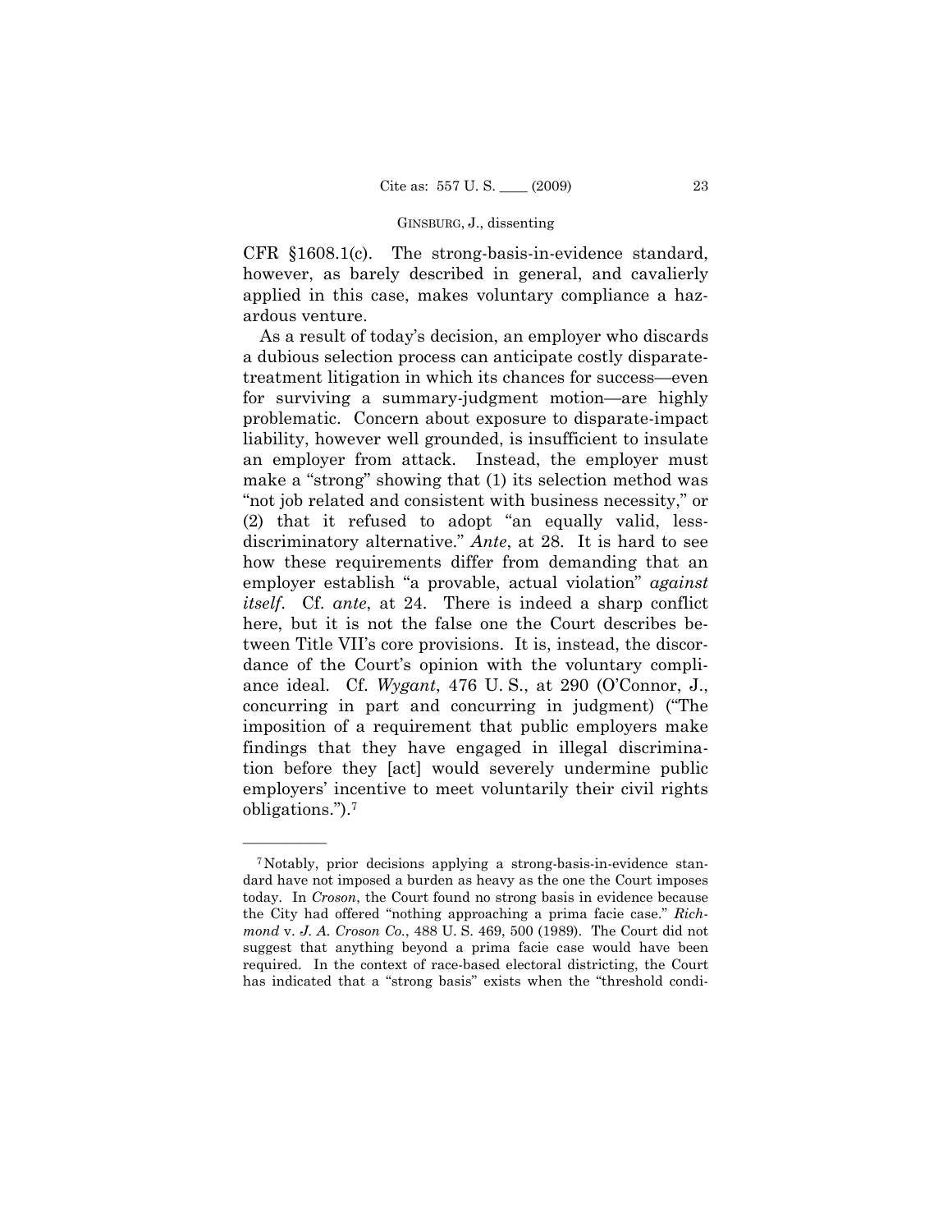CFR §1608.1(c). The strong-basis-in-evidence standard, however, as barely described in general, and cavalierly applied in this case, makes voluntary compliance a hazardous venture.

As a result of today's decision, an employer who discards a dubious selection process can anticipate costly disparate-treatment litigation in which its chances for success—even for surviving a summary-judgment motion—are highly problematic. Concern about exposure to disparate-impact liability, however well grounded, is insufficient to insulate an employer from attack. Instead, the employer must make a "strong" showing that (1) its selection method was "not job related and consistent with business necessity," or (2) that it refused to adopt "an equally valid, less-discriminatory alternative." *Ante*, at 28. It is hard to see how these requirements differ from demanding that an employer establish "a provable, actual violation" *against itself*. Cf. *ante*, at 24. There is indeed a sharp conflict here, but it is not the false one the Court describes between Title VII's core provisions. It is, instead, the discordance of the Court's opinion with the voluntary compliance ideal. Cf. *Wygant*, 476 U. S., at 290 (O'Connor, J., concurring in part and concurring in judgment) ("The imposition of a requirement that public employers make findings that they have engaged in illegal discrimination before they [act] would severely undermine public employers' incentive to meet voluntarily their civil rights obligations.").[7]

---

[7] Notably, prior decisions applying a strong-basis-in-evidence standard have not imposed a burden as heavy as the one the Court imposes today. In *Croson*, the Court found no strong basis in evidence because the City had offered "nothing approaching a prima facie case." *Richmond* v. *J. A. Croson Co.*, 488 U. S. 469, 500 (1989). The Court did not suggest that anything beyond a prima facie case would have been required. In the context of race-based electoral districting, the Court has indicated that a "strong basis" exists when the "threshold condi-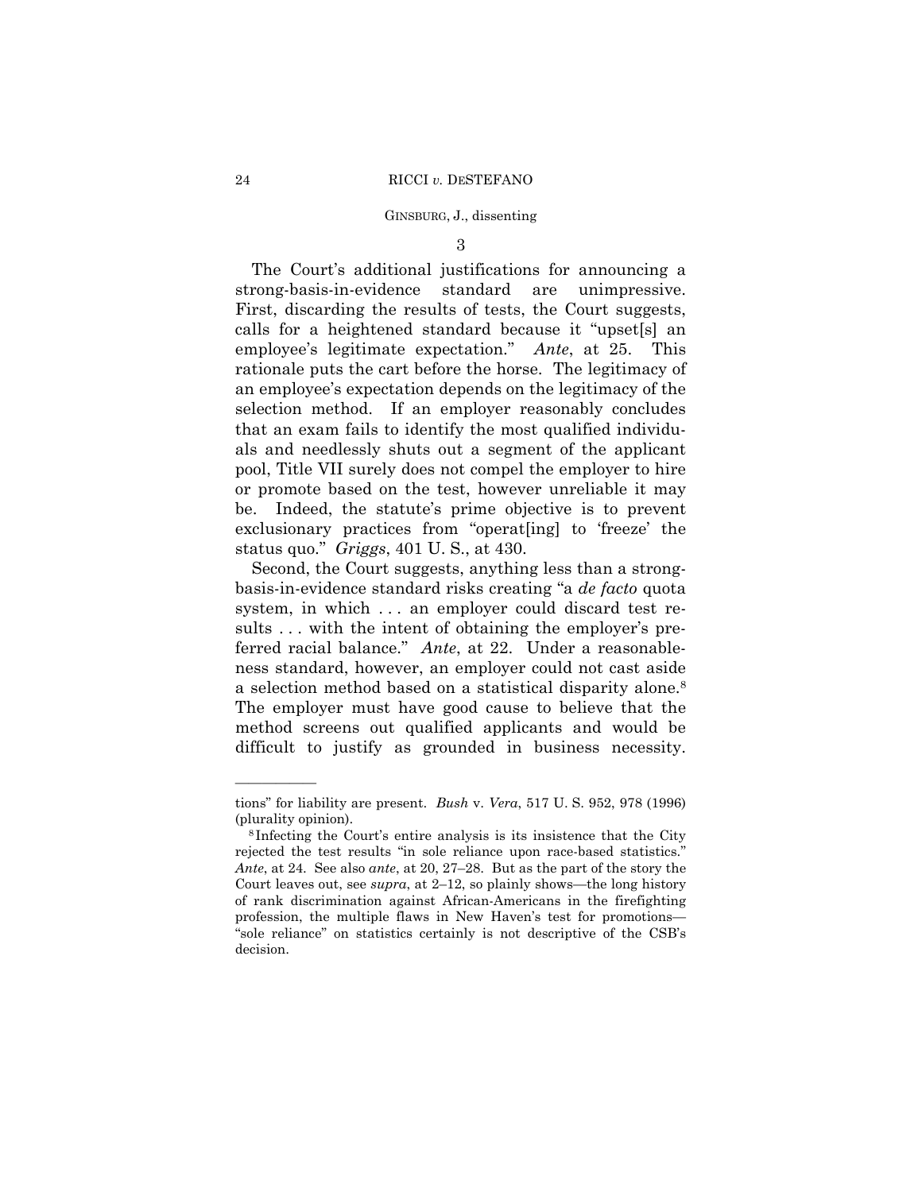3

The Court's additional justifications for announcing a strong-basis-in-evidence standard are unimpressive. First, discarding the results of tests, the Court suggests, calls for a heightened standard because it "upset[s] an employee's legitimate expectation." *Ante*, at 25. This rationale puts the cart before the horse. The legitimacy of an employee's expectation depends on the legitimacy of the selection method. If an employer reasonably concludes that an exam fails to identify the most qualified individuals and needlessly shuts out a segment of the applicant pool, Title VII surely does not compel the employer to hire or promote based on the test, however unreliable it may be. Indeed, the statute's prime objective is to prevent exclusionary practices from "operat[ing] to 'freeze' the status quo." *Griggs*, 401 U. S., at 430.

Second, the Court suggests, anything less than a strong-basis-in-evidence standard risks creating "a *de facto* quota system, in which . . . an employer could discard test results . . . with the intent of obtaining the employer's preferred racial balance." *Ante*, at 22. Under a reasonableness standard, however, an employer could not cast aside a selection method based on a statistical disparity alone.[8] The employer must have good cause to believe that the method screens out qualified applicants and would be difficult to justify as grounded in business necessity.

---

tions" for liability are present. *Bush* v. *Vera*, 517 U. S. 952, 978 (1996) (plurality opinion).

[8] Infecting the Court's entire analysis is its insistence that the City rejected the test results "in sole reliance upon race-based statistics." *Ante*, at 24. See also *ante*, at 20, 27–28. But as the part of the story the Court leaves out, see *supra*, at 2–12, so plainly shows—the long history of rank discrimination against African-Americans in the firefighting profession, the multiple flaws in New Haven's test for promotions—"sole reliance" on statistics certainly is not descriptive of the CSB's decision.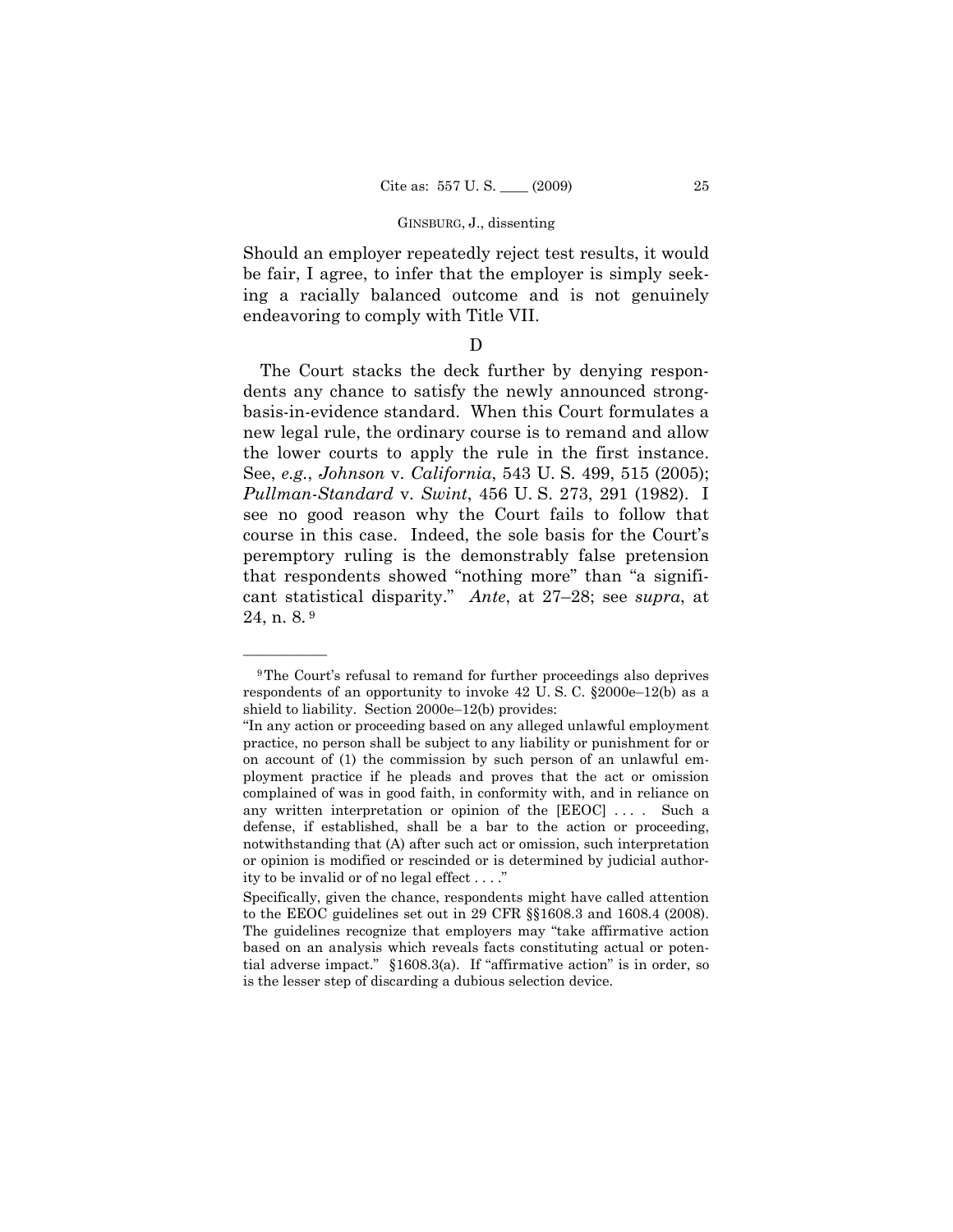Should an employer repeatedly reject test results, it would be fair, I agree, to infer that the employer is simply seeking a racially balanced outcome and is not genuinely endeavoring to comply with Title VII.

D

The Court stacks the deck further by denying respondents any chance to satisfy the newly announced strong-basis-in-evidence standard. When this Court formulates a new legal rule, the ordinary course is to remand and allow the lower courts to apply the rule in the first instance. See, *e.g.*, *Johnson* v. *California*, 543 U. S. 499, 515 (2005); *Pullman-Standard* v. *Swint*, 456 U. S. 273, 291 (1982). I see no good reason why the Court fails to follow that course in this case. Indeed, the sole basis for the Court's peremptory ruling is the demonstrably false pretension that respondents showed "nothing more" than "a significant statistical disparity." *Ante*, at 27–28; see *supra*, at 24, n. 8.[9]

---

[9] The Court's refusal to remand for further proceedings also deprives respondents of an opportunity to invoke 42 U. S. C. §2000e–12(b) as a shield to liability. Section 2000e–12(b) provides:

"In any action or proceeding based on any alleged unlawful employment practice, no person shall be subject to any liability or punishment for or on account of (1) the commission by such person of an unlawful employment practice if he pleads and proves that the act or omission complained of was in good faith, in conformity with, and in reliance on any written interpretation or opinion of the [EEOC] . . . . Such a defense, if established, shall be a bar to the action or proceeding, notwithstanding that (A) after such act or omission, such interpretation or opinion is modified or rescinded or is determined by judicial authority to be invalid or of no legal effect . . . ."

Specifically, given the chance, respondents might have called attention to the EEOC guidelines set out in 29 CFR §§1608.3 and 1608.4 (2008). The guidelines recognize that employers may "take affirmative action based on an analysis which reveals facts constituting actual or potential adverse impact." §1608.3(a). If "affirmative action" is in order, so is the lesser step of discarding a dubious selection device.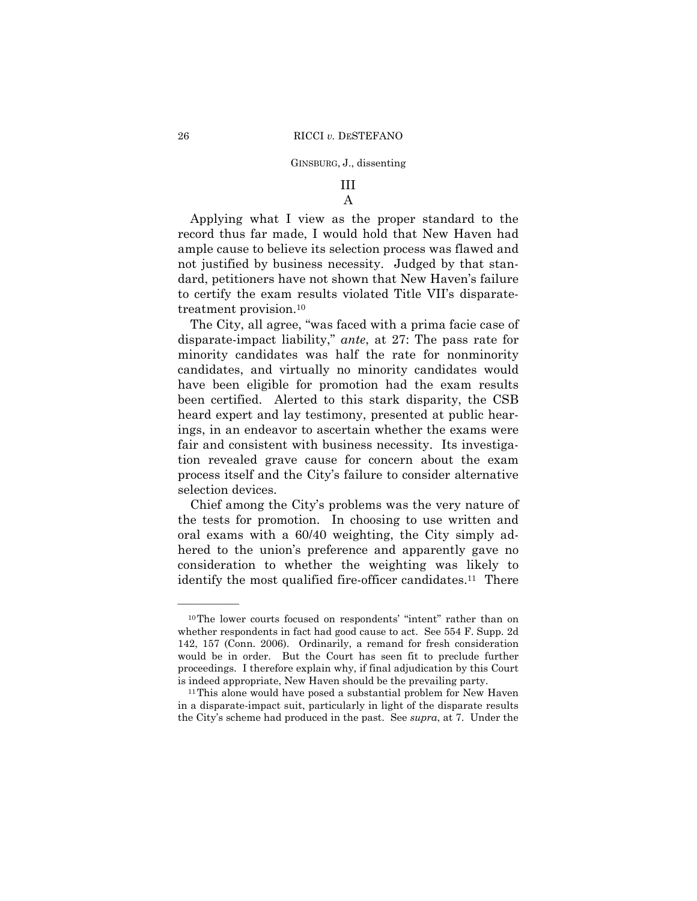### III

### A

Applying what I view as the proper standard to the record thus far made, I would hold that New Haven had ample cause to believe its selection process was flawed and not justified by business necessity. Judged by that standard, petitioners have not shown that New Haven's failure to certify the exam results violated Title VII's disparate-treatment provision.[10]

The City, all agree, "was faced with a prima facie case of disparate-impact liability," *ante*, at 27: The pass rate for minority candidates was half the rate for nonminority candidates, and virtually no minority candidates would have been eligible for promotion had the exam results been certified. Alerted to this stark disparity, the CSB heard expert and lay testimony, presented at public hearings, in an endeavor to ascertain whether the exams were fair and consistent with business necessity. Its investigation revealed grave cause for concern about the exam process itself and the City's failure to consider alternative selection devices.

Chief among the City's problems was the very nature of the tests for promotion. In choosing to use written and oral exams with a 60/40 weighting, the City simply adhered to the union's preference and apparently gave no consideration to whether the weighting was likely to identify the most qualified fire-officer candidates.[11] There

---

[10] The lower courts focused on respondents' "intent" rather than on whether respondents in fact had good cause to act. See 554 F. Supp. 2d 142, 157 (Conn. 2006). Ordinarily, a remand for fresh consideration would be in order. But the Court has seen fit to preclude further proceedings. I therefore explain why, if final adjudication by this Court is indeed appropriate, New Haven should be the prevailing party.

[11] This alone would have posed a substantial problem for New Haven in a disparate-impact suit, particularly in light of the disparate results the City's scheme had produced in the past. See *supra*, at 7. Under the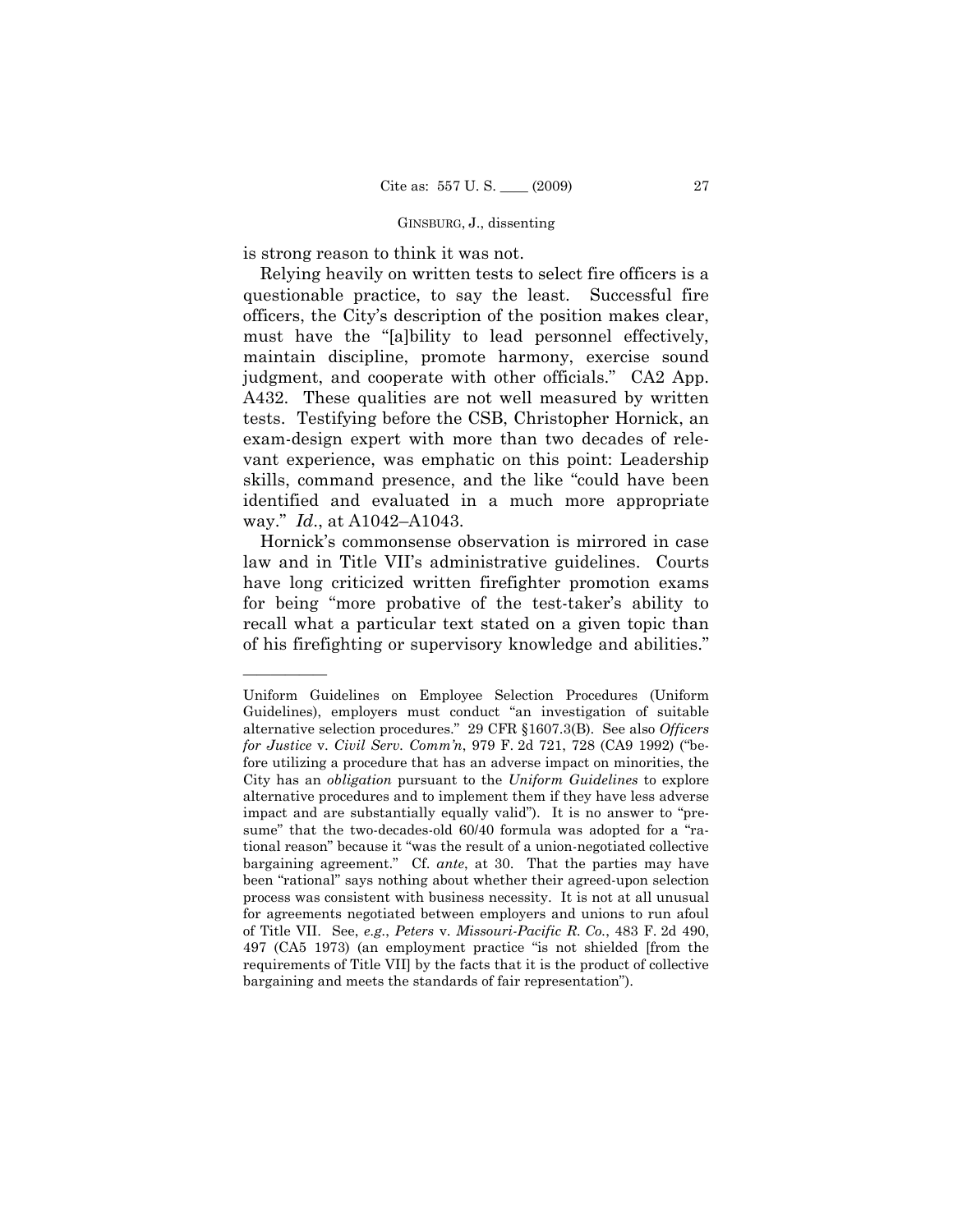is strong reason to think it was not.

Relying heavily on written tests to select fire officers is a questionable practice, to say the least. Successful fire officers, the City's description of the position makes clear, must have the "[a]bility to lead personnel effectively, maintain discipline, promote harmony, exercise sound judgment, and cooperate with other officials." CA2 App. A432. These qualities are not well measured by written tests. Testifying before the CSB, Christopher Hornick, an exam-design expert with more than two decades of relevant experience, was emphatic on this point: Leadership skills, command presence, and the like "could have been identified and evaluated in a much more appropriate way." *Id.*, at A1042–A1043.

Hornick's commonsense observation is mirrored in case law and in Title VII's administrative guidelines. Courts have long criticized written firefighter promotion exams for being "more probative of the test-taker's ability to recall what a particular text stated on a given topic than of his firefighting or supervisory knowledge and abilities."

---

Uniform Guidelines on Employee Selection Procedures (Uniform Guidelines), employers must conduct "an investigation of suitable alternative selection procedures." 29 CFR §1607.3(B). See also *Officers for Justice* v. *Civil Serv. Comm'n*, 979 F. 2d 721, 728 (CA9 1992) ("before utilizing a procedure that has an adverse impact on minorities, the City has an *obligation* pursuant to the *Uniform Guidelines* to explore alternative procedures and to implement them if they have less adverse impact and are substantially equally valid"). It is no answer to "presume" that the two-decades-old 60/40 formula was adopted for a "rational reason" because it "was the result of a union-negotiated collective bargaining agreement." Cf. *ante*, at 30. That the parties may have been "rational" says nothing about whether their agreed-upon selection process was consistent with business necessity. It is not at all unusual for agreements negotiated between employers and unions to run afoul of Title VII. See, *e.g.*, *Peters* v. *Missouri-Pacific R. Co.*, 483 F. 2d 490, 497 (CA5 1973) (an employment practice "is not shielded [from the requirements of Title VII] by the facts that it is the product of collective bargaining and meets the standards of fair representation").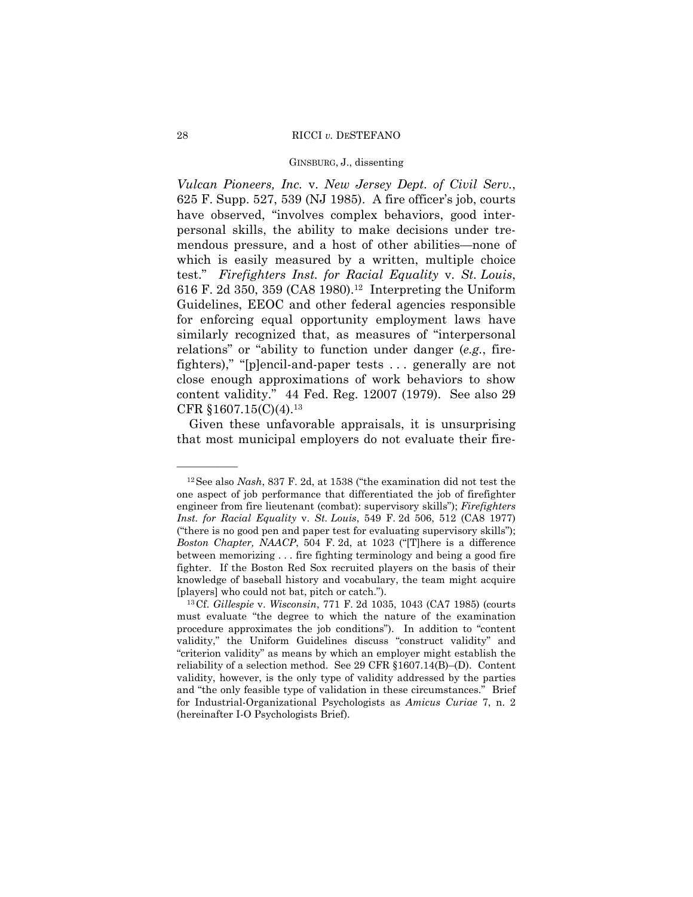*Vulcan Pioneers, Inc.* v. *New Jersey Dept. of Civil Serv.*, 625 F. Supp. 527, 539 (NJ 1985). A fire officer's job, courts have observed, "involves complex behaviors, good interpersonal skills, the ability to make decisions under tremendous pressure, and a host of other abilities—none of which is easily measured by a written, multiple choice test." *Firefighters Inst. for Racial Equality* v. *St. Louis*, 616 F. 2d 350, 359 (CA8 1980).[12] Interpreting the Uniform Guidelines, EEOC and other federal agencies responsible for enforcing equal opportunity employment laws have similarly recognized that, as measures of "interpersonal relations" or "ability to function under danger (*e.g.*, firefighters)," "[p]encil-and-paper tests . . . generally are not close enough approximations of work behaviors to show content validity." 44 Fed. Reg. 12007 (1979). See also 29 CFR §1607.15(C)(4).[13]

Given these unfavorable appraisals, it is unsurprising that most municipal employers do not evaluate their fire-

---

[12] See also *Nash*, 837 F. 2d, at 1538 ("the examination did not test the one aspect of job performance that differentiated the job of firefighter engineer from fire lieutenant (combat): supervisory skills"); *Firefighters Inst. for Racial Equality* v. *St. Louis*, 549 F. 2d 506, 512 (CA8 1977) ("there is no good pen and paper test for evaluating supervisory skills"); *Boston Chapter, NAACP*, 504 F. 2d, at 1023 ("[T]here is a difference between memorizing . . . fire fighting terminology and being a good fire fighter. If the Boston Red Sox recruited players on the basis of their knowledge of baseball history and vocabulary, the team might acquire [players] who could not bat, pitch or catch.").

[13] Cf. *Gillespie* v. *Wisconsin*, 771 F. 2d 1035, 1043 (CA7 1985) (courts must evaluate "the degree to which the nature of the examination procedure approximates the job conditions"). In addition to "content validity," the Uniform Guidelines discuss "construct validity" and "criterion validity" as means by which an employer might establish the reliability of a selection method. See 29 CFR §1607.14(B)–(D). Content validity, however, is the only type of validity addressed by the parties and "the only feasible type of validation in these circumstances." Brief for Industrial-Organizational Psychologists as *Amicus Curiae* 7, n. 2 (hereinafter I-O Psychologists Brief).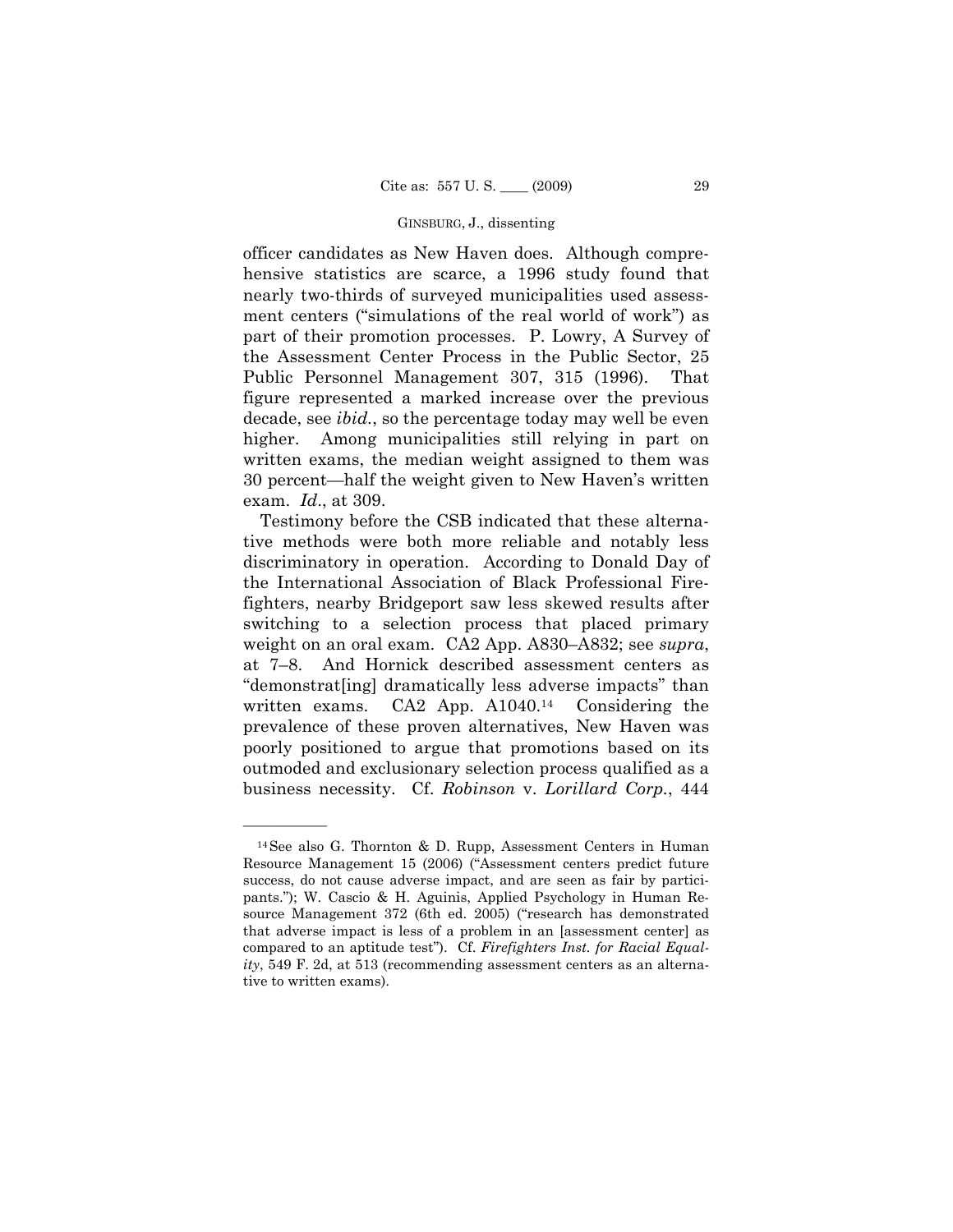officer candidates as New Haven does. Although comprehensive statistics are scarce, a 1996 study found that nearly two-thirds of surveyed municipalities used assessment centers ("simulations of the real world of work") as part of their promotion processes. P. Lowry, A Survey of the Assessment Center Process in the Public Sector, 25 Public Personnel Management 307, 315 (1996). That figure represented a marked increase over the previous decade, see *ibid.*, so the percentage today may well be even higher. Among municipalities still relying in part on written exams, the median weight assigned to them was 30 percent—half the weight given to New Haven's written exam. *Id*., at 309.

Testimony before the CSB indicated that these alternative methods were both more reliable and notably less discriminatory in operation. According to Donald Day of the International Association of Black Professional Firefighters, nearby Bridgeport saw less skewed results after switching to a selection process that placed primary weight on an oral exam. CA2 App. A830–A832; see *supra*, at 7–8. And Hornick described assessment centers as "demonstrat[ing] dramatically less adverse impacts" than written exams. CA2 App. A1040.[14] Considering the prevalence of these proven alternatives, New Haven was poorly positioned to argue that promotions based on its outmoded and exclusionary selection process qualified as a business necessity. Cf. *Robinson* v. *Lorillard Corp.*, 444

---

[14] See also G. Thornton & D. Rupp, Assessment Centers in Human Resource Management 15 (2006) ("Assessment centers predict future success, do not cause adverse impact, and are seen as fair by participants."); W. Cascio & H. Aguinis, Applied Psychology in Human Resource Management 372 (6th ed. 2005) ("research has demonstrated that adverse impact is less of a problem in an [assessment center] as compared to an aptitude test"). Cf. *Firefighters Inst. for Racial Equality*, 549 F. 2d, at 513 (recommending assessment centers as an alternative to written exams).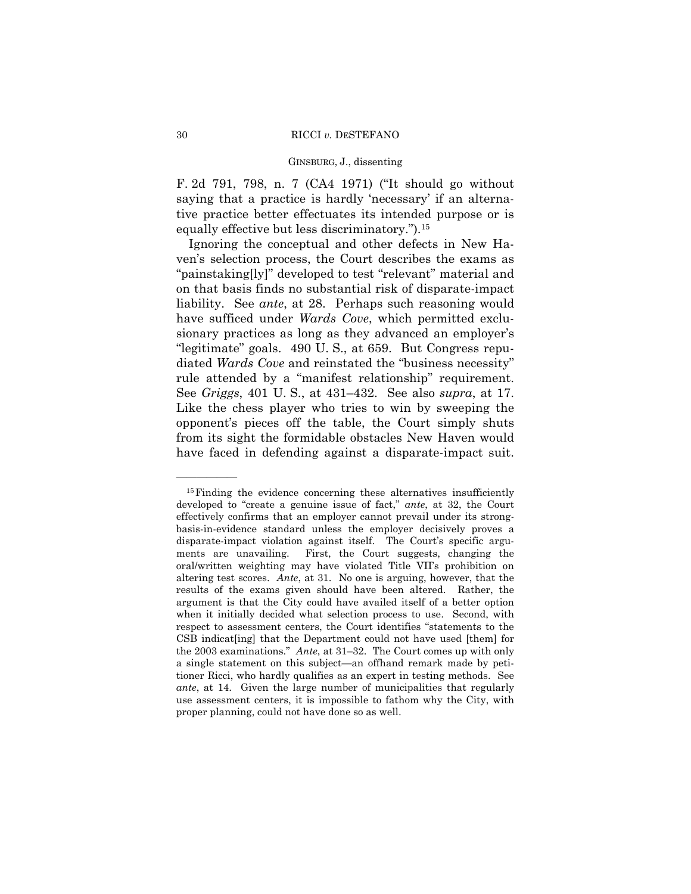F. 2d 791, 798, n. 7 (CA4 1971) ("It should go without saying that a practice is hardly 'necessary' if an alternative practice better effectuates its intended purpose or is equally effective but less discriminatory.").[15]

Ignoring the conceptual and other defects in New Haven's selection process, the Court describes the exams as "painstaking[ly]" developed to test "relevant" material and on that basis finds no substantial risk of disparate-impact liability. See *ante*, at 28. Perhaps such reasoning would have sufficed under *Wards Cove*, which permitted exclusionary practices as long as they advanced an employer's "legitimate" goals. 490 U. S., at 659. But Congress repudiated *Wards Cove* and reinstated the "business necessity" rule attended by a "manifest relationship" requirement. See *Griggs*, 401 U. S., at 431–432. See also *supra*, at 17. Like the chess player who tries to win by sweeping the opponent's pieces off the table, the Court simply shuts from its sight the formidable obstacles New Haven would have faced in defending against a disparate-impact suit.

---

[15] Finding the evidence concerning these alternatives insufficiently developed to "create a genuine issue of fact," *ante*, at 32, the Court effectively confirms that an employer cannot prevail under its strong-basis-in-evidence standard unless the employer decisively proves a disparate-impact violation against itself. The Court's specific arguments are unavailing. First, the Court suggests, changing the oral/written weighting may have violated Title VII's prohibition on altering test scores. *Ante*, at 31. No one is arguing, however, that the results of the exams given should have been altered. Rather, the argument is that the City could have availed itself of a better option when it initially decided what selection process to use. Second, with respect to assessment centers, the Court identifies "statements to the CSB indicat[ing] that the Department could not have used [them] for the 2003 examinations." *Ante*, at 31–32. The Court comes up with only a single statement on this subject—an offhand remark made by petitioner Ricci, who hardly qualifies as an expert in testing methods. See *ante*, at 14. Given the large number of municipalities that regularly use assessment centers, it is impossible to fathom why the City, with proper planning, could not have done so as well.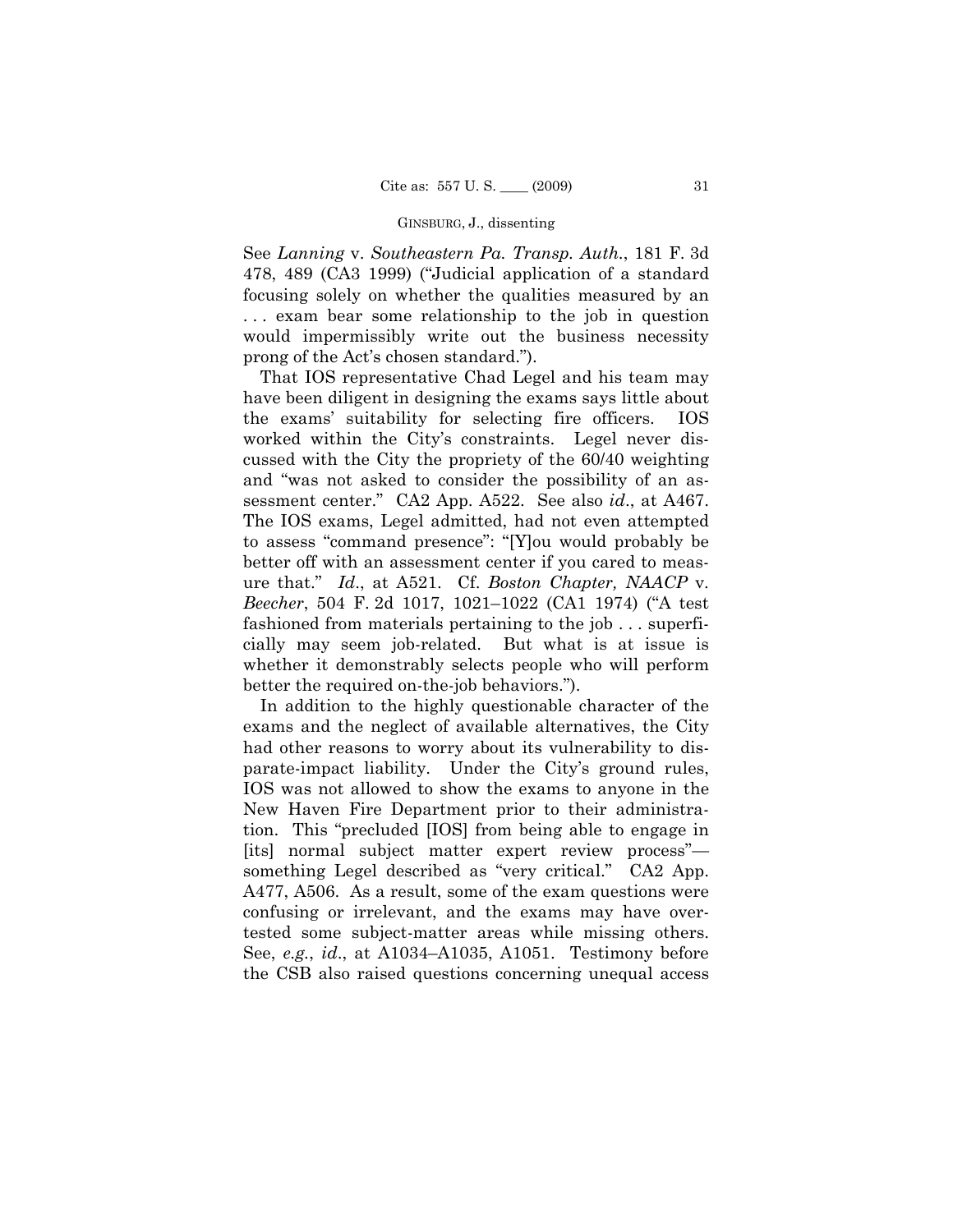See *Lanning* v. *Southeastern Pa. Transp. Auth.*, 181 F. 3d 478, 489 (CA3 1999) ("Judicial application of a standard focusing solely on whether the qualities measured by an . . . exam bear some relationship to the job in question would impermissibly write out the business necessity prong of the Act's chosen standard.").

That IOS representative Chad Legel and his team may have been diligent in designing the exams says little about the exams' suitability for selecting fire officers. IOS worked within the City's constraints. Legel never discussed with the City the propriety of the 60/40 weighting and "was not asked to consider the possibility of an assessment center." CA2 App. A522. See also *id*., at A467. The IOS exams, Legel admitted, had not even attempted to assess "command presence": "[Y]ou would probably be better off with an assessment center if you cared to measure that." *Id*., at A521. Cf. *Boston Chapter, NAACP* v. *Beecher*, 504 F. 2d 1017, 1021–1022 (CA1 1974) ("A test fashioned from materials pertaining to the job . . . superficially may seem job-related. But what is at issue is whether it demonstrably selects people who will perform better the required on-the-job behaviors.").

In addition to the highly questionable character of the exams and the neglect of available alternatives, the City had other reasons to worry about its vulnerability to disparate-impact liability. Under the City's ground rules, IOS was not allowed to show the exams to anyone in the New Haven Fire Department prior to their administration. This "precluded [IOS] from being able to engage in [its] normal subject matter expert review process"—something Legel described as "very critical." CA2 App. A477, A506. As a result, some of the exam questions were confusing or irrelevant, and the exams may have overtested some subject-matter areas while missing others. See, *e.g.*, *id*., at A1034–A1035, A1051. Testimony before the CSB also raised questions concerning unequal access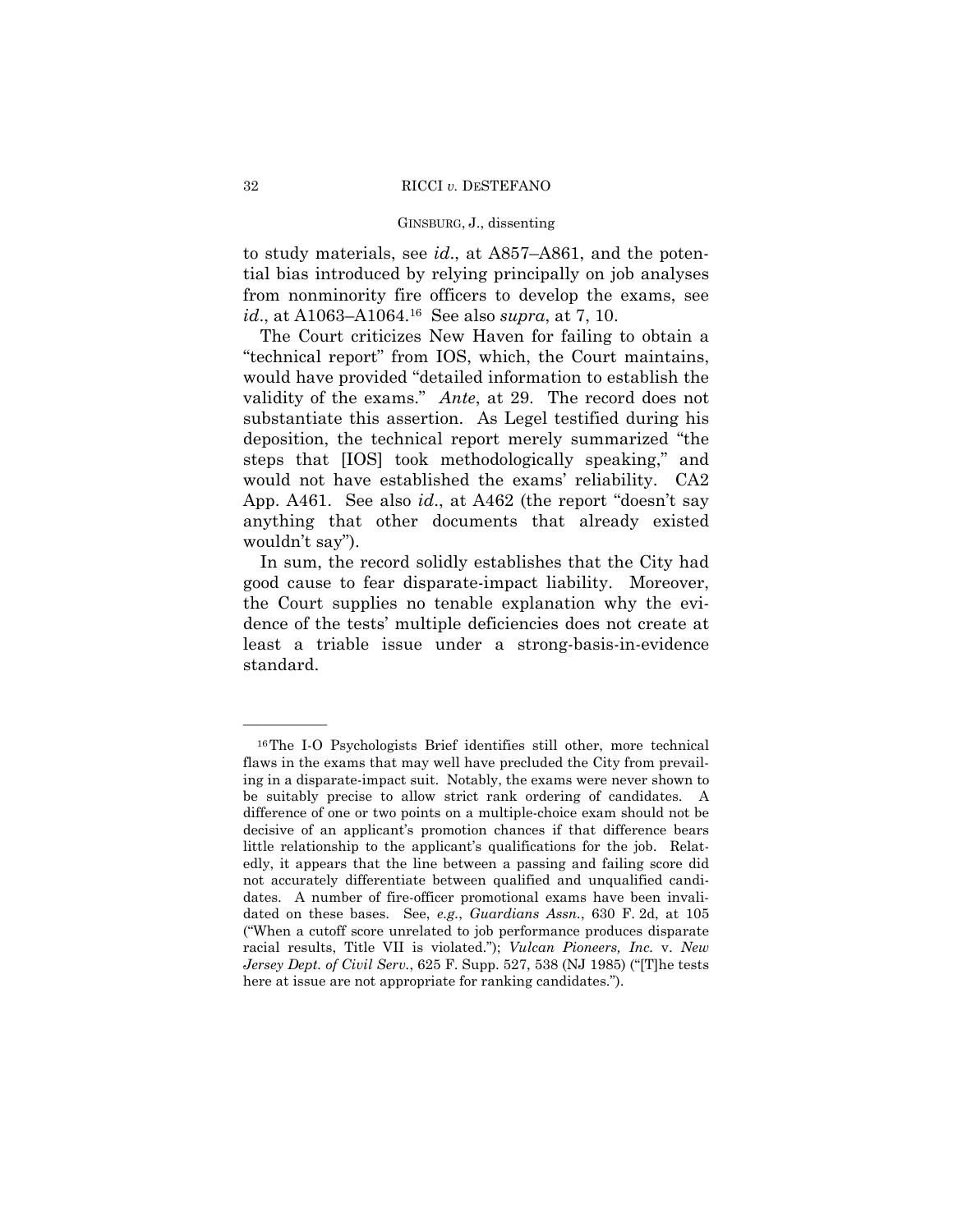to study materials, see *id*., at A857–A861, and the potential bias introduced by relying principally on job analyses from nonminority fire officers to develop the exams, see *id*., at A1063–A1064.[16] See also *supra*, at 7, 10.

The Court criticizes New Haven for failing to obtain a "technical report" from IOS, which, the Court maintains, would have provided "detailed information to establish the validity of the exams." *Ante*, at 29. The record does not substantiate this assertion. As Legel testified during his deposition, the technical report merely summarized "the steps that [IOS] took methodologically speaking," and would not have established the exams' reliability. CA2 App. A461. See also *id*., at A462 (the report "doesn't say anything that other documents that already existed wouldn't say").

In sum, the record solidly establishes that the City had good cause to fear disparate-impact liability. Moreover, the Court supplies no tenable explanation why the evidence of the tests' multiple deficiencies does not create at least a triable issue under a strong-basis-in-evidence standard.

---

[16] The I-O Psychologists Brief identifies still other, more technical flaws in the exams that may well have precluded the City from prevailing in a disparate-impact suit. Notably, the exams were never shown to be suitably precise to allow strict rank ordering of candidates. A difference of one or two points on a multiple-choice exam should not be decisive of an applicant's promotion chances if that difference bears little relationship to the applicant's qualifications for the job. Relatedly, it appears that the line between a passing and failing score did not accurately differentiate between qualified and unqualified candidates. A number of fire-officer promotional exams have been invalidated on these bases. See, *e.g.*, *Guardians Assn.*, 630 F. 2d, at 105 ("When a cutoff score unrelated to job performance produces disparate racial results, Title VII is violated."); *Vulcan Pioneers, Inc.* v. *New Jersey Dept. of Civil Serv.*, 625 F. Supp. 527, 538 (NJ 1985) ("[T]he tests here at issue are not appropriate for ranking candidates.").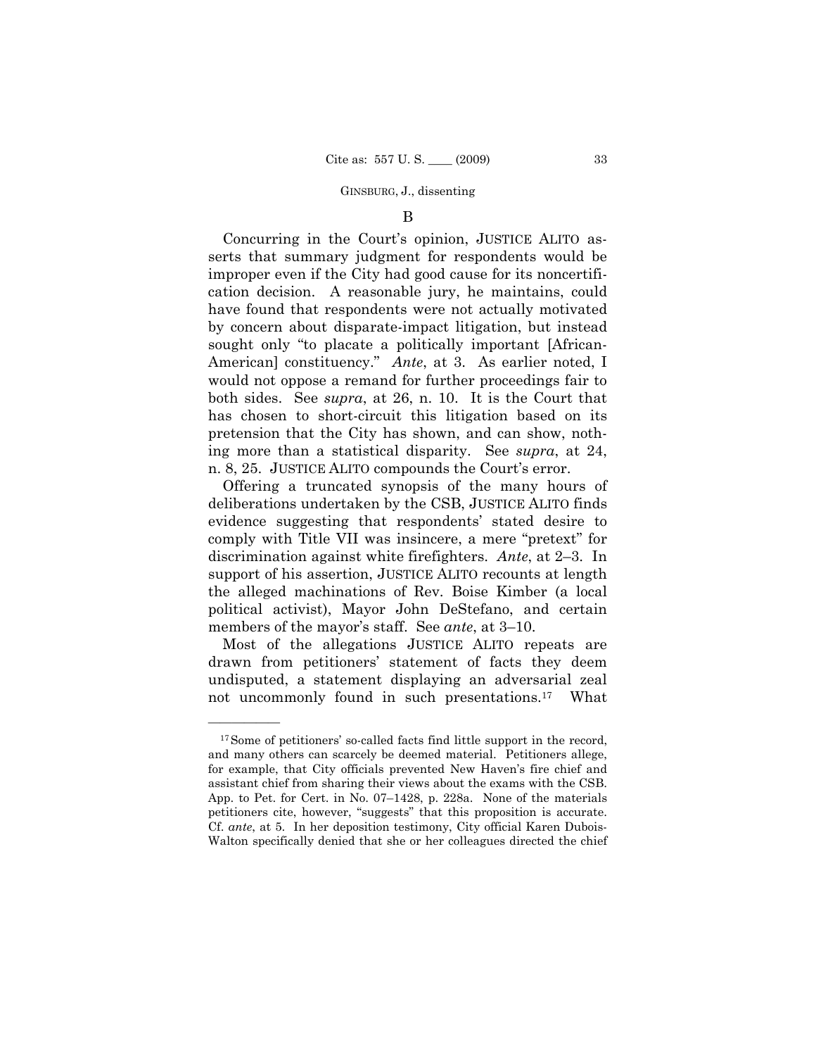### B

Concurring in the Court's opinion, JUSTICE ALITO asserts that summary judgment for respondents would be improper even if the City had good cause for its noncertification decision. A reasonable jury, he maintains, could have found that respondents were not actually motivated by concern about disparate-impact litigation, but instead sought only "to placate a politically important [African-American] constituency." *Ante*, at 3. As earlier noted, I would not oppose a remand for further proceedings fair to both sides. See *supra*, at 26, n. 10. It is the Court that has chosen to short-circuit this litigation based on its pretension that the City has shown, and can show, nothing more than a statistical disparity. See *supra*, at 24, n. 8, 25. JUSTICE ALITO compounds the Court's error.

Offering a truncated synopsis of the many hours of deliberations undertaken by the CSB, JUSTICE ALITO finds evidence suggesting that respondents' stated desire to comply with Title VII was insincere, a mere "pretext" for discrimination against white firefighters. *Ante*, at 2–3. In support of his assertion, JUSTICE ALITO recounts at length the alleged machinations of Rev. Boise Kimber (a local political activist), Mayor John DeStefano, and certain members of the mayor's staff. See *ante*, at 3–10.

Most of the allegations JUSTICE ALITO repeats are drawn from petitioners' statement of facts they deem undisputed, a statement displaying an adversarial zeal not uncommonly found in such presentations.[17] What

---

[17] Some of petitioners' so-called facts find little support in the record, and many others can scarcely be deemed material. Petitioners allege, for example, that City officials prevented New Haven's fire chief and assistant chief from sharing their views about the exams with the CSB. App. to Pet. for Cert. in No. 07–1428, p. 228a. None of the materials petitioners cite, however, "suggests" that this proposition is accurate. Cf. *ante*, at 5. In her deposition testimony, City official Karen Dubois-Walton specifically denied that she or her colleagues directed the chief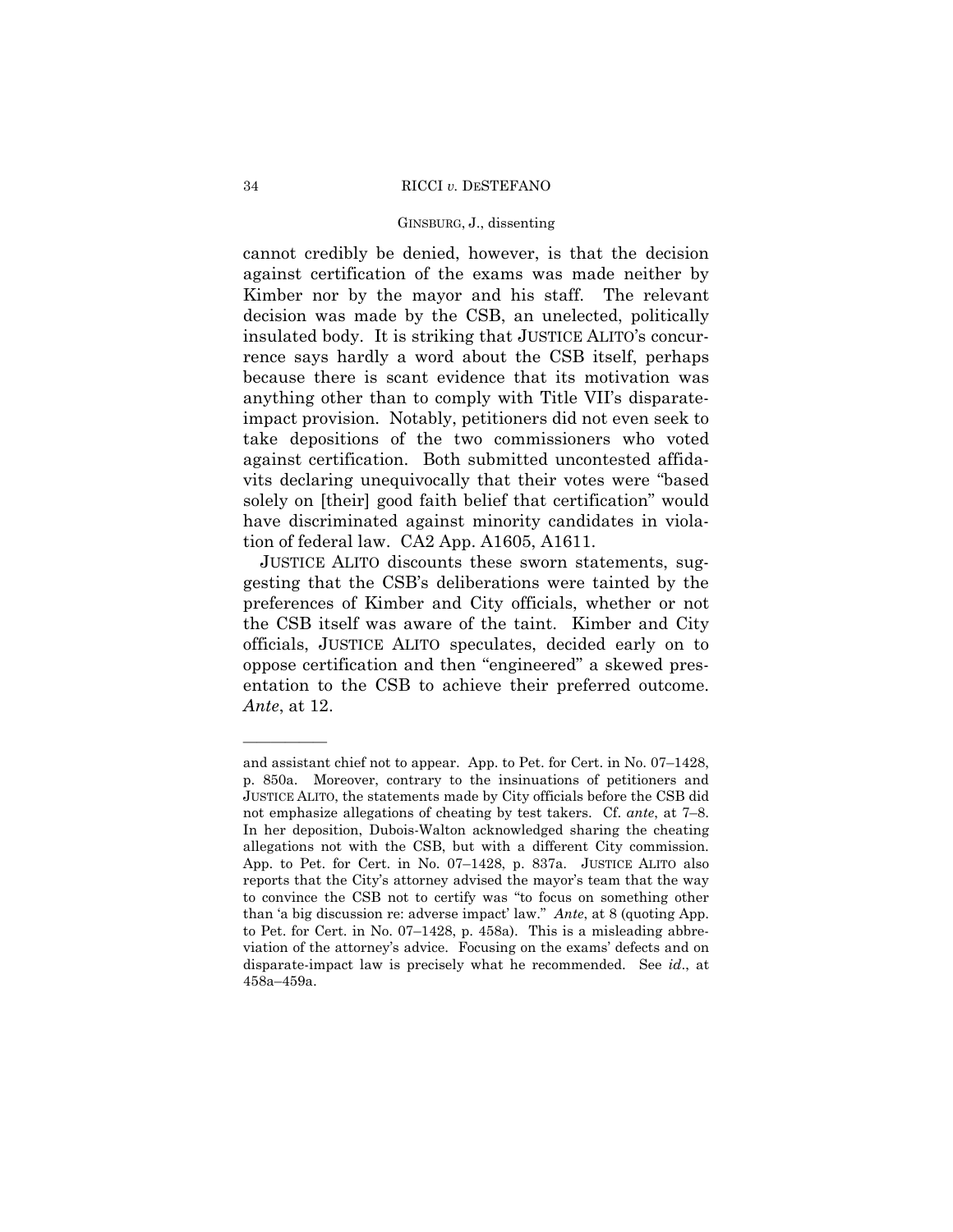cannot credibly be denied, however, is that the decision against certification of the exams was made neither by Kimber nor by the mayor and his staff. The relevant decision was made by the CSB, an unelected, politically insulated body. It is striking that JUSTICE ALITO's concurrence says hardly a word about the CSB itself, perhaps because there is scant evidence that its motivation was anything other than to comply with Title VII's disparate-impact provision. Notably, petitioners did not even seek to take depositions of the two commissioners who voted against certification. Both submitted uncontested affidavits declaring unequivocally that their votes were "based solely on [their] good faith belief that certification" would have discriminated against minority candidates in violation of federal law. CA2 App. A1605, A1611.

JUSTICE ALITO discounts these sworn statements, suggesting that the CSB's deliberations were tainted by the preferences of Kimber and City officials, whether or not the CSB itself was aware of the taint. Kimber and City officials, JUSTICE ALITO speculates, decided early on to oppose certification and then "engineered" a skewed presentation to the CSB to achieve their preferred outcome. *Ante*, at 12.

---

and assistant chief not to appear. App. to Pet. for Cert. in No. 07–1428, p. 850a. Moreover, contrary to the insinuations of petitioners and JUSTICE ALITO, the statements made by City officials before the CSB did not emphasize allegations of cheating by test takers. Cf. *ante*, at 7–8. In her deposition, Dubois-Walton acknowledged sharing the cheating allegations not with the CSB, but with a different City commission. App. to Pet. for Cert. in No. 07–1428, p. 837a. JUSTICE ALITO also reports that the City's attorney advised the mayor's team that the way to convince the CSB not to certify was "to focus on something other than 'a big discussion re: adverse impact' law." *Ante*, at 8 (quoting App. to Pet. for Cert. in No. 07–1428, p. 458a). This is a misleading abbreviation of the attorney's advice. Focusing on the exams' defects and on disparate-impact law is precisely what he recommended. See *id*., at 458a–459a.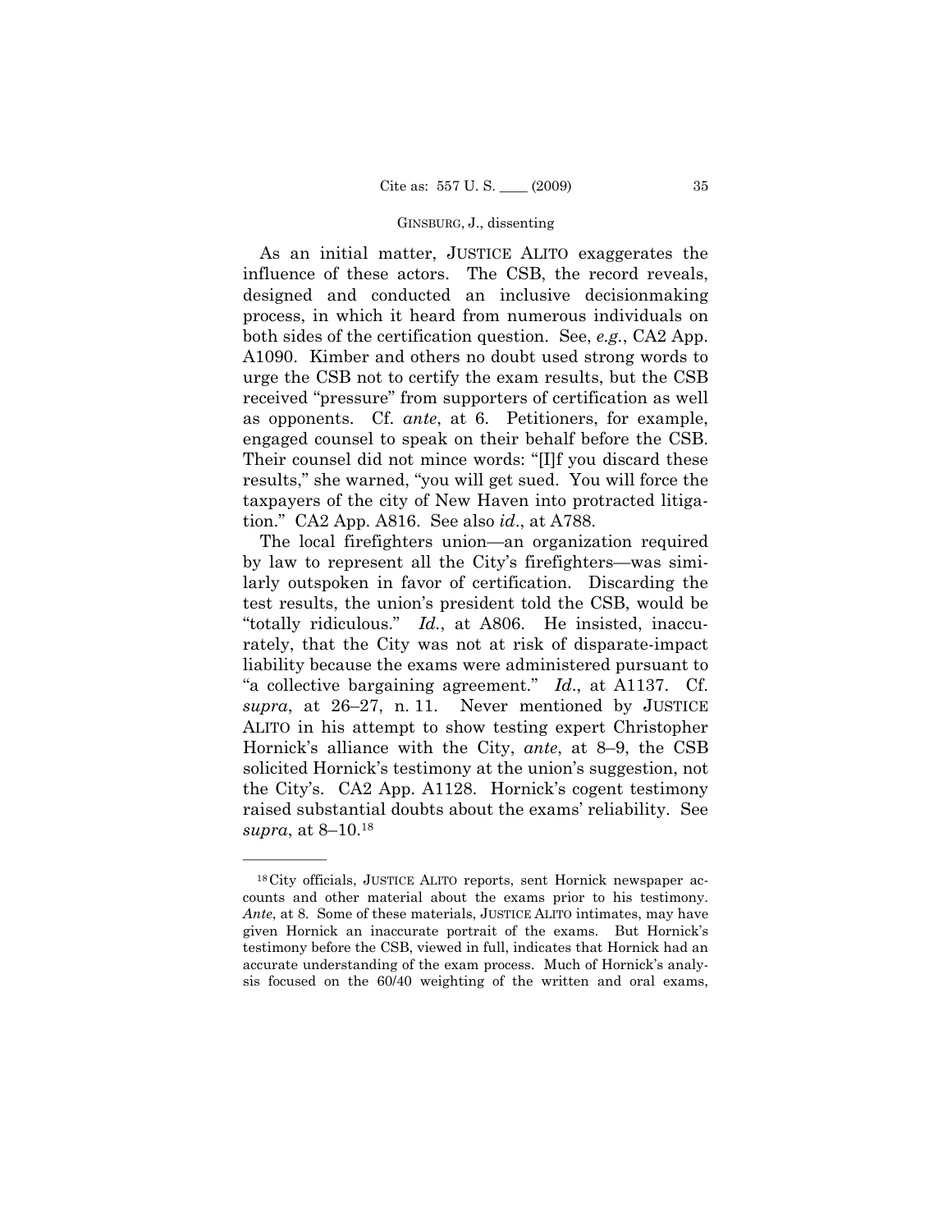As an initial matter, JUSTICE ALITO exaggerates the influence of these actors. The CSB, the record reveals, designed and conducted an inclusive decisionmaking process, in which it heard from numerous individuals on both sides of the certification question. See, *e.g.*, CA2 App. A1090. Kimber and others no doubt used strong words to urge the CSB not to certify the exam results, but the CSB received "pressure" from supporters of certification as well as opponents. Cf. *ante*, at 6. Petitioners, for example, engaged counsel to speak on their behalf before the CSB. Their counsel did not mince words: "[I]f you discard these results," she warned, "you will get sued. You will force the taxpayers of the city of New Haven into protracted litigation." CA2 App. A816. See also *id*., at A788.

The local firefighters union—an organization required by law to represent all the City's firefighters—was similarly outspoken in favor of certification. Discarding the test results, the union's president told the CSB, would be "totally ridiculous." *Id*., at A806. He insisted, inaccurately, that the City was not at risk of disparate-impact liability because the exams were administered pursuant to "a collective bargaining agreement." *Id*., at A1137. Cf. *supra*, at 26–27, n. 11. Never mentioned by JUSTICE ALITO in his attempt to show testing expert Christopher Hornick's alliance with the City, *ante*, at 8–9, the CSB solicited Hornick's testimony at the union's suggestion, not the City's. CA2 App. A1128. Hornick's cogent testimony raised substantial doubts about the exams' reliability. See *supra*, at 8–10.[18]

---

[18] City officials, JUSTICE ALITO reports, sent Hornick newspaper accounts and other material about the exams prior to his testimony. *Ante*, at 8. Some of these materials, JUSTICE ALITO intimates, may have given Hornick an inaccurate portrait of the exams. But Hornick's testimony before the CSB, viewed in full, indicates that Hornick had an accurate understanding of the exam process. Much of Hornick's analysis focused on the 60/40 weighting of the written and oral exams,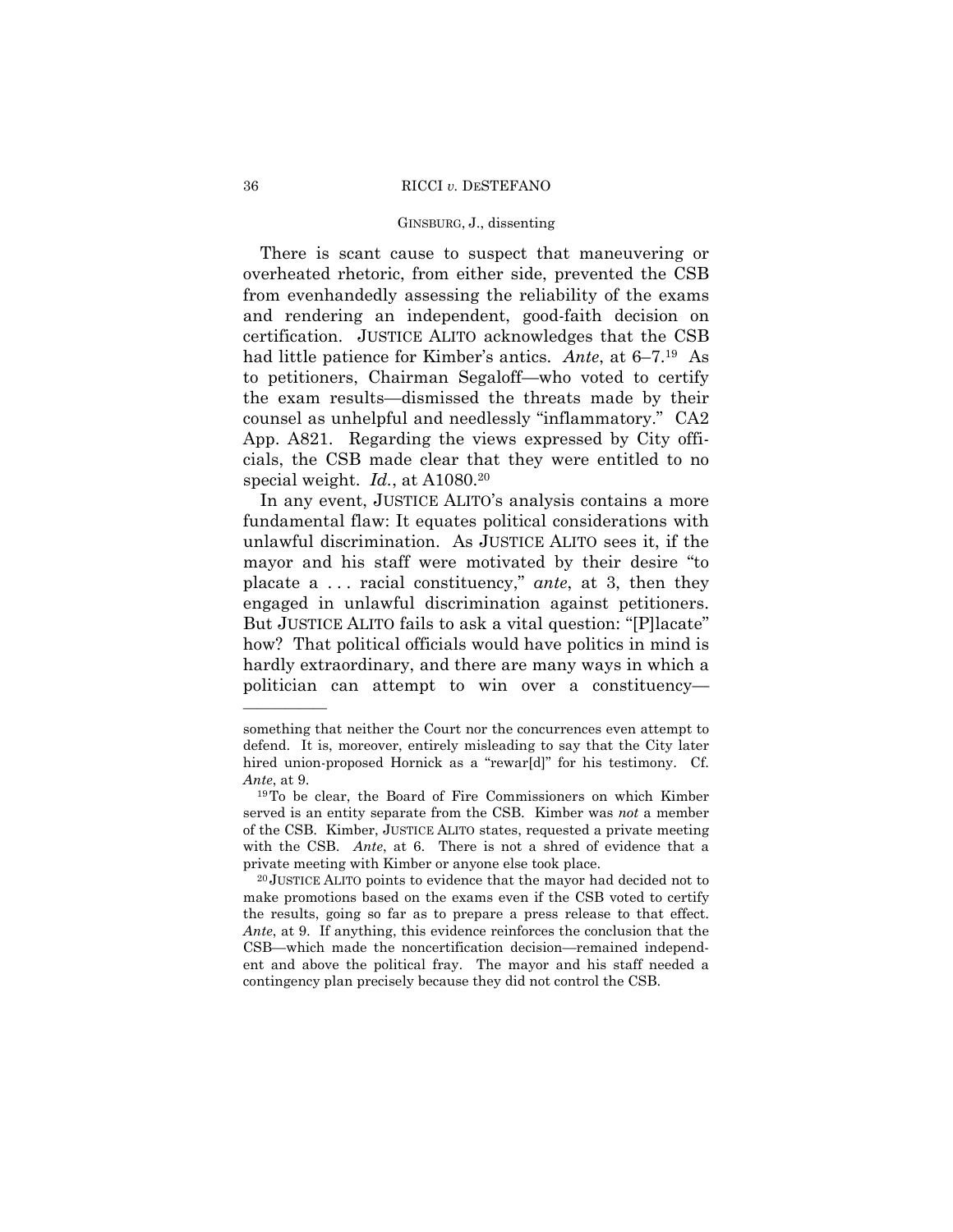There is scant cause to suspect that maneuvering or overheated rhetoric, from either side, prevented the CSB from evenhandedly assessing the reliability of the exams and rendering an independent, good-faith decision on certification. JUSTICE ALITO acknowledges that the CSB had little patience for Kimber's antics. *Ante*, at 6–7.[19] As to petitioners, Chairman Segaloff—who voted to certify the exam results—dismissed the threats made by their counsel as unhelpful and needlessly "inflammatory." CA2 App. A821. Regarding the views expressed by City officials, the CSB made clear that they were entitled to no special weight. *Id.*, at A1080.[20]

In any event, JUSTICE ALITO's analysis contains a more fundamental flaw: It equates political considerations with unlawful discrimination. As JUSTICE ALITO sees it, if the mayor and his staff were motivated by their desire "to placate a . . . racial constituency," *ante*, at 3, then they engaged in unlawful discrimination against petitioners. But JUSTICE ALITO fails to ask a vital question: "[P]lacate" how? That political officials would have politics in mind is hardly extraordinary, and there are many ways in which a politician can attempt to win over a constituency—

---

something that neither the Court nor the concurrences even attempt to defend. It is, moreover, entirely misleading to say that the City later hired union-proposed Hornick as a "rewar[d]" for his testimony. Cf. *Ante*, at 9.

[19] To be clear, the Board of Fire Commissioners on which Kimber served is an entity separate from the CSB. Kimber was *not* a member of the CSB. Kimber, JUSTICE ALITO states, requested a private meeting with the CSB. *Ante*, at 6. There is not a shred of evidence that a private meeting with Kimber or anyone else took place.

[20] JUSTICE ALITO points to evidence that the mayor had decided not to make promotions based on the exams even if the CSB voted to certify the results, going so far as to prepare a press release to that effect. *Ante*, at 9. If anything, this evidence reinforces the conclusion that the CSB—which made the noncertification decision—remained independent and above the political fray. The mayor and his staff needed a contingency plan precisely because they did not control the CSB.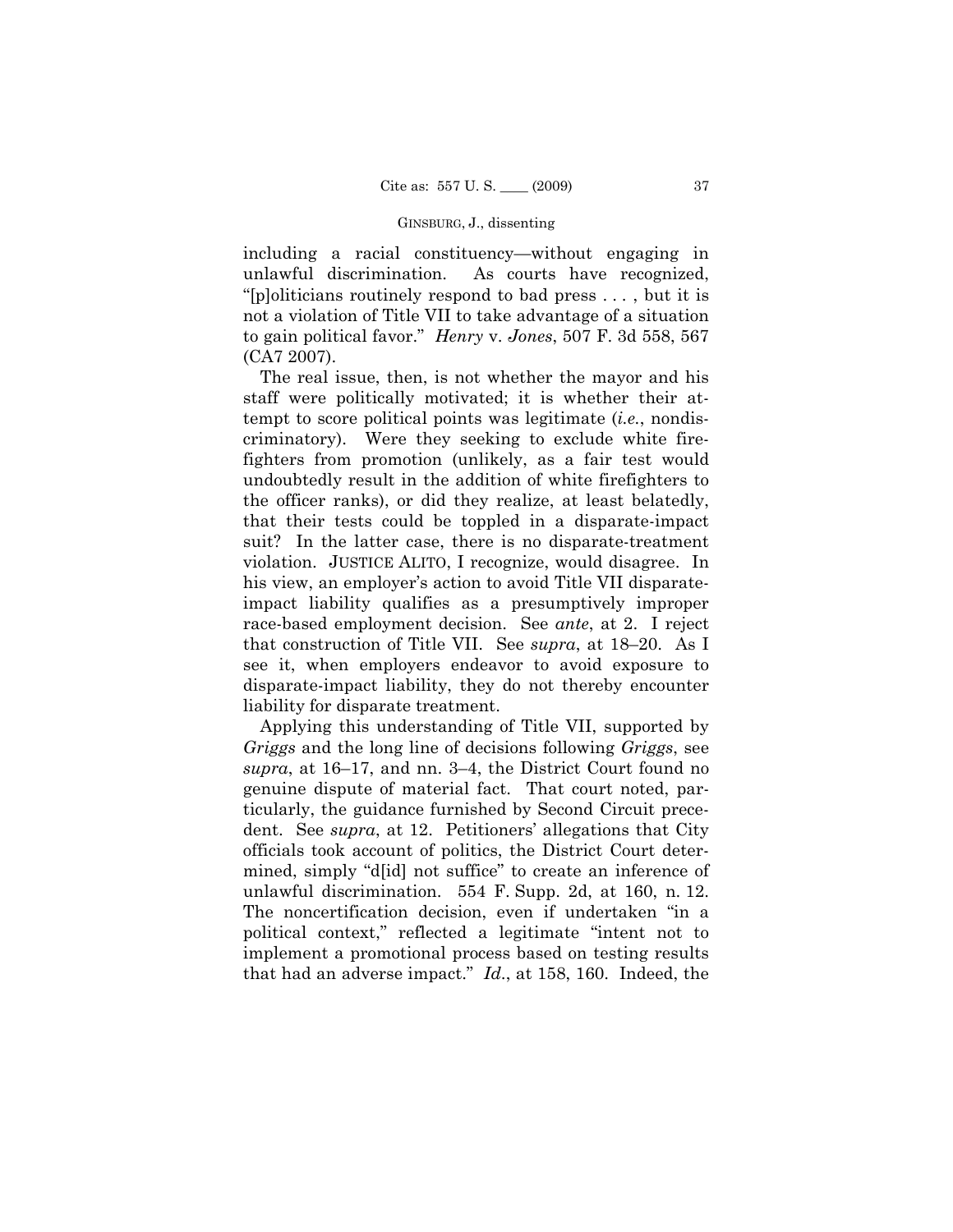including a racial constituency—without engaging in unlawful discrimination. As courts have recognized, "[p]oliticians routinely respond to bad press . . . , but it is not a violation of Title VII to take advantage of a situation to gain political favor." *Henry* v. *Jones*, 507 F. 3d 558, 567 (CA7 2007).

The real issue, then, is not whether the mayor and his staff were politically motivated; it is whether their attempt to score political points was legitimate (*i.e.*, nondiscriminatory). Were they seeking to exclude white firefighters from promotion (unlikely, as a fair test would undoubtedly result in the addition of white firefighters to the officer ranks), or did they realize, at least belatedly, that their tests could be toppled in a disparate-impact suit? In the latter case, there is no disparate-treatment violation. JUSTICE ALITO, I recognize, would disagree. In his view, an employer's action to avoid Title VII disparate-impact liability qualifies as a presumptively improper race-based employment decision. See *ante*, at 2. I reject that construction of Title VII. See *supra*, at 18–20. As I see it, when employers endeavor to avoid exposure to disparate-impact liability, they do not thereby encounter liability for disparate treatment.

Applying this understanding of Title VII, supported by *Griggs* and the long line of decisions following *Griggs*, see *supra*, at 16–17, and nn. 3–4, the District Court found no genuine dispute of material fact. That court noted, particularly, the guidance furnished by Second Circuit precedent. See *supra*, at 12. Petitioners' allegations that City officials took account of politics, the District Court determined, simply "d[id] not suffice" to create an inference of unlawful discrimination. 554 F. Supp. 2d, at 160, n. 12. The noncertification decision, even if undertaken "in a political context," reflected a legitimate "intent not to implement a promotional process based on testing results that had an adverse impact." *Id.*, at 158, 160. Indeed, the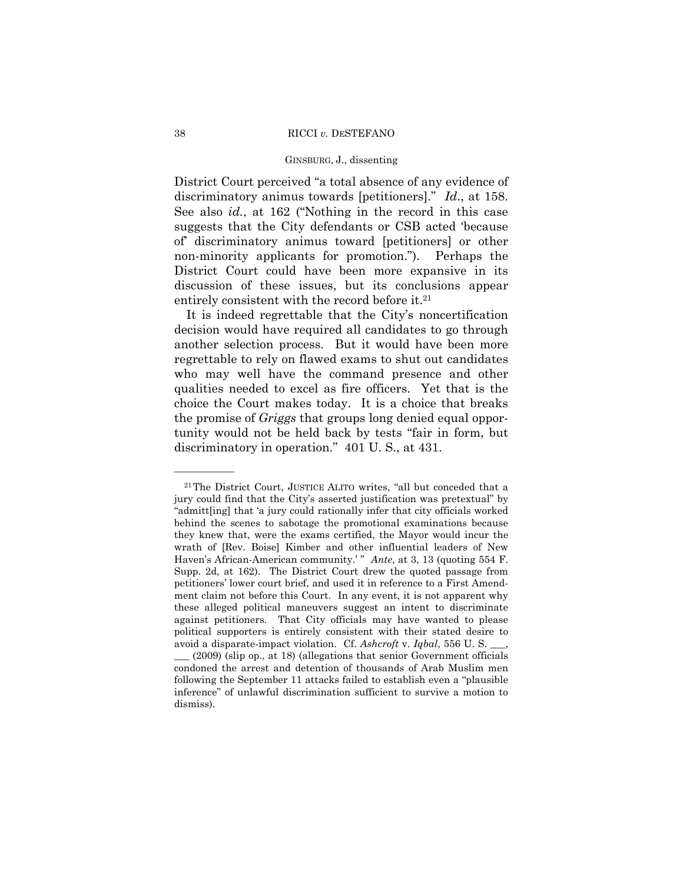District Court perceived "a total absence of any evidence of discriminatory animus towards [petitioners]." *Id.*, at 158. See also *id.*, at 162 ("Nothing in the record in this case suggests that the City defendants or CSB acted 'because of' discriminatory animus toward [petitioners] or other non-minority applicants for promotion."). Perhaps the District Court could have been more expansive in its discussion of these issues, but its conclusions appear entirely consistent with the record before it.[21]

It is indeed regrettable that the City's noncertification decision would have required all candidates to go through another selection process. But it would have been more regrettable to rely on flawed exams to shut out candidates who may well have the command presence and other qualities needed to excel as fire officers. Yet that is the choice the Court makes today. It is a choice that breaks the promise of *Griggs* that groups long denied equal opportunity would not be held back by tests "fair in form, but discriminatory in operation." 401 U. S., at 431.

---

[21] The District Court, JUSTICE ALITO writes, "all but conceded that a jury could find that the City's asserted justification was pretextual" by "admitt[ing] that 'a jury could rationally infer that city officials worked behind the scenes to sabotage the promotional examinations because they knew that, were the exams certified, the Mayor would incur the wrath of [Rev. Boise] Kimber and other influential leaders of New Haven's African-American community.' " *Ante*, at 3, 13 (quoting 554 F. Supp. 2d, at 162). The District Court drew the quoted passage from petitioners' lower court brief, and used it in reference to a First Amendment claim not before this Court. In any event, it is not apparent why these alleged political maneuvers suggest an intent to discriminate against petitioners. That City officials may have wanted to please political supporters is entirely consistent with their stated desire to avoid a disparate-impact violation. Cf. *Ashcroft* v. *Iqbal*, 556 U. S. \_\_\_, \_\_\_ (2009) (slip op., at 18) (allegations that senior Government officials condoned the arrest and detention of thousands of Arab Muslim men following the September 11 attacks failed to establish even a "plausible inference" of unlawful discrimination sufficient to survive a motion to dismiss).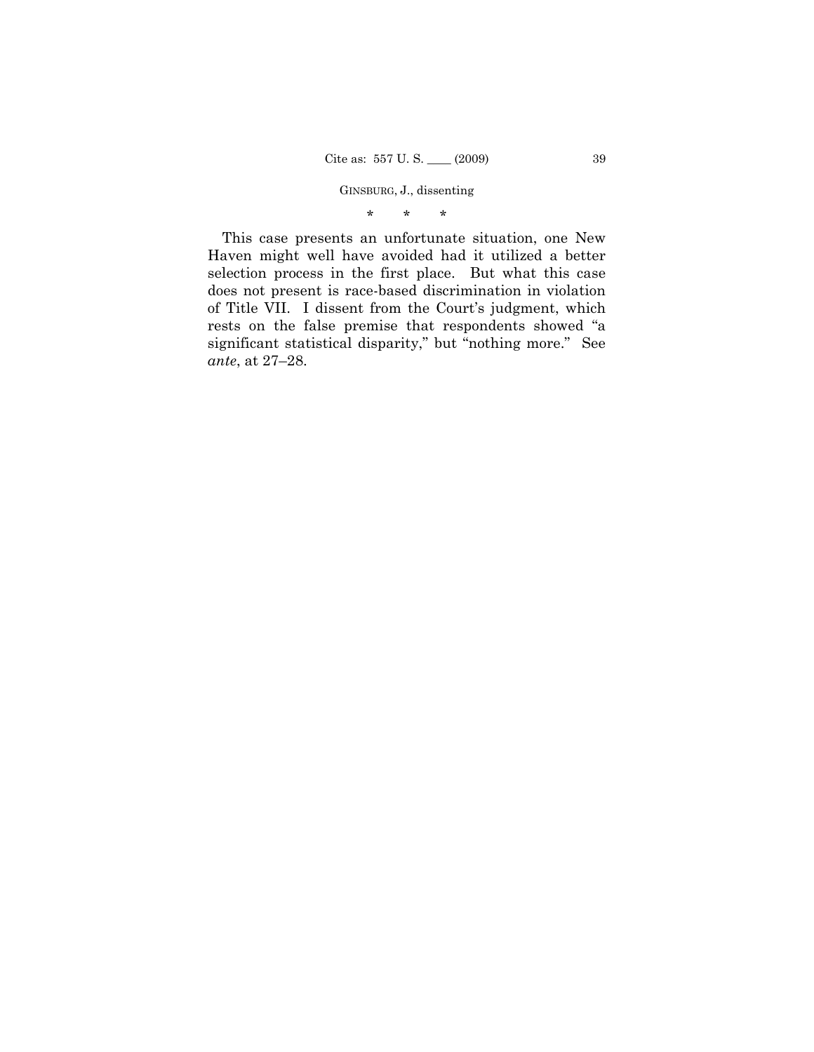\*       \*       \*

This case presents an unfortunate situation, one New Haven might well have avoided had it utilized a better selection process in the first place. But what this case does not present is race-based discrimination in violation of Title VII. I dissent from the Court's judgment, which rests on the false premise that respondents showed "a significant statistical disparity," but "nothing more." See *ante*, at 27–28.